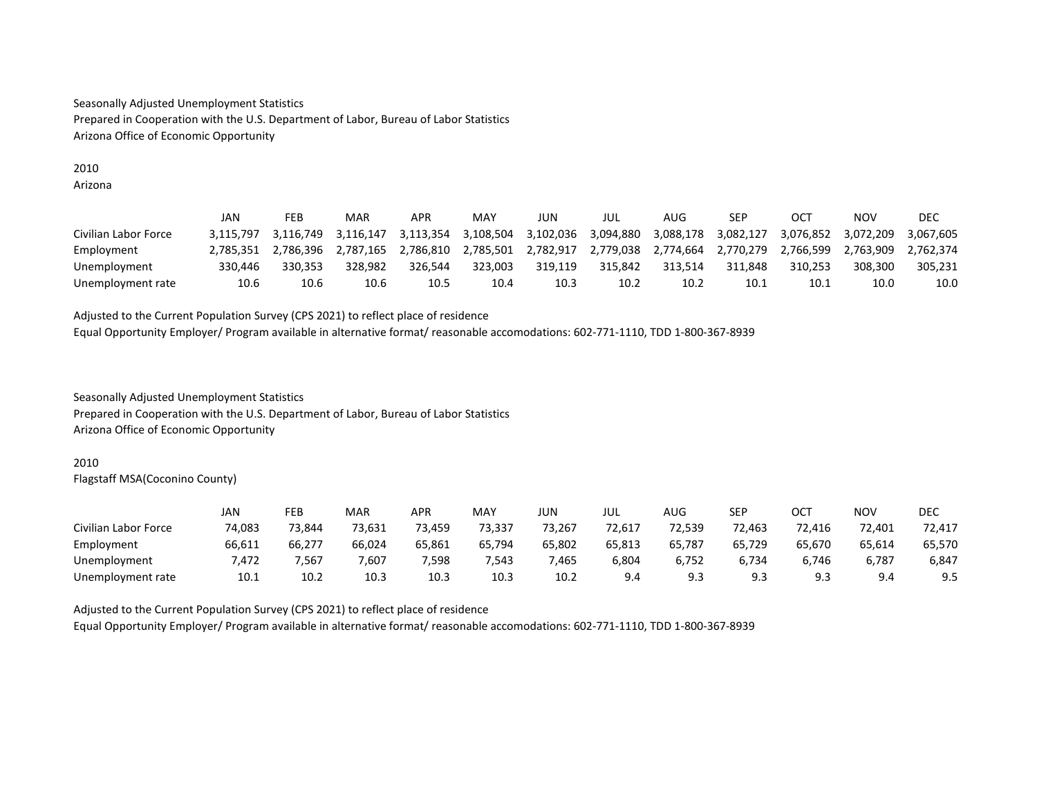Seasonally Adjusted Unemployment Statistics
Prepared in Cooperation with the U.S. Department of Labor, Bureau of Labor Statistics
Arizona Office of Economic Opportunity

2010
Arizona

| | JAN | FEB | MAR | APR | MAY | JUN | JUL | AUG | SEP | OCT | NOV | DEC |
|---|---|---|---|---|---|---|---|---|---|---|---|---|
| Civilian Labor Force | 3,115,797 | 3,116,749 | 3,116,147 | 3,113,354 | 3,108,504 | 3,102,036 | 3,094,880 | 3,088,178 | 3,082,127 | 3,076,852 | 3,072,209 | 3,067,605 |
| Employment | 2,785,351 | 2,786,396 | 2,787,165 | 2,786,810 | 2,785,501 | 2,782,917 | 2,779,038 | 2,774,664 | 2,770,279 | 2,766,599 | 2,763,909 | 2,762,374 |
| Unemployment | 330,446 | 330,353 | 328,982 | 326,544 | 323,003 | 319,119 | 315,842 | 313,514 | 311,848 | 310,253 | 308,300 | 305,231 |
| Unemployment rate | 10.6 | 10.6 | 10.6 | 10.5 | 10.4 | 10.3 | 10.2 | 10.2 | 10.1 | 10.1 | 10.0 | 10.0 |

Adjusted to the Current Population Survey (CPS 2021) to reflect place of residence
Equal Opportunity Employer/ Program available in alternative format/ reasonable accomodations: 602-771-1110, TDD 1-800-367-8939

Seasonally Adjusted Unemployment Statistics
Prepared in Cooperation with the U.S. Department of Labor, Bureau of Labor Statistics
Arizona Office of Economic Opportunity

2010
Flagstaff MSA(Coconino County)

| | JAN | FEB | MAR | APR | MAY | JUN | JUL | AUG | SEP | OCT | NOV | DEC |
|---|---|---|---|---|---|---|---|---|---|---|---|---|
| Civilian Labor Force | 74,083 | 73,844 | 73,631 | 73,459 | 73,337 | 73,267 | 72,617 | 72,539 | 72,463 | 72,416 | 72,401 | 72,417 |
| Employment | 66,611 | 66,277 | 66,024 | 65,861 | 65,794 | 65,802 | 65,813 | 65,787 | 65,729 | 65,670 | 65,614 | 65,570 |
| Unemployment | 7,472 | 7,567 | 7,607 | 7,598 | 7,543 | 7,465 | 6,804 | 6,752 | 6,734 | 6,746 | 6,787 | 6,847 |
| Unemployment rate | 10.1 | 10.2 | 10.3 | 10.3 | 10.3 | 10.2 | 9.4 | 9.3 | 9.3 | 9.3 | 9.4 | 9.5 |

Adjusted to the Current Population Survey (CPS 2021) to reflect place of residence
Equal Opportunity Employer/ Program available in alternative format/ reasonable accomodations: 602-771-1110, TDD 1-800-367-8939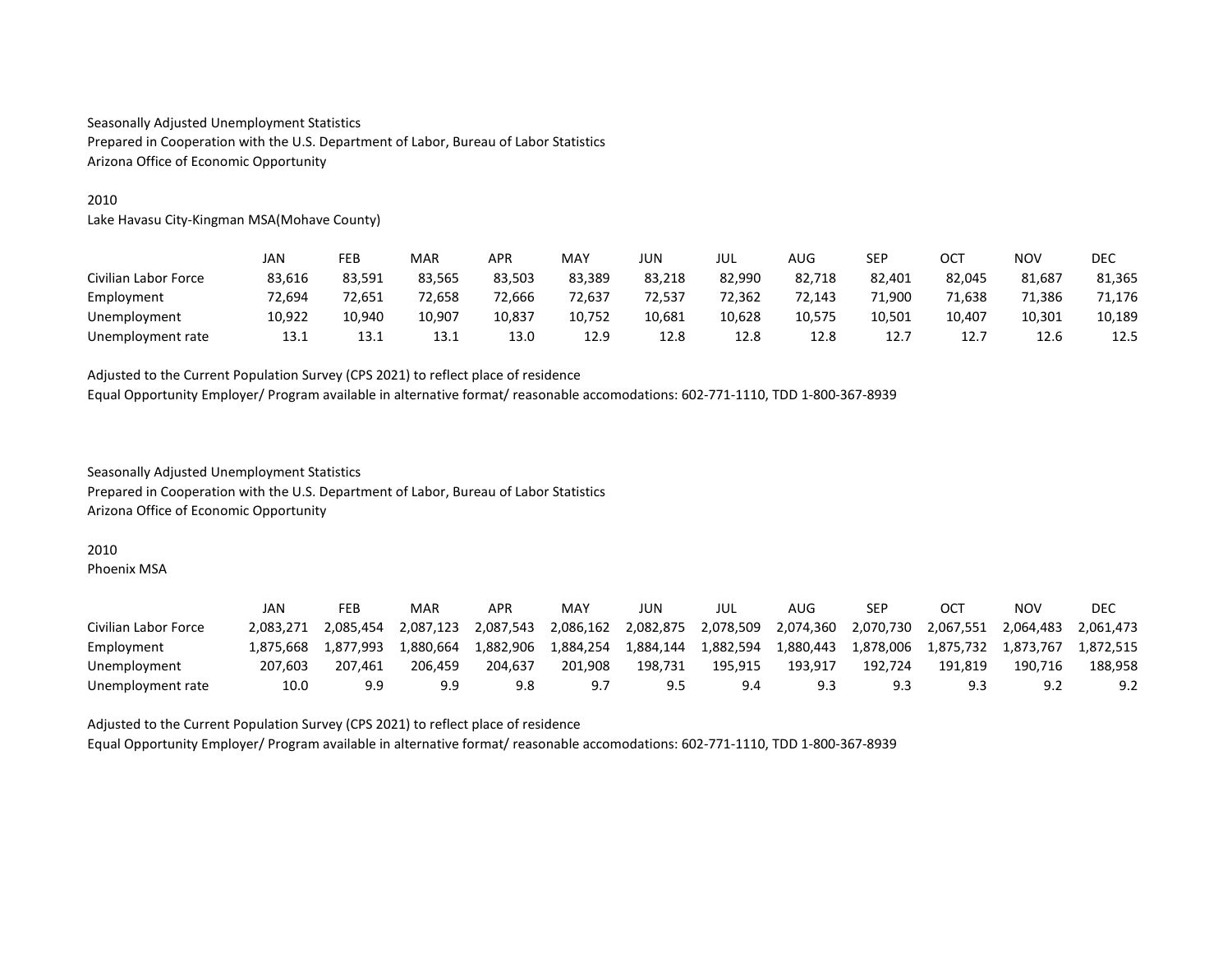Seasonally Adjusted Unemployment Statistics
Prepared in Cooperation with the U.S. Department of Labor, Bureau of Labor Statistics
Arizona Office of Economic Opportunity

2010
Lake Havasu City-Kingman MSA(Mohave County)

| | JAN | FEB | MAR | APR | MAY | JUN | JUL | AUG | SEP | OCT | NOV | DEC |
|---|---|---|---|---|---|---|---|---|---|---|---|---|
| Civilian Labor Force | 83,616 | 83,591 | 83,565 | 83,503 | 83,389 | 83,218 | 82,990 | 82,718 | 82,401 | 82,045 | 81,687 | 81,365 |
| Employment | 72,694 | 72,651 | 72,658 | 72,666 | 72,637 | 72,537 | 72,362 | 72,143 | 71,900 | 71,638 | 71,386 | 71,176 |
| Unemployment | 10,922 | 10,940 | 10,907 | 10,837 | 10,752 | 10,681 | 10,628 | 10,575 | 10,501 | 10,407 | 10,301 | 10,189 |
| Unemployment rate | 13.1 | 13.1 | 13.1 | 13.0 | 12.9 | 12.8 | 12.8 | 12.8 | 12.7 | 12.7 | 12.6 | 12.5 |

Adjusted to the Current Population Survey (CPS 2021) to reflect place of residence
Equal Opportunity Employer/ Program available in alternative format/ reasonable accomodations: 602-771-1110, TDD 1-800-367-8939

Seasonally Adjusted Unemployment Statistics
Prepared in Cooperation with the U.S. Department of Labor, Bureau of Labor Statistics
Arizona Office of Economic Opportunity

2010
Phoenix MSA

| | JAN | FEB | MAR | APR | MAY | JUN | JUL | AUG | SEP | OCT | NOV | DEC |
|---|---|---|---|---|---|---|---|---|---|---|---|---|
| Civilian Labor Force | 2,083,271 | 2,085,454 | 2,087,123 | 2,087,543 | 2,086,162 | 2,082,875 | 2,078,509 | 2,074,360 | 2,070,730 | 2,067,551 | 2,064,483 | 2,061,473 |
| Employment | 1,875,668 | 1,877,993 | 1,880,664 | 1,882,906 | 1,884,254 | 1,884,144 | 1,882,594 | 1,880,443 | 1,878,006 | 1,875,732 | 1,873,767 | 1,872,515 |
| Unemployment | 207,603 | 207,461 | 206,459 | 204,637 | 201,908 | 198,731 | 195,915 | 193,917 | 192,724 | 191,819 | 190,716 | 188,958 |
| Unemployment rate | 10.0 | 9.9 | 9.9 | 9.8 | 9.7 | 9.5 | 9.4 | 9.3 | 9.3 | 9.3 | 9.2 | 9.2 |

Adjusted to the Current Population Survey (CPS 2021) to reflect place of residence
Equal Opportunity Employer/ Program available in alternative format/ reasonable accomodations: 602-771-1110, TDD 1-800-367-8939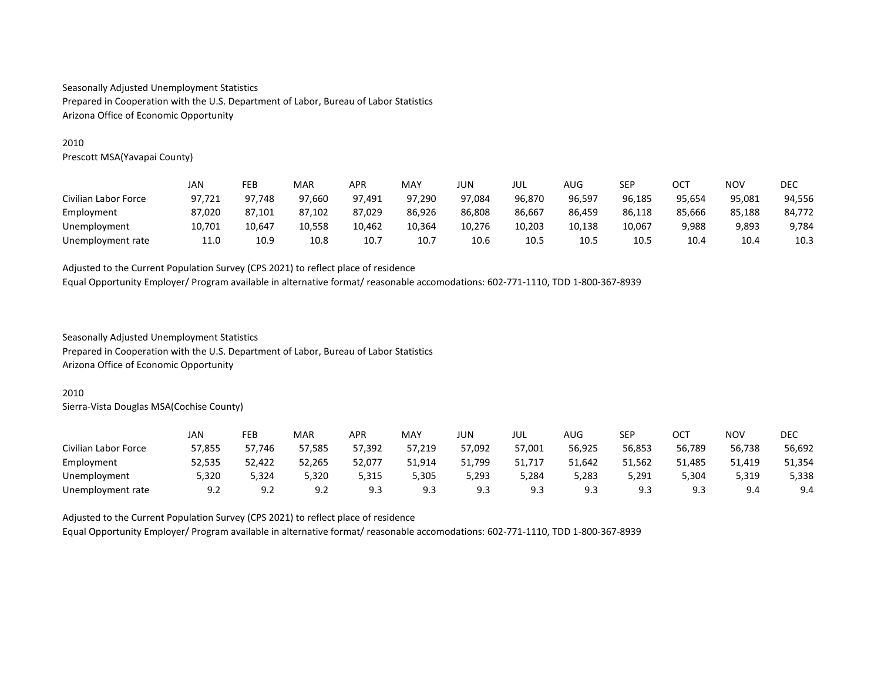Seasonally Adjusted Unemployment Statistics
Prepared in Cooperation with the U.S. Department of Labor, Bureau of Labor Statistics
Arizona Office of Economic Opportunity

2010
Prescott MSA(Yavapai County)

| | JAN | FEB | MAR | APR | MAY | JUN | JUL | AUG | SEP | OCT | NOV | DEC |
|---|---|---|---|---|---|---|---|---|---|---|---|---|
| Civilian Labor Force | 97,721 | 97,748 | 97,660 | 97,491 | 97,290 | 97,084 | 96,870 | 96,597 | 96,185 | 95,654 | 95,081 | 94,556 |
| Employment | 87,020 | 87,101 | 87,102 | 87,029 | 86,926 | 86,808 | 86,667 | 86,459 | 86,118 | 85,666 | 85,188 | 84,772 |
| Unemployment | 10,701 | 10,647 | 10,558 | 10,462 | 10,364 | 10,276 | 10,203 | 10,138 | 10,067 | 9,988 | 9,893 | 9,784 |
| Unemployment rate | 11.0 | 10.9 | 10.8 | 10.7 | 10.7 | 10.6 | 10.5 | 10.5 | 10.5 | 10.4 | 10.4 | 10.3 |

Adjusted to the Current Population Survey (CPS 2021) to reflect place of residence
Equal Opportunity Employer/ Program available in alternative format/ reasonable accomodations: 602-771-1110, TDD 1-800-367-8939

Seasonally Adjusted Unemployment Statistics
Prepared in Cooperation with the U.S. Department of Labor, Bureau of Labor Statistics
Arizona Office of Economic Opportunity

2010
Sierra-Vista Douglas MSA(Cochise County)

| | JAN | FEB | MAR | APR | MAY | JUN | JUL | AUG | SEP | OCT | NOV | DEC |
|---|---|---|---|---|---|---|---|---|---|---|---|---|
| Civilian Labor Force | 57,855 | 57,746 | 57,585 | 57,392 | 57,219 | 57,092 | 57,001 | 56,925 | 56,853 | 56,789 | 56,738 | 56,692 |
| Employment | 52,535 | 52,422 | 52,265 | 52,077 | 51,914 | 51,799 | 51,717 | 51,642 | 51,562 | 51,485 | 51,419 | 51,354 |
| Unemployment | 5,320 | 5,324 | 5,320 | 5,315 | 5,305 | 5,293 | 5,284 | 5,283 | 5,291 | 5,304 | 5,319 | 5,338 |
| Unemployment rate | 9.2 | 9.2 | 9.2 | 9.3 | 9.3 | 9.3 | 9.3 | 9.3 | 9.3 | 9.3 | 9.4 | 9.4 |

Adjusted to the Current Population Survey (CPS 2021) to reflect place of residence
Equal Opportunity Employer/ Program available in alternative format/ reasonable accomodations: 602-771-1110, TDD 1-800-367-8939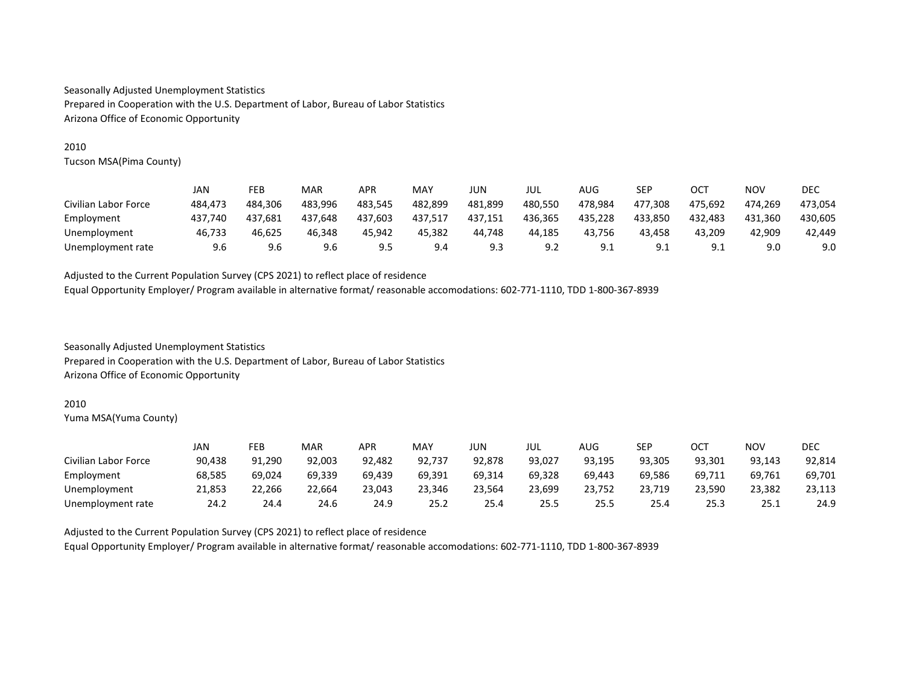Seasonally Adjusted Unemployment Statistics
Prepared in Cooperation with the U.S. Department of Labor, Bureau of Labor Statistics
Arizona Office of Economic Opportunity

2010
Tucson MSA(Pima County)

| | JAN | FEB | MAR | APR | MAY | JUN | JUL | AUG | SEP | OCT | NOV | DEC |
|---|---|---|---|---|---|---|---|---|---|---|---|---|
| Civilian Labor Force | 484,473 | 484,306 | 483,996 | 483,545 | 482,899 | 481,899 | 480,550 | 478,984 | 477,308 | 475,692 | 474,269 | 473,054 |
| Employment | 437,740 | 437,681 | 437,648 | 437,603 | 437,517 | 437,151 | 436,365 | 435,228 | 433,850 | 432,483 | 431,360 | 430,605 |
| Unemployment | 46,733 | 46,625 | 46,348 | 45,942 | 45,382 | 44,748 | 44,185 | 43,756 | 43,458 | 43,209 | 42,909 | 42,449 |
| Unemployment rate | 9.6 | 9.6 | 9.6 | 9.5 | 9.4 | 9.3 | 9.2 | 9.1 | 9.1 | 9.1 | 9.0 | 9.0 |

Adjusted to the Current Population Survey (CPS 2021) to reflect place of residence
Equal Opportunity Employer/ Program available in alternative format/ reasonable accomodations: 602-771-1110, TDD 1-800-367-8939

Seasonally Adjusted Unemployment Statistics
Prepared in Cooperation with the U.S. Department of Labor, Bureau of Labor Statistics
Arizona Office of Economic Opportunity

2010
Yuma MSA(Yuma County)

| | JAN | FEB | MAR | APR | MAY | JUN | JUL | AUG | SEP | OCT | NOV | DEC |
|---|---|---|---|---|---|---|---|---|---|---|---|---|
| Civilian Labor Force | 90,438 | 91,290 | 92,003 | 92,482 | 92,737 | 92,878 | 93,027 | 93,195 | 93,305 | 93,301 | 93,143 | 92,814 |
| Employment | 68,585 | 69,024 | 69,339 | 69,439 | 69,391 | 69,314 | 69,328 | 69,443 | 69,586 | 69,711 | 69,761 | 69,701 |
| Unemployment | 21,853 | 22,266 | 22,664 | 23,043 | 23,346 | 23,564 | 23,699 | 23,752 | 23,719 | 23,590 | 23,382 | 23,113 |
| Unemployment rate | 24.2 | 24.4 | 24.6 | 24.9 | 25.2 | 25.4 | 25.5 | 25.5 | 25.4 | 25.3 | 25.1 | 24.9 |

Adjusted to the Current Population Survey (CPS 2021) to reflect place of residence
Equal Opportunity Employer/ Program available in alternative format/ reasonable accomodations: 602-771-1110, TDD 1-800-367-8939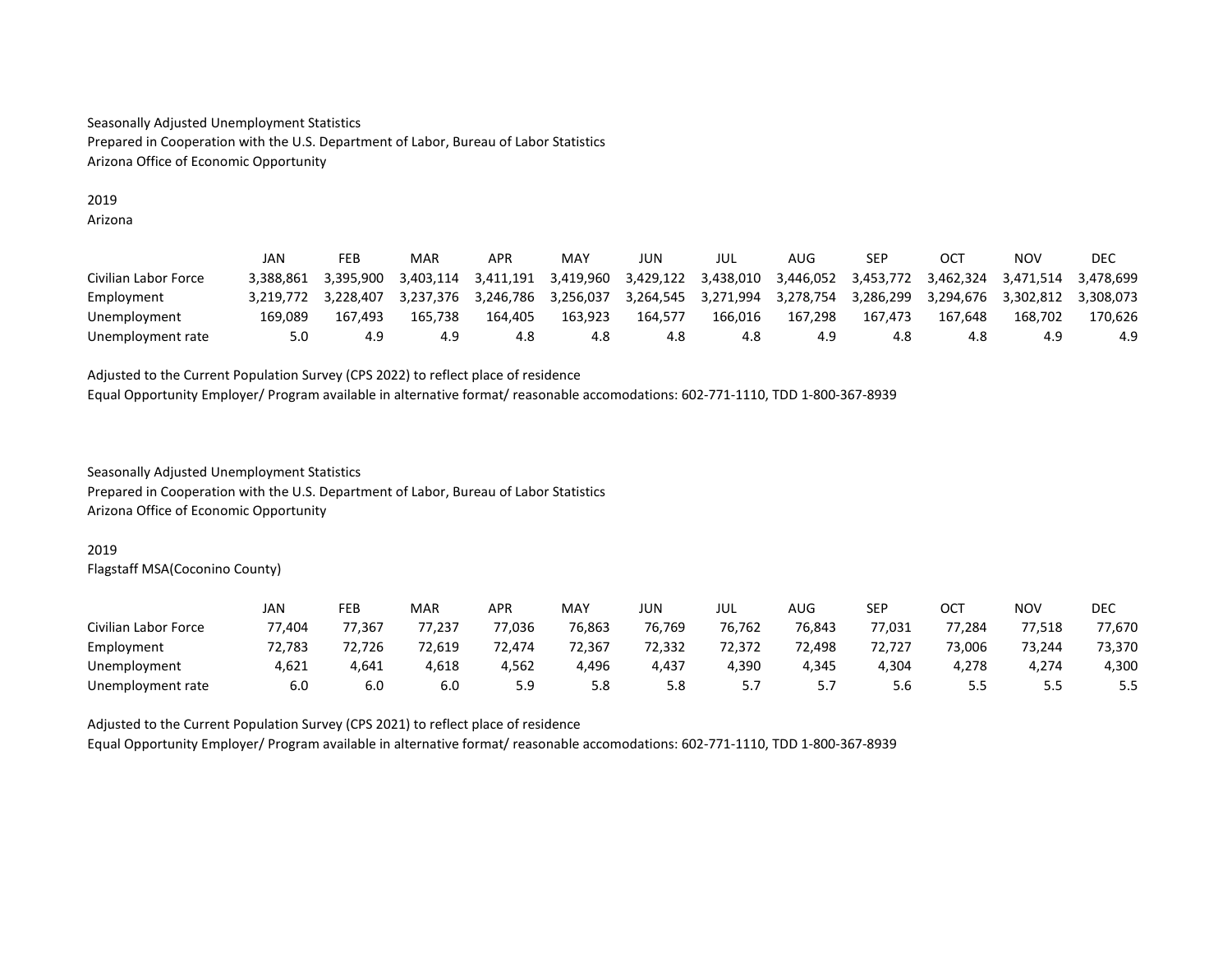Seasonally Adjusted Unemployment Statistics
Prepared in Cooperation with the U.S. Department of Labor, Bureau of Labor Statistics
Arizona Office of Economic Opportunity

2019
Arizona

| | JAN | FEB | MAR | APR | MAY | JUN | JUL | AUG | SEP | OCT | NOV | DEC |
|---|---|---|---|---|---|---|---|---|---|---|---|---|
| Civilian Labor Force | 3,388,861 | 3,395,900 | 3,403,114 | 3,411,191 | 3,419,960 | 3,429,122 | 3,438,010 | 3,446,052 | 3,453,772 | 3,462,324 | 3,471,514 | 3,478,699 |
| Employment | 3,219,772 | 3,228,407 | 3,237,376 | 3,246,786 | 3,256,037 | 3,264,545 | 3,271,994 | 3,278,754 | 3,286,299 | 3,294,676 | 3,302,812 | 3,308,073 |
| Unemployment | 169,089 | 167,493 | 165,738 | 164,405 | 163,923 | 164,577 | 166,016 | 167,298 | 167,473 | 167,648 | 168,702 | 170,626 |
| Unemployment rate | 5.0 | 4.9 | 4.9 | 4.8 | 4.8 | 4.8 | 4.8 | 4.9 | 4.8 | 4.8 | 4.9 | 4.9 |

Adjusted to the Current Population Survey (CPS 2022) to reflect place of residence
Equal Opportunity Employer/ Program available in alternative format/ reasonable accomodations: 602-771-1110, TDD 1-800-367-8939

Seasonally Adjusted Unemployment Statistics
Prepared in Cooperation with the U.S. Department of Labor, Bureau of Labor Statistics
Arizona Office of Economic Opportunity

2019
Flagstaff MSA(Coconino County)

| | JAN | FEB | MAR | APR | MAY | JUN | JUL | AUG | SEP | OCT | NOV | DEC |
|---|---|---|---|---|---|---|---|---|---|---|---|---|
| Civilian Labor Force | 77,404 | 77,367 | 77,237 | 77,036 | 76,863 | 76,769 | 76,762 | 76,843 | 77,031 | 77,284 | 77,518 | 77,670 |
| Employment | 72,783 | 72,726 | 72,619 | 72,474 | 72,367 | 72,332 | 72,372 | 72,498 | 72,727 | 73,006 | 73,244 | 73,370 |
| Unemployment | 4,621 | 4,641 | 4,618 | 4,562 | 4,496 | 4,437 | 4,390 | 4,345 | 4,304 | 4,278 | 4,274 | 4,300 |
| Unemployment rate | 6.0 | 6.0 | 6.0 | 5.9 | 5.8 | 5.8 | 5.7 | 5.7 | 5.6 | 5.5 | 5.5 | 5.5 |

Adjusted to the Current Population Survey (CPS 2021) to reflect place of residence
Equal Opportunity Employer/ Program available in alternative format/ reasonable accomodations: 602-771-1110, TDD 1-800-367-8939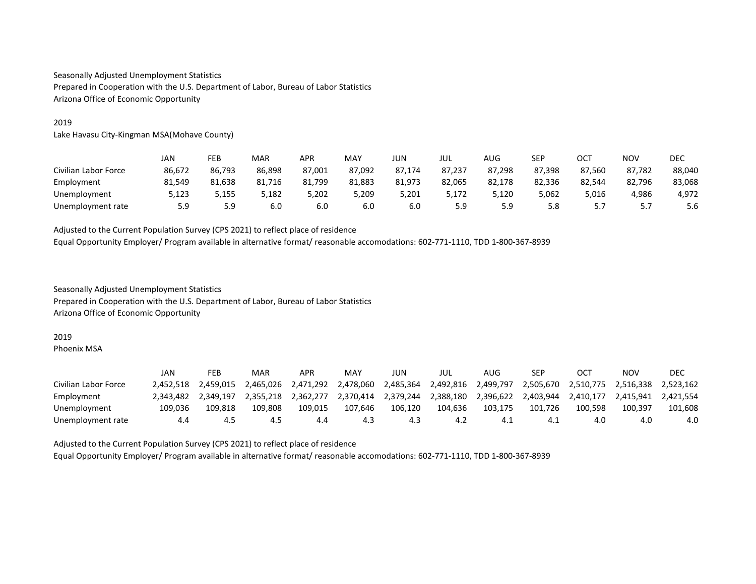Seasonally Adjusted Unemployment Statistics
Prepared in Cooperation with the U.S. Department of Labor, Bureau of Labor Statistics
Arizona Office of Economic Opportunity

2019
Lake Havasu City-Kingman MSA(Mohave County)

| | JAN | FEB | MAR | APR | MAY | JUN | JUL | AUG | SEP | OCT | NOV | DEC |
|---|---|---|---|---|---|---|---|---|---|---|---|---|
| Civilian Labor Force | 86,672 | 86,793 | 86,898 | 87,001 | 87,092 | 87,174 | 87,237 | 87,298 | 87,398 | 87,560 | 87,782 | 88,040 |
| Employment | 81,549 | 81,638 | 81,716 | 81,799 | 81,883 | 81,973 | 82,065 | 82,178 | 82,336 | 82,544 | 82,796 | 83,068 |
| Unemployment | 5,123 | 5,155 | 5,182 | 5,202 | 5,209 | 5,201 | 5,172 | 5,120 | 5,062 | 5,016 | 4,986 | 4,972 |
| Unemployment rate | 5.9 | 5.9 | 6.0 | 6.0 | 6.0 | 6.0 | 5.9 | 5.9 | 5.8 | 5.7 | 5.7 | 5.6 |

Adjusted to the Current Population Survey (CPS 2021) to reflect place of residence
Equal Opportunity Employer/ Program available in alternative format/ reasonable accomodations: 602-771-1110, TDD 1-800-367-8939

Seasonally Adjusted Unemployment Statistics
Prepared in Cooperation with the U.S. Department of Labor, Bureau of Labor Statistics
Arizona Office of Economic Opportunity

2019
Phoenix MSA

| | JAN | FEB | MAR | APR | MAY | JUN | JUL | AUG | SEP | OCT | NOV | DEC |
|---|---|---|---|---|---|---|---|---|---|---|---|---|
| Civilian Labor Force | 2,452,518 | 2,459,015 | 2,465,026 | 2,471,292 | 2,478,060 | 2,485,364 | 2,492,816 | 2,499,797 | 2,505,670 | 2,510,775 | 2,516,338 | 2,523,162 |
| Employment | 2,343,482 | 2,349,197 | 2,355,218 | 2,362,277 | 2,370,414 | 2,379,244 | 2,388,180 | 2,396,622 | 2,403,944 | 2,410,177 | 2,415,941 | 2,421,554 |
| Unemployment | 109,036 | 109,818 | 109,808 | 109,015 | 107,646 | 106,120 | 104,636 | 103,175 | 101,726 | 100,598 | 100,397 | 101,608 |
| Unemployment rate | 4.4 | 4.5 | 4.5 | 4.4 | 4.3 | 4.3 | 4.2 | 4.1 | 4.1 | 4.0 | 4.0 | 4.0 |

Adjusted to the Current Population Survey (CPS 2021) to reflect place of residence
Equal Opportunity Employer/ Program available in alternative format/ reasonable accomodations: 602-771-1110, TDD 1-800-367-8939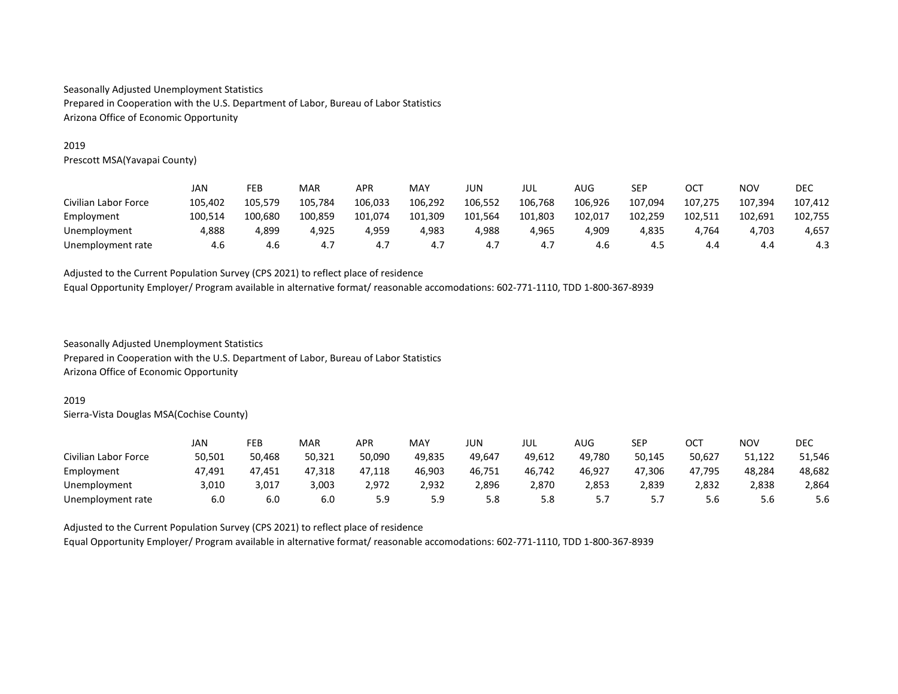Seasonally Adjusted Unemployment Statistics
Prepared in Cooperation with the U.S. Department of Labor, Bureau of Labor Statistics
Arizona Office of Economic Opportunity

2019
Prescott MSA(Yavapai County)

| | JAN | FEB | MAR | APR | MAY | JUN | JUL | AUG | SEP | OCT | NOV | DEC |
|---|---|---|---|---|---|---|---|---|---|---|---|---|
| Civilian Labor Force | 105,402 | 105,579 | 105,784 | 106,033 | 106,292 | 106,552 | 106,768 | 106,926 | 107,094 | 107,275 | 107,394 | 107,412 |
| Employment | 100,514 | 100,680 | 100,859 | 101,074 | 101,309 | 101,564 | 101,803 | 102,017 | 102,259 | 102,511 | 102,691 | 102,755 |
| Unemployment | 4,888 | 4,899 | 4,925 | 4,959 | 4,983 | 4,988 | 4,965 | 4,909 | 4,835 | 4,764 | 4,703 | 4,657 |
| Unemployment rate | 4.6 | 4.6 | 4.7 | 4.7 | 4.7 | 4.7 | 4.7 | 4.6 | 4.5 | 4.4 | 4.4 | 4.3 |

Adjusted to the Current Population Survey (CPS 2021) to reflect place of residence
Equal Opportunity Employer/ Program available in alternative format/ reasonable accomodations: 602-771-1110, TDD 1-800-367-8939

Seasonally Adjusted Unemployment Statistics
Prepared in Cooperation with the U.S. Department of Labor, Bureau of Labor Statistics
Arizona Office of Economic Opportunity

2019
Sierra-Vista Douglas MSA(Cochise County)

| | JAN | FEB | MAR | APR | MAY | JUN | JUL | AUG | SEP | OCT | NOV | DEC |
|---|---|---|---|---|---|---|---|---|---|---|---|---|
| Civilian Labor Force | 50,501 | 50,468 | 50,321 | 50,090 | 49,835 | 49,647 | 49,612 | 49,780 | 50,145 | 50,627 | 51,122 | 51,546 |
| Employment | 47,491 | 47,451 | 47,318 | 47,118 | 46,903 | 46,751 | 46,742 | 46,927 | 47,306 | 47,795 | 48,284 | 48,682 |
| Unemployment | 3,010 | 3,017 | 3,003 | 2,972 | 2,932 | 2,896 | 2,870 | 2,853 | 2,839 | 2,832 | 2,838 | 2,864 |
| Unemployment rate | 6.0 | 6.0 | 6.0 | 5.9 | 5.9 | 5.8 | 5.8 | 5.7 | 5.7 | 5.6 | 5.6 | 5.6 |

Adjusted to the Current Population Survey (CPS 2021) to reflect place of residence
Equal Opportunity Employer/ Program available in alternative format/ reasonable accomodations: 602-771-1110, TDD 1-800-367-8939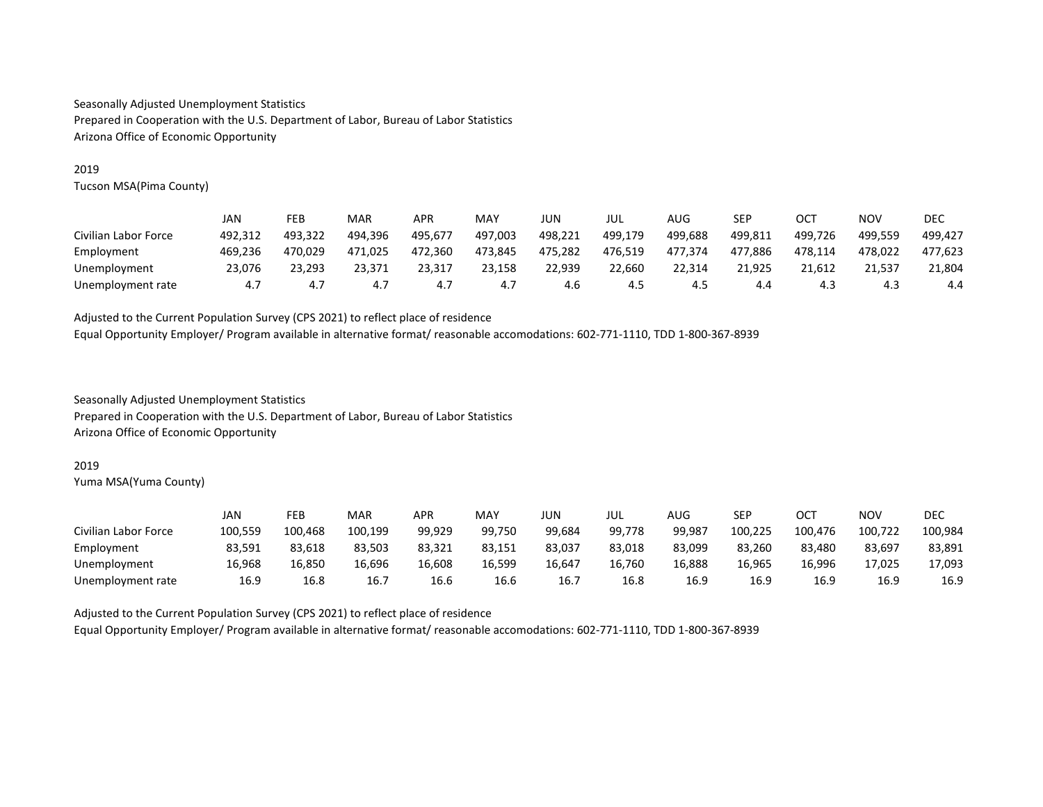Seasonally Adjusted Unemployment Statistics
Prepared in Cooperation with the U.S. Department of Labor, Bureau of Labor Statistics
Arizona Office of Economic Opportunity

2019
Tucson MSA(Pima County)

| | JAN | FEB | MAR | APR | MAY | JUN | JUL | AUG | SEP | OCT | NOV | DEC |
|---|---|---|---|---|---|---|---|---|---|---|---|---|
| Civilian Labor Force | 492,312 | 493,322 | 494,396 | 495,677 | 497,003 | 498,221 | 499,179 | 499,688 | 499,811 | 499,726 | 499,559 | 499,427 |
| Employment | 469,236 | 470,029 | 471,025 | 472,360 | 473,845 | 475,282 | 476,519 | 477,374 | 477,886 | 478,114 | 478,022 | 477,623 |
| Unemployment | 23,076 | 23,293 | 23,371 | 23,317 | 23,158 | 22,939 | 22,660 | 22,314 | 21,925 | 21,612 | 21,537 | 21,804 |
| Unemployment rate | 4.7 | 4.7 | 4.7 | 4.7 | 4.7 | 4.6 | 4.5 | 4.5 | 4.4 | 4.3 | 4.3 | 4.4 |

Adjusted to the Current Population Survey (CPS 2021) to reflect place of residence
Equal Opportunity Employer/ Program available in alternative format/ reasonable accomodations: 602-771-1110, TDD 1-800-367-8939

Seasonally Adjusted Unemployment Statistics
Prepared in Cooperation with the U.S. Department of Labor, Bureau of Labor Statistics
Arizona Office of Economic Opportunity

2019
Yuma MSA(Yuma County)

| | JAN | FEB | MAR | APR | MAY | JUN | JUL | AUG | SEP | OCT | NOV | DEC |
|---|---|---|---|---|---|---|---|---|---|---|---|---|
| Civilian Labor Force | 100,559 | 100,468 | 100,199 | 99,929 | 99,750 | 99,684 | 99,778 | 99,987 | 100,225 | 100,476 | 100,722 | 100,984 |
| Employment | 83,591 | 83,618 | 83,503 | 83,321 | 83,151 | 83,037 | 83,018 | 83,099 | 83,260 | 83,480 | 83,697 | 83,891 |
| Unemployment | 16,968 | 16,850 | 16,696 | 16,608 | 16,599 | 16,647 | 16,760 | 16,888 | 16,965 | 16,996 | 17,025 | 17,093 |
| Unemployment rate | 16.9 | 16.8 | 16.7 | 16.6 | 16.6 | 16.7 | 16.8 | 16.9 | 16.9 | 16.9 | 16.9 | 16.9 |

Adjusted to the Current Population Survey (CPS 2021) to reflect place of residence
Equal Opportunity Employer/ Program available in alternative format/ reasonable accomodations: 602-771-1110, TDD 1-800-367-8939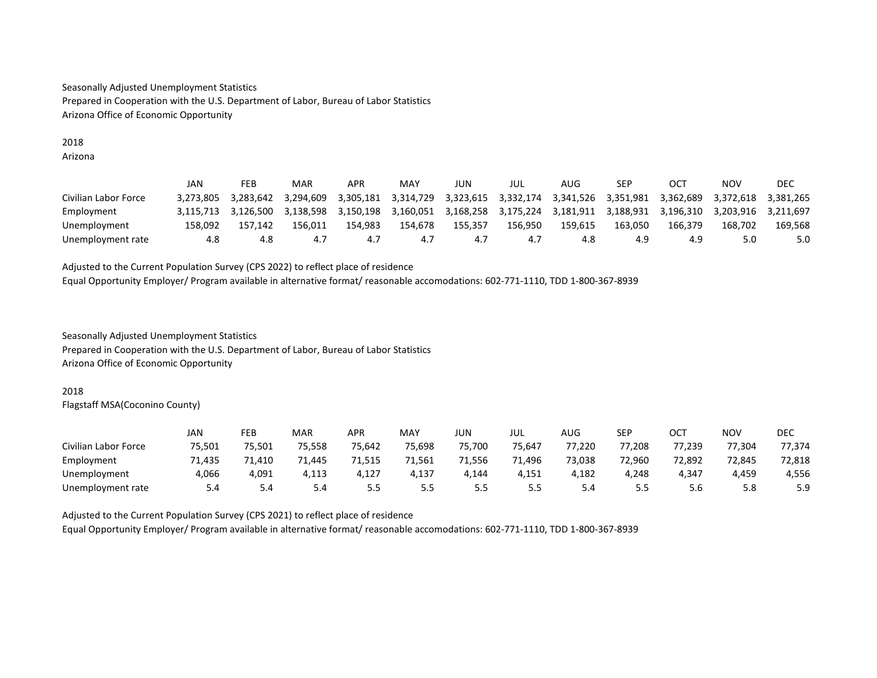Seasonally Adjusted Unemployment Statistics
Prepared in Cooperation with the U.S. Department of Labor, Bureau of Labor Statistics
Arizona Office of Economic Opportunity

2018
Arizona

| | JAN | FEB | MAR | APR | MAY | JUN | JUL | AUG | SEP | OCT | NOV | DEC |
|---|---|---|---|---|---|---|---|---|---|---|---|---|
| Civilian Labor Force | 3,273,805 | 3,283,642 | 3,294,609 | 3,305,181 | 3,314,729 | 3,323,615 | 3,332,174 | 3,341,526 | 3,351,981 | 3,362,689 | 3,372,618 | 3,381,265 |
| Employment | 3,115,713 | 3,126,500 | 3,138,598 | 3,150,198 | 3,160,051 | 3,168,258 | 3,175,224 | 3,181,911 | 3,188,931 | 3,196,310 | 3,203,916 | 3,211,697 |
| Unemployment | 158,092 | 157,142 | 156,011 | 154,983 | 154,678 | 155,357 | 156,950 | 159,615 | 163,050 | 166,379 | 168,702 | 169,568 |
| Unemployment rate | 4.8 | 4.8 | 4.7 | 4.7 | 4.7 | 4.7 | 4.7 | 4.8 | 4.9 | 4.9 | 5.0 | 5.0 |

Adjusted to the Current Population Survey (CPS 2022) to reflect place of residence
Equal Opportunity Employer/ Program available in alternative format/ reasonable accomodations: 602-771-1110, TDD 1-800-367-8939

Seasonally Adjusted Unemployment Statistics
Prepared in Cooperation with the U.S. Department of Labor, Bureau of Labor Statistics
Arizona Office of Economic Opportunity

2018
Flagstaff MSA(Coconino County)

| | JAN | FEB | MAR | APR | MAY | JUN | JUL | AUG | SEP | OCT | NOV | DEC |
|---|---|---|---|---|---|---|---|---|---|---|---|---|
| Civilian Labor Force | 75,501 | 75,501 | 75,558 | 75,642 | 75,698 | 75,700 | 75,647 | 77,220 | 77,208 | 77,239 | 77,304 | 77,374 |
| Employment | 71,435 | 71,410 | 71,445 | 71,515 | 71,561 | 71,556 | 71,496 | 73,038 | 72,960 | 72,892 | 72,845 | 72,818 |
| Unemployment | 4,066 | 4,091 | 4,113 | 4,127 | 4,137 | 4,144 | 4,151 | 4,182 | 4,248 | 4,347 | 4,459 | 4,556 |
| Unemployment rate | 5.4 | 5.4 | 5.4 | 5.5 | 5.5 | 5.5 | 5.5 | 5.4 | 5.5 | 5.6 | 5.8 | 5.9 |

Adjusted to the Current Population Survey (CPS 2021) to reflect place of residence
Equal Opportunity Employer/ Program available in alternative format/ reasonable accomodations: 602-771-1110, TDD 1-800-367-8939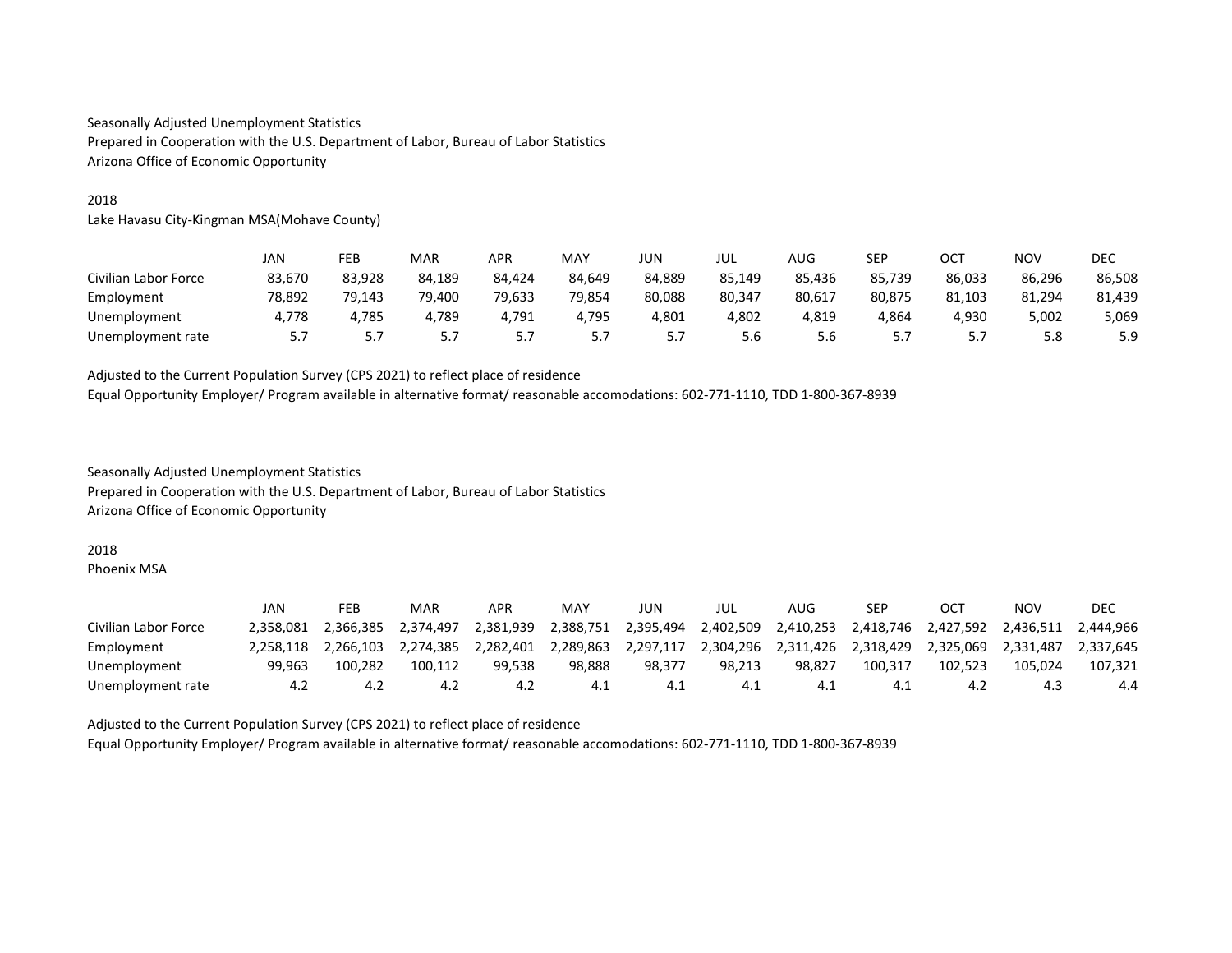Seasonally Adjusted Unemployment Statistics
Prepared in Cooperation with the U.S. Department of Labor, Bureau of Labor Statistics
Arizona Office of Economic Opportunity

2018
Lake Havasu City-Kingman MSA(Mohave County)

| | JAN | FEB | MAR | APR | MAY | JUN | JUL | AUG | SEP | OCT | NOV | DEC |
|---|---|---|---|---|---|---|---|---|---|---|---|---|
| Civilian Labor Force | 83,670 | 83,928 | 84,189 | 84,424 | 84,649 | 84,889 | 85,149 | 85,436 | 85,739 | 86,033 | 86,296 | 86,508 |
| Employment | 78,892 | 79,143 | 79,400 | 79,633 | 79,854 | 80,088 | 80,347 | 80,617 | 80,875 | 81,103 | 81,294 | 81,439 |
| Unemployment | 4,778 | 4,785 | 4,789 | 4,791 | 4,795 | 4,801 | 4,802 | 4,819 | 4,864 | 4,930 | 5,002 | 5,069 |
| Unemployment rate | 5.7 | 5.7 | 5.7 | 5.7 | 5.7 | 5.7 | 5.6 | 5.6 | 5.7 | 5.7 | 5.8 | 5.9 |

Adjusted to the Current Population Survey (CPS 2021) to reflect place of residence
Equal Opportunity Employer/ Program available in alternative format/ reasonable accomodations: 602-771-1110, TDD 1-800-367-8939

Seasonally Adjusted Unemployment Statistics
Prepared in Cooperation with the U.S. Department of Labor, Bureau of Labor Statistics
Arizona Office of Economic Opportunity

2018
Phoenix MSA

| | JAN | FEB | MAR | APR | MAY | JUN | JUL | AUG | SEP | OCT | NOV | DEC |
|---|---|---|---|---|---|---|---|---|---|---|---|---|
| Civilian Labor Force | 2,358,081 | 2,366,385 | 2,374,497 | 2,381,939 | 2,388,751 | 2,395,494 | 2,402,509 | 2,410,253 | 2,418,746 | 2,427,592 | 2,436,511 | 2,444,966 |
| Employment | 2,258,118 | 2,266,103 | 2,274,385 | 2,282,401 | 2,289,863 | 2,297,117 | 2,304,296 | 2,311,426 | 2,318,429 | 2,325,069 | 2,331,487 | 2,337,645 |
| Unemployment | 99,963 | 100,282 | 100,112 | 99,538 | 98,888 | 98,377 | 98,213 | 98,827 | 100,317 | 102,523 | 105,024 | 107,321 |
| Unemployment rate | 4.2 | 4.2 | 4.2 | 4.2 | 4.1 | 4.1 | 4.1 | 4.1 | 4.1 | 4.2 | 4.3 | 4.4 |

Adjusted to the Current Population Survey (CPS 2021) to reflect place of residence
Equal Opportunity Employer/ Program available in alternative format/ reasonable accomodations: 602-771-1110, TDD 1-800-367-8939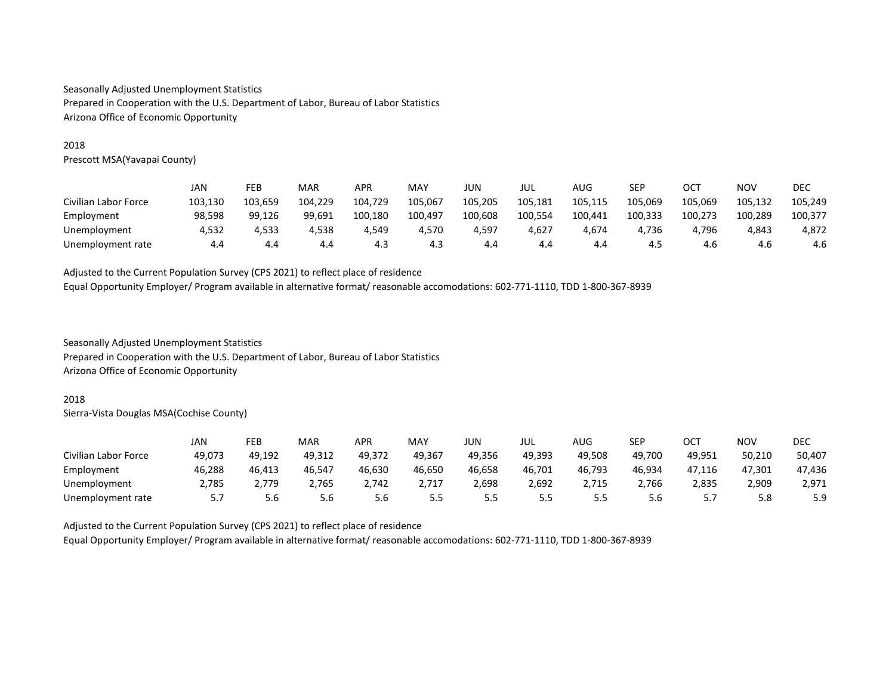Seasonally Adjusted Unemployment Statistics
Prepared in Cooperation with the U.S. Department of Labor, Bureau of Labor Statistics
Arizona Office of Economic Opportunity

2018
Prescott MSA(Yavapai County)

| | JAN | FEB | MAR | APR | MAY | JUN | JUL | AUG | SEP | OCT | NOV | DEC |
|---|---|---|---|---|---|---|---|---|---|---|---|---|
| Civilian Labor Force | 103,130 | 103,659 | 104,229 | 104,729 | 105,067 | 105,205 | 105,181 | 105,115 | 105,069 | 105,069 | 105,132 | 105,249 |
| Employment | 98,598 | 99,126 | 99,691 | 100,180 | 100,497 | 100,608 | 100,554 | 100,441 | 100,333 | 100,273 | 100,289 | 100,377 |
| Unemployment | 4,532 | 4,533 | 4,538 | 4,549 | 4,570 | 4,597 | 4,627 | 4,674 | 4,736 | 4,796 | 4,843 | 4,872 |
| Unemployment rate | 4.4 | 4.4 | 4.4 | 4.3 | 4.3 | 4.4 | 4.4 | 4.4 | 4.5 | 4.6 | 4.6 | 4.6 |

Adjusted to the Current Population Survey (CPS 2021) to reflect place of residence
Equal Opportunity Employer/ Program available in alternative format/ reasonable accomodations: 602-771-1110, TDD 1-800-367-8939

Seasonally Adjusted Unemployment Statistics
Prepared in Cooperation with the U.S. Department of Labor, Bureau of Labor Statistics
Arizona Office of Economic Opportunity

2018
Sierra-Vista Douglas MSA(Cochise County)

| | JAN | FEB | MAR | APR | MAY | JUN | JUL | AUG | SEP | OCT | NOV | DEC |
|---|---|---|---|---|---|---|---|---|---|---|---|---|
| Civilian Labor Force | 49,073 | 49,192 | 49,312 | 49,372 | 49,367 | 49,356 | 49,393 | 49,508 | 49,700 | 49,951 | 50,210 | 50,407 |
| Employment | 46,288 | 46,413 | 46,547 | 46,630 | 46,650 | 46,658 | 46,701 | 46,793 | 46,934 | 47,116 | 47,301 | 47,436 |
| Unemployment | 2,785 | 2,779 | 2,765 | 2,742 | 2,717 | 2,698 | 2,692 | 2,715 | 2,766 | 2,835 | 2,909 | 2,971 |
| Unemployment rate | 5.7 | 5.6 | 5.6 | 5.6 | 5.5 | 5.5 | 5.5 | 5.5 | 5.6 | 5.7 | 5.8 | 5.9 |

Adjusted to the Current Population Survey (CPS 2021) to reflect place of residence
Equal Opportunity Employer/ Program available in alternative format/ reasonable accomodations: 602-771-1110, TDD 1-800-367-8939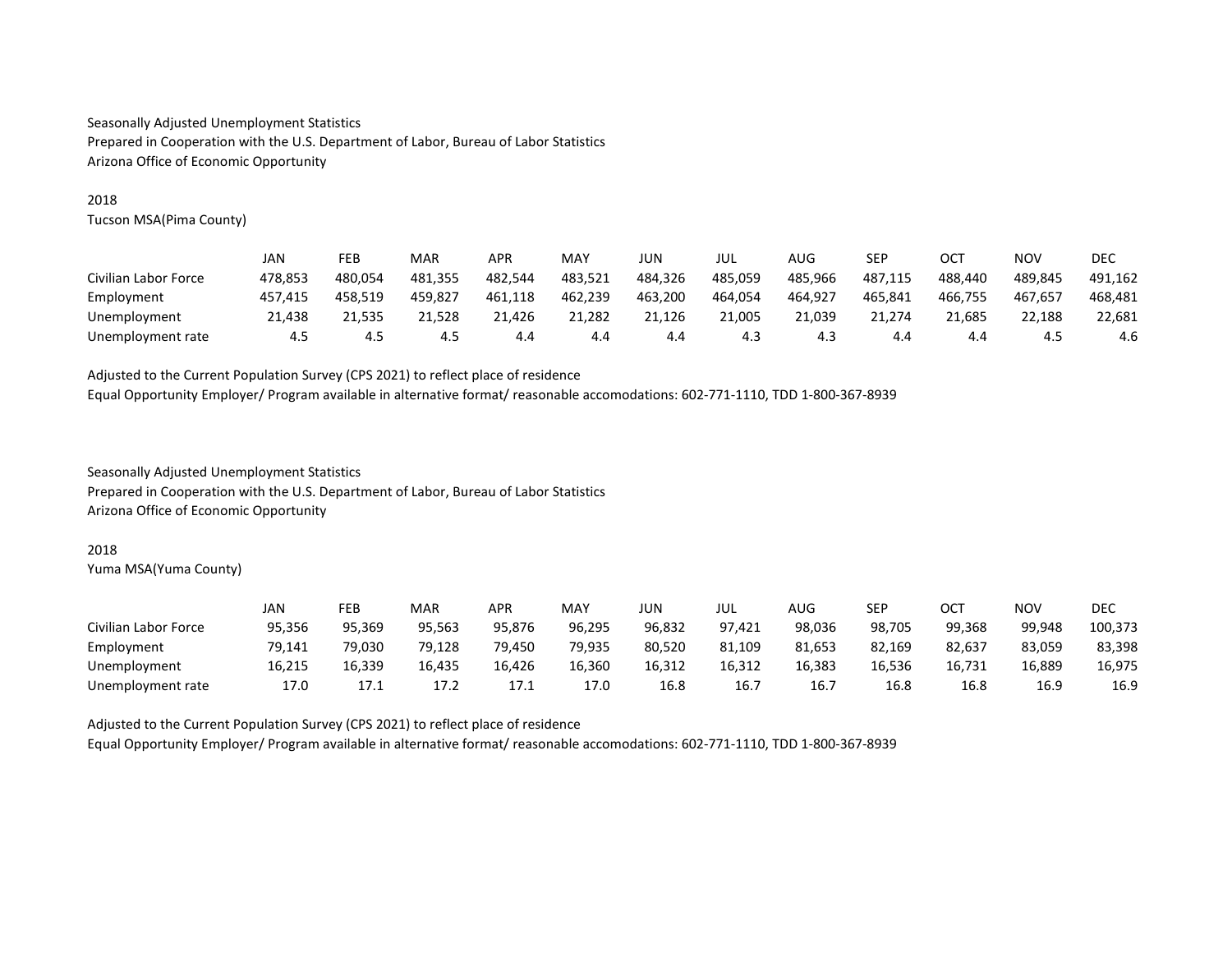Seasonally Adjusted Unemployment Statistics
Prepared in Cooperation with the U.S. Department of Labor, Bureau of Labor Statistics
Arizona Office of Economic Opportunity

2018
Tucson MSA(Pima County)

| | JAN | FEB | MAR | APR | MAY | JUN | JUL | AUG | SEP | OCT | NOV | DEC |
|---|---|---|---|---|---|---|---|---|---|---|---|---|
| Civilian Labor Force | 478,853 | 480,054 | 481,355 | 482,544 | 483,521 | 484,326 | 485,059 | 485,966 | 487,115 | 488,440 | 489,845 | 491,162 |
| Employment | 457,415 | 458,519 | 459,827 | 461,118 | 462,239 | 463,200 | 464,054 | 464,927 | 465,841 | 466,755 | 467,657 | 468,481 |
| Unemployment | 21,438 | 21,535 | 21,528 | 21,426 | 21,282 | 21,126 | 21,005 | 21,039 | 21,274 | 21,685 | 22,188 | 22,681 |
| Unemployment rate | 4.5 | 4.5 | 4.5 | 4.4 | 4.4 | 4.4 | 4.3 | 4.3 | 4.4 | 4.4 | 4.5 | 4.6 |

Adjusted to the Current Population Survey (CPS 2021) to reflect place of residence
Equal Opportunity Employer/ Program available in alternative format/ reasonable accomodations: 602-771-1110, TDD 1-800-367-8939

Seasonally Adjusted Unemployment Statistics
Prepared in Cooperation with the U.S. Department of Labor, Bureau of Labor Statistics
Arizona Office of Economic Opportunity

2018
Yuma MSA(Yuma County)

| | JAN | FEB | MAR | APR | MAY | JUN | JUL | AUG | SEP | OCT | NOV | DEC |
|---|---|---|---|---|---|---|---|---|---|---|---|---|
| Civilian Labor Force | 95,356 | 95,369 | 95,563 | 95,876 | 96,295 | 96,832 | 97,421 | 98,036 | 98,705 | 99,368 | 99,948 | 100,373 |
| Employment | 79,141 | 79,030 | 79,128 | 79,450 | 79,935 | 80,520 | 81,109 | 81,653 | 82,169 | 82,637 | 83,059 | 83,398 |
| Unemployment | 16,215 | 16,339 | 16,435 | 16,426 | 16,360 | 16,312 | 16,312 | 16,383 | 16,536 | 16,731 | 16,889 | 16,975 |
| Unemployment rate | 17.0 | 17.1 | 17.2 | 17.1 | 17.0 | 16.8 | 16.7 | 16.7 | 16.8 | 16.8 | 16.9 | 16.9 |

Adjusted to the Current Population Survey (CPS 2021) to reflect place of residence
Equal Opportunity Employer/ Program available in alternative format/ reasonable accomodations: 602-771-1110, TDD 1-800-367-8939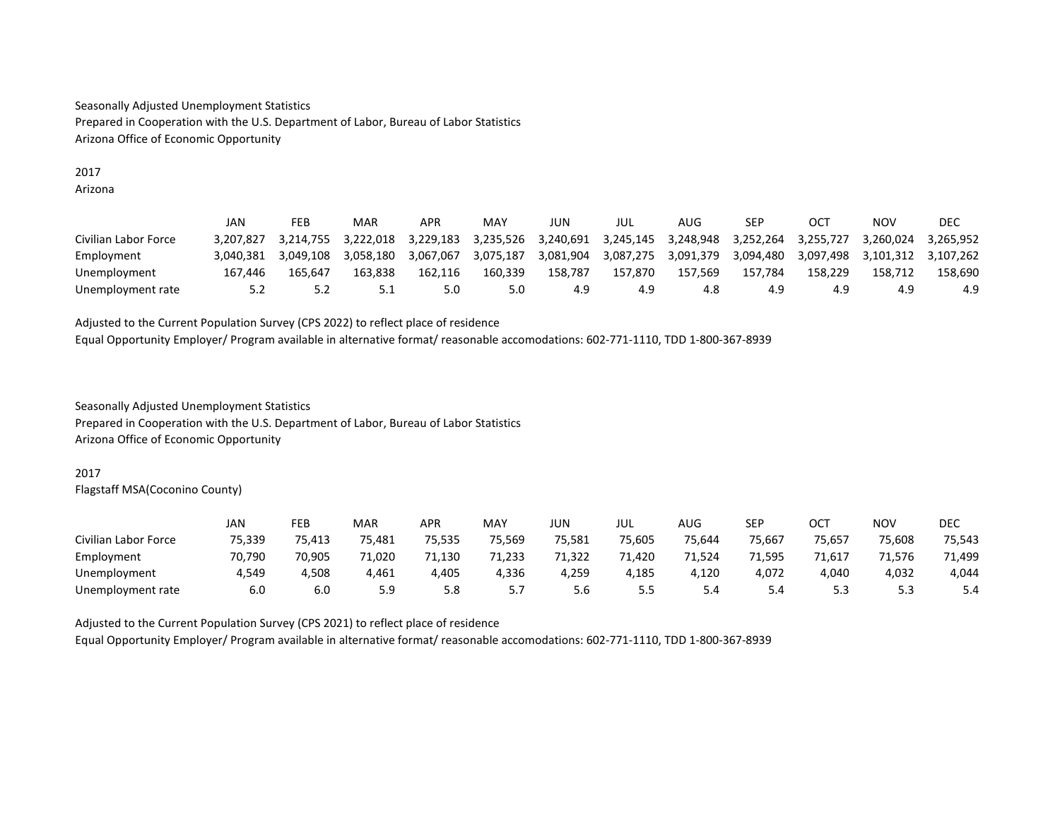Seasonally Adjusted Unemployment Statistics
Prepared in Cooperation with the U.S. Department of Labor, Bureau of Labor Statistics
Arizona Office of Economic Opportunity

2017
Arizona

| | JAN | FEB | MAR | APR | MAY | JUN | JUL | AUG | SEP | OCT | NOV | DEC |
|---|---|---|---|---|---|---|---|---|---|---|---|---|
| Civilian Labor Force | 3,207,827 | 3,214,755 | 3,222,018 | 3,229,183 | 3,235,526 | 3,240,691 | 3,245,145 | 3,248,948 | 3,252,264 | 3,255,727 | 3,260,024 | 3,265,952 |
| Employment | 3,040,381 | 3,049,108 | 3,058,180 | 3,067,067 | 3,075,187 | 3,081,904 | 3,087,275 | 3,091,379 | 3,094,480 | 3,097,498 | 3,101,312 | 3,107,262 |
| Unemployment | 167,446 | 165,647 | 163,838 | 162,116 | 160,339 | 158,787 | 157,870 | 157,569 | 157,784 | 158,229 | 158,712 | 158,690 |
| Unemployment rate | 5.2 | 5.2 | 5.1 | 5.0 | 5.0 | 4.9 | 4.9 | 4.8 | 4.9 | 4.9 | 4.9 | 4.9 |

Adjusted to the Current Population Survey (CPS 2022) to reflect place of residence
Equal Opportunity Employer/ Program available in alternative format/ reasonable accomodations: 602-771-1110, TDD 1-800-367-8939

Seasonally Adjusted Unemployment Statistics
Prepared in Cooperation with the U.S. Department of Labor, Bureau of Labor Statistics
Arizona Office of Economic Opportunity

2017
Flagstaff MSA(Coconino County)

| | JAN | FEB | MAR | APR | MAY | JUN | JUL | AUG | SEP | OCT | NOV | DEC |
|---|---|---|---|---|---|---|---|---|---|---|---|---|
| Civilian Labor Force | 75,339 | 75,413 | 75,481 | 75,535 | 75,569 | 75,581 | 75,605 | 75,644 | 75,667 | 75,657 | 75,608 | 75,543 |
| Employment | 70,790 | 70,905 | 71,020 | 71,130 | 71,233 | 71,322 | 71,420 | 71,524 | 71,595 | 71,617 | 71,576 | 71,499 |
| Unemployment | 4,549 | 4,508 | 4,461 | 4,405 | 4,336 | 4,259 | 4,185 | 4,120 | 4,072 | 4,040 | 4,032 | 4,044 |
| Unemployment rate | 6.0 | 6.0 | 5.9 | 5.8 | 5.7 | 5.6 | 5.5 | 5.4 | 5.4 | 5.3 | 5.3 | 5.4 |

Adjusted to the Current Population Survey (CPS 2021) to reflect place of residence
Equal Opportunity Employer/ Program available in alternative format/ reasonable accomodations: 602-771-1110, TDD 1-800-367-8939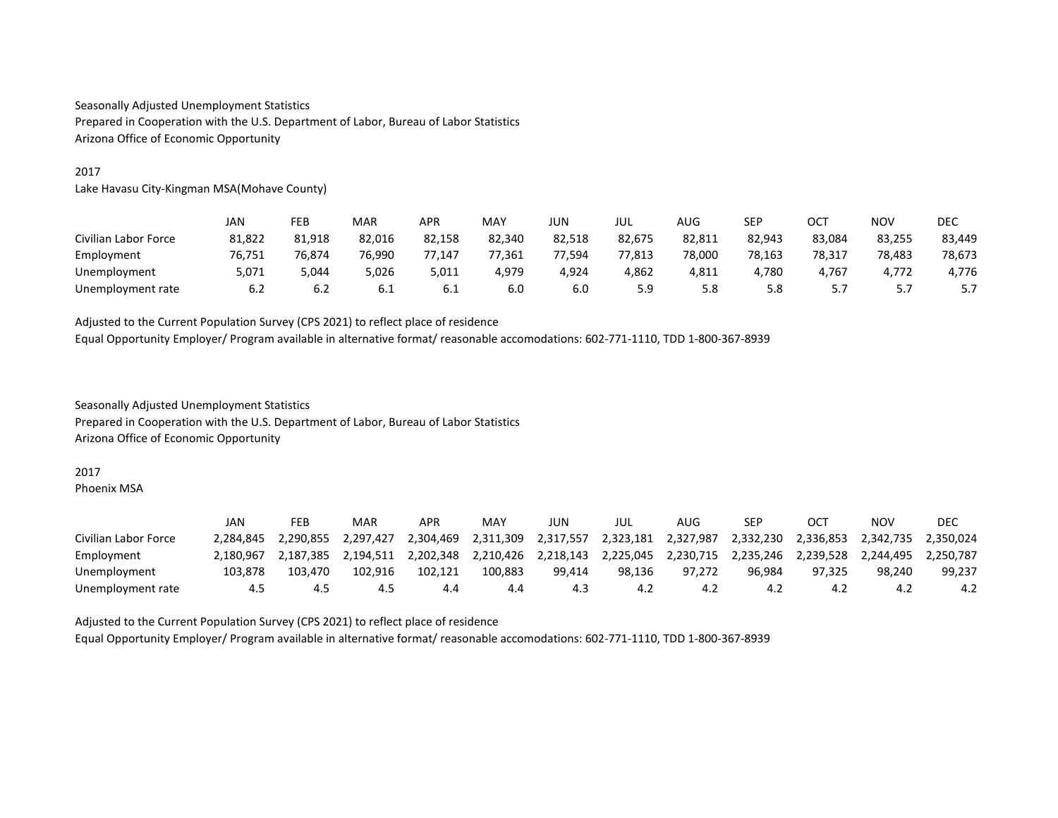Seasonally Adjusted Unemployment Statistics
Prepared in Cooperation with the U.S. Department of Labor, Bureau of Labor Statistics
Arizona Office of Economic Opportunity

2017
Lake Havasu City-Kingman MSA(Mohave County)

| | JAN | FEB | MAR | APR | MAY | JUN | JUL | AUG | SEP | OCT | NOV | DEC |
|---|---|---|---|---|---|---|---|---|---|---|---|---|
| Civilian Labor Force | 81,822 | 81,918 | 82,016 | 82,158 | 82,340 | 82,518 | 82,675 | 82,811 | 82,943 | 83,084 | 83,255 | 83,449 |
| Employment | 76,751 | 76,874 | 76,990 | 77,147 | 77,361 | 77,594 | 77,813 | 78,000 | 78,163 | 78,317 | 78,483 | 78,673 |
| Unemployment | 5,071 | 5,044 | 5,026 | 5,011 | 4,979 | 4,924 | 4,862 | 4,811 | 4,780 | 4,767 | 4,772 | 4,776 |
| Unemployment rate | 6.2 | 6.2 | 6.1 | 6.1 | 6.0 | 6.0 | 5.9 | 5.8 | 5.8 | 5.7 | 5.7 | 5.7 |

Adjusted to the Current Population Survey (CPS 2021) to reflect place of residence
Equal Opportunity Employer/ Program available in alternative format/ reasonable accomodations: 602-771-1110, TDD 1-800-367-8939

Seasonally Adjusted Unemployment Statistics
Prepared in Cooperation with the U.S. Department of Labor, Bureau of Labor Statistics
Arizona Office of Economic Opportunity

2017
Phoenix MSA

| | JAN | FEB | MAR | APR | MAY | JUN | JUL | AUG | SEP | OCT | NOV | DEC |
|---|---|---|---|---|---|---|---|---|---|---|---|---|
| Civilian Labor Force | 2,284,845 | 2,290,855 | 2,297,427 | 2,304,469 | 2,311,309 | 2,317,557 | 2,323,181 | 2,327,987 | 2,332,230 | 2,336,853 | 2,342,735 | 2,350,024 |
| Employment | 2,180,967 | 2,187,385 | 2,194,511 | 2,202,348 | 2,210,426 | 2,218,143 | 2,225,045 | 2,230,715 | 2,235,246 | 2,239,528 | 2,244,495 | 2,250,787 |
| Unemployment | 103,878 | 103,470 | 102,916 | 102,121 | 100,883 | 99,414 | 98,136 | 97,272 | 96,984 | 97,325 | 98,240 | 99,237 |
| Unemployment rate | 4.5 | 4.5 | 4.5 | 4.4 | 4.4 | 4.3 | 4.2 | 4.2 | 4.2 | 4.2 | 4.2 | 4.2 |

Adjusted to the Current Population Survey (CPS 2021) to reflect place of residence
Equal Opportunity Employer/ Program available in alternative format/ reasonable accomodations: 602-771-1110, TDD 1-800-367-8939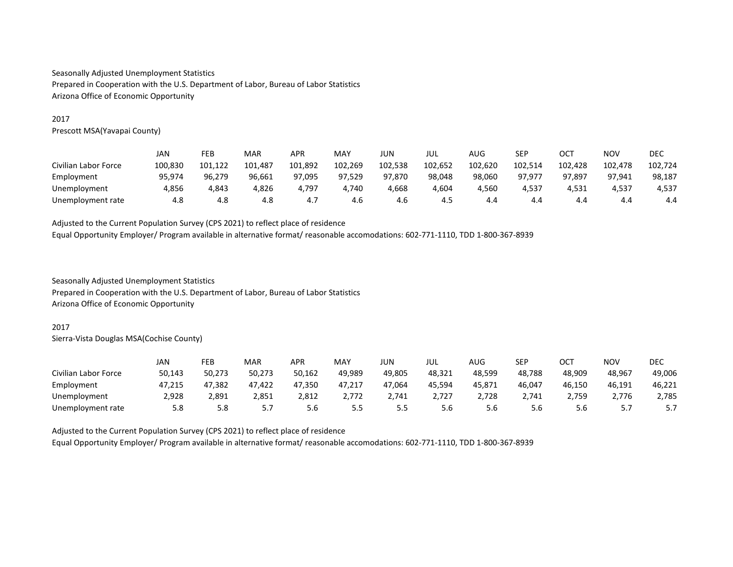Seasonally Adjusted Unemployment Statistics
Prepared in Cooperation with the U.S. Department of Labor, Bureau of Labor Statistics
Arizona Office of Economic Opportunity

2017
Prescott MSA(Yavapai County)

| | JAN | FEB | MAR | APR | MAY | JUN | JUL | AUG | SEP | OCT | NOV | DEC |
|---|---|---|---|---|---|---|---|---|---|---|---|---|
| Civilian Labor Force | 100,830 | 101,122 | 101,487 | 101,892 | 102,269 | 102,538 | 102,652 | 102,620 | 102,514 | 102,428 | 102,478 | 102,724 |
| Employment | 95,974 | 96,279 | 96,661 | 97,095 | 97,529 | 97,870 | 98,048 | 98,060 | 97,977 | 97,897 | 97,941 | 98,187 |
| Unemployment | 4,856 | 4,843 | 4,826 | 4,797 | 4,740 | 4,668 | 4,604 | 4,560 | 4,537 | 4,531 | 4,537 | 4,537 |
| Unemployment rate | 4.8 | 4.8 | 4.8 | 4.7 | 4.6 | 4.6 | 4.5 | 4.4 | 4.4 | 4.4 | 4.4 | 4.4 |

Adjusted to the Current Population Survey (CPS 2021) to reflect place of residence
Equal Opportunity Employer/ Program available in alternative format/ reasonable accomodations: 602-771-1110, TDD 1-800-367-8939

Seasonally Adjusted Unemployment Statistics
Prepared in Cooperation with the U.S. Department of Labor, Bureau of Labor Statistics
Arizona Office of Economic Opportunity

2017
Sierra-Vista Douglas MSA(Cochise County)

| | JAN | FEB | MAR | APR | MAY | JUN | JUL | AUG | SEP | OCT | NOV | DEC |
|---|---|---|---|---|---|---|---|---|---|---|---|---|
| Civilian Labor Force | 50,143 | 50,273 | 50,273 | 50,162 | 49,989 | 49,805 | 48,321 | 48,599 | 48,788 | 48,909 | 48,967 | 49,006 |
| Employment | 47,215 | 47,382 | 47,422 | 47,350 | 47,217 | 47,064 | 45,594 | 45,871 | 46,047 | 46,150 | 46,191 | 46,221 |
| Unemployment | 2,928 | 2,891 | 2,851 | 2,812 | 2,772 | 2,741 | 2,727 | 2,728 | 2,741 | 2,759 | 2,776 | 2,785 |
| Unemployment rate | 5.8 | 5.8 | 5.7 | 5.6 | 5.5 | 5.5 | 5.6 | 5.6 | 5.6 | 5.6 | 5.7 | 5.7 |

Adjusted to the Current Population Survey (CPS 2021) to reflect place of residence
Equal Opportunity Employer/ Program available in alternative format/ reasonable accomodations: 602-771-1110, TDD 1-800-367-8939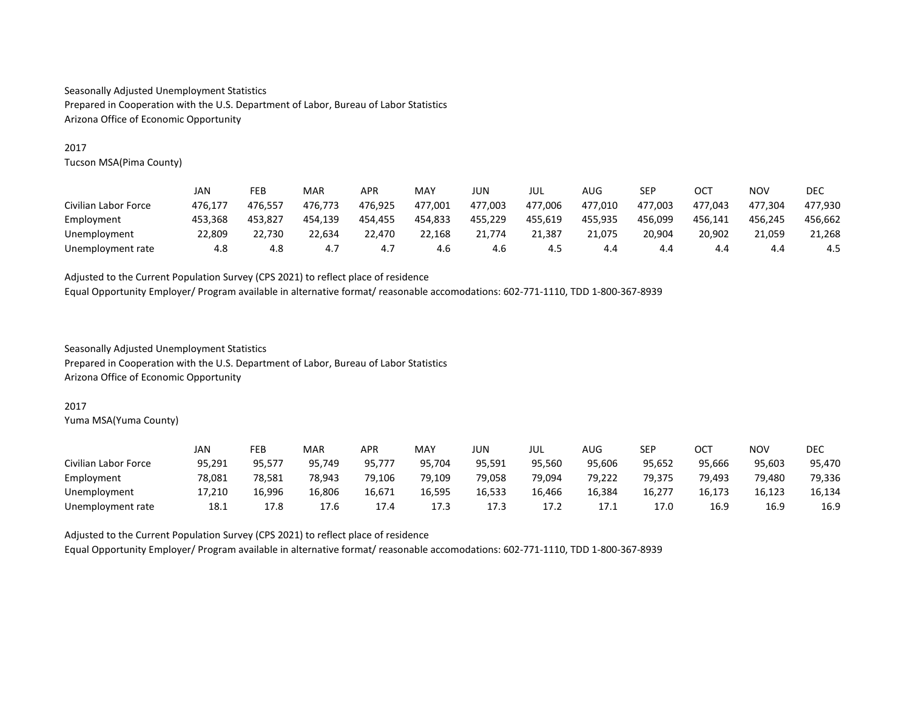Seasonally Adjusted Unemployment Statistics
Prepared in Cooperation with the U.S. Department of Labor, Bureau of Labor Statistics
Arizona Office of Economic Opportunity

2017
Tucson MSA(Pima County)

| | JAN | FEB | MAR | APR | MAY | JUN | JUL | AUG | SEP | OCT | NOV | DEC |
|---|---|---|---|---|---|---|---|---|---|---|---|---|
| Civilian Labor Force | 476,177 | 476,557 | 476,773 | 476,925 | 477,001 | 477,003 | 477,006 | 477,010 | 477,003 | 477,043 | 477,304 | 477,930 |
| Employment | 453,368 | 453,827 | 454,139 | 454,455 | 454,833 | 455,229 | 455,619 | 455,935 | 456,099 | 456,141 | 456,245 | 456,662 |
| Unemployment | 22,809 | 22,730 | 22,634 | 22,470 | 22,168 | 21,774 | 21,387 | 21,075 | 20,904 | 20,902 | 21,059 | 21,268 |
| Unemployment rate | 4.8 | 4.8 | 4.7 | 4.7 | 4.6 | 4.6 | 4.5 | 4.4 | 4.4 | 4.4 | 4.4 | 4.5 |

Adjusted to the Current Population Survey (CPS 2021) to reflect place of residence
Equal Opportunity Employer/ Program available in alternative format/ reasonable accomodations: 602-771-1110, TDD 1-800-367-8939

Seasonally Adjusted Unemployment Statistics
Prepared in Cooperation with the U.S. Department of Labor, Bureau of Labor Statistics
Arizona Office of Economic Opportunity

2017
Yuma MSA(Yuma County)

| | JAN | FEB | MAR | APR | MAY | JUN | JUL | AUG | SEP | OCT | NOV | DEC |
|---|---|---|---|---|---|---|---|---|---|---|---|---|
| Civilian Labor Force | 95,291 | 95,577 | 95,749 | 95,777 | 95,704 | 95,591 | 95,560 | 95,606 | 95,652 | 95,666 | 95,603 | 95,470 |
| Employment | 78,081 | 78,581 | 78,943 | 79,106 | 79,109 | 79,058 | 79,094 | 79,222 | 79,375 | 79,493 | 79,480 | 79,336 |
| Unemployment | 17,210 | 16,996 | 16,806 | 16,671 | 16,595 | 16,533 | 16,466 | 16,384 | 16,277 | 16,173 | 16,123 | 16,134 |
| Unemployment rate | 18.1 | 17.8 | 17.6 | 17.4 | 17.3 | 17.3 | 17.2 | 17.1 | 17.0 | 16.9 | 16.9 | 16.9 |

Adjusted to the Current Population Survey (CPS 2021) to reflect place of residence
Equal Opportunity Employer/ Program available in alternative format/ reasonable accomodations: 602-771-1110, TDD 1-800-367-8939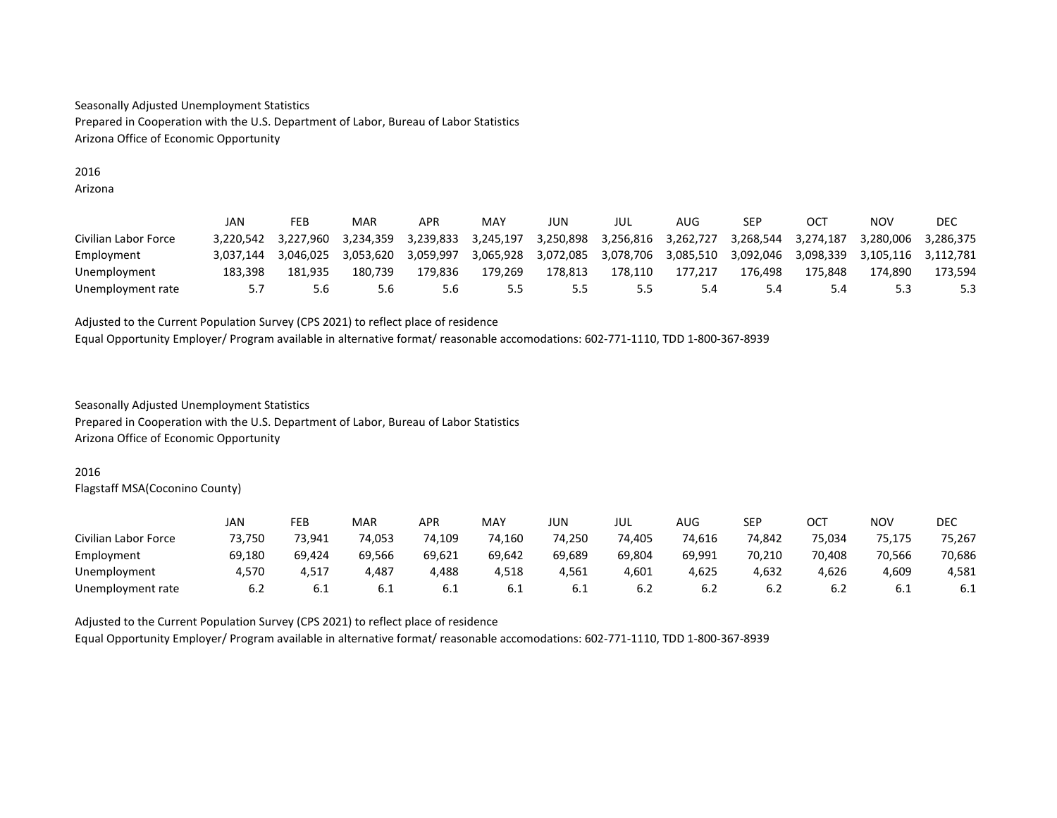Seasonally Adjusted Unemployment Statistics
Prepared in Cooperation with the U.S. Department of Labor, Bureau of Labor Statistics
Arizona Office of Economic Opportunity

2016
Arizona

| | JAN | FEB | MAR | APR | MAY | JUN | JUL | AUG | SEP | OCT | NOV | DEC |
|---|---|---|---|---|---|---|---|---|---|---|---|---|
| Civilian Labor Force | 3,220,542 | 3,227,960 | 3,234,359 | 3,239,833 | 3,245,197 | 3,250,898 | 3,256,816 | 3,262,727 | 3,268,544 | 3,274,187 | 3,280,006 | 3,286,375 |
| Employment | 3,037,144 | 3,046,025 | 3,053,620 | 3,059,997 | 3,065,928 | 3,072,085 | 3,078,706 | 3,085,510 | 3,092,046 | 3,098,339 | 3,105,116 | 3,112,781 |
| Unemployment | 183,398 | 181,935 | 180,739 | 179,836 | 179,269 | 178,813 | 178,110 | 177,217 | 176,498 | 175,848 | 174,890 | 173,594 |
| Unemployment rate | 5.7 | 5.6 | 5.6 | 5.6 | 5.5 | 5.5 | 5.5 | 5.4 | 5.4 | 5.4 | 5.3 | 5.3 |

Adjusted to the Current Population Survey (CPS 2021) to reflect place of residence
Equal Opportunity Employer/ Program available in alternative format/ reasonable accomodations: 602-771-1110, TDD 1-800-367-8939

Seasonally Adjusted Unemployment Statistics
Prepared in Cooperation with the U.S. Department of Labor, Bureau of Labor Statistics
Arizona Office of Economic Opportunity

2016
Flagstaff MSA(Coconino County)

| | JAN | FEB | MAR | APR | MAY | JUN | JUL | AUG | SEP | OCT | NOV | DEC |
|---|---|---|---|---|---|---|---|---|---|---|---|---|
| Civilian Labor Force | 73,750 | 73,941 | 74,053 | 74,109 | 74,160 | 74,250 | 74,405 | 74,616 | 74,842 | 75,034 | 75,175 | 75,267 |
| Employment | 69,180 | 69,424 | 69,566 | 69,621 | 69,642 | 69,689 | 69,804 | 69,991 | 70,210 | 70,408 | 70,566 | 70,686 |
| Unemployment | 4,570 | 4,517 | 4,487 | 4,488 | 4,518 | 4,561 | 4,601 | 4,625 | 4,632 | 4,626 | 4,609 | 4,581 |
| Unemployment rate | 6.2 | 6.1 | 6.1 | 6.1 | 6.1 | 6.1 | 6.2 | 6.2 | 6.2 | 6.2 | 6.1 | 6.1 |

Adjusted to the Current Population Survey (CPS 2021) to reflect place of residence
Equal Opportunity Employer/ Program available in alternative format/ reasonable accomodations: 602-771-1110, TDD 1-800-367-8939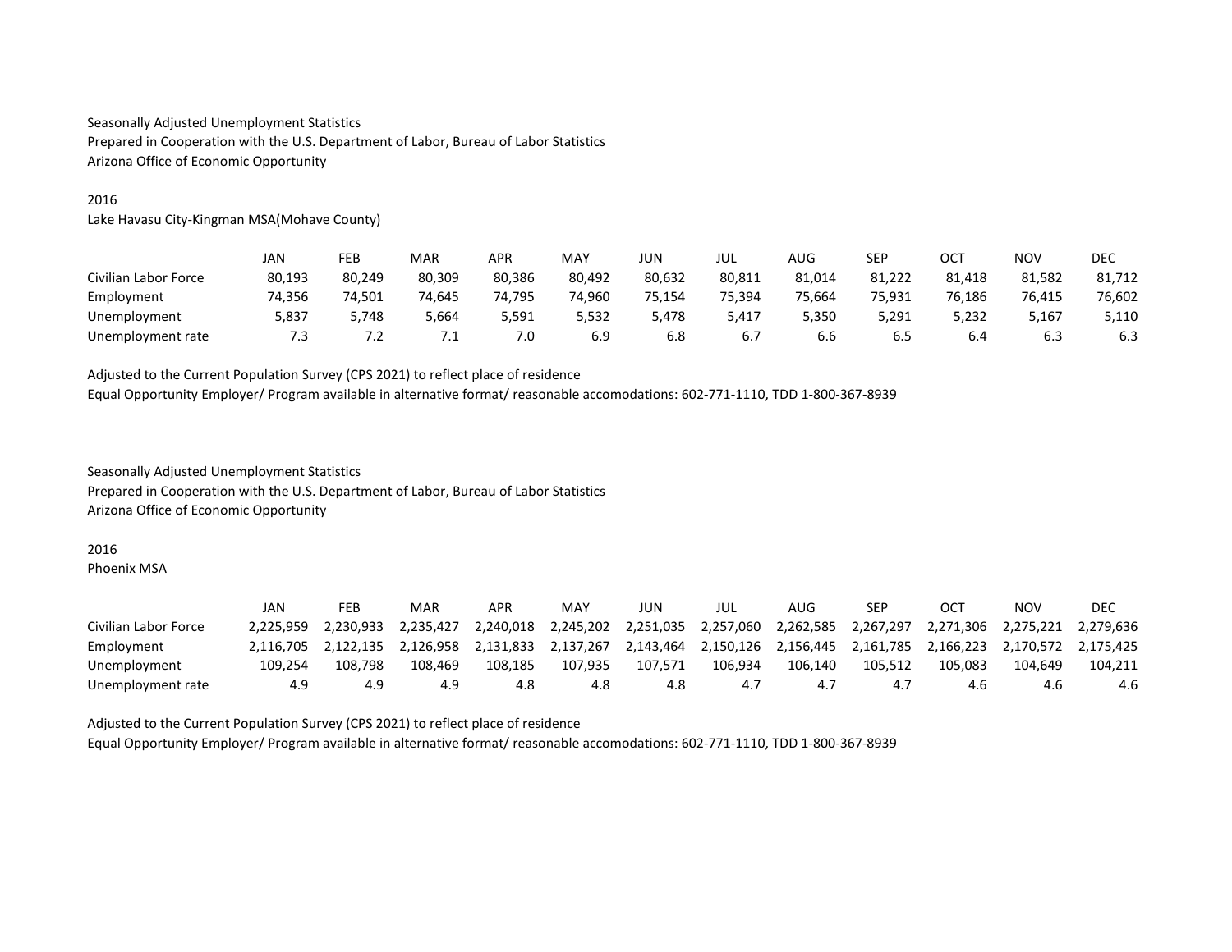Seasonally Adjusted Unemployment Statistics
Prepared in Cooperation with the U.S. Department of Labor, Bureau of Labor Statistics
Arizona Office of Economic Opportunity

2016
Lake Havasu City-Kingman MSA(Mohave County)

| | JAN | FEB | MAR | APR | MAY | JUN | JUL | AUG | SEP | OCT | NOV | DEC |
|---|---|---|---|---|---|---|---|---|---|---|---|---|
| Civilian Labor Force | 80,193 | 80,249 | 80,309 | 80,386 | 80,492 | 80,632 | 80,811 | 81,014 | 81,222 | 81,418 | 81,582 | 81,712 |
| Employment | 74,356 | 74,501 | 74,645 | 74,795 | 74,960 | 75,154 | 75,394 | 75,664 | 75,931 | 76,186 | 76,415 | 76,602 |
| Unemployment | 5,837 | 5,748 | 5,664 | 5,591 | 5,532 | 5,478 | 5,417 | 5,350 | 5,291 | 5,232 | 5,167 | 5,110 |
| Unemployment rate | 7.3 | 7.2 | 7.1 | 7.0 | 6.9 | 6.8 | 6.7 | 6.6 | 6.5 | 6.4 | 6.3 | 6.3 |

Adjusted to the Current Population Survey (CPS 2021) to reflect place of residence
Equal Opportunity Employer/ Program available in alternative format/ reasonable accomodations: 602-771-1110, TDD 1-800-367-8939

Seasonally Adjusted Unemployment Statistics
Prepared in Cooperation with the U.S. Department of Labor, Bureau of Labor Statistics
Arizona Office of Economic Opportunity

2016
Phoenix MSA

| | JAN | FEB | MAR | APR | MAY | JUN | JUL | AUG | SEP | OCT | NOV | DEC |
|---|---|---|---|---|---|---|---|---|---|---|---|---|
| Civilian Labor Force | 2,225,959 | 2,230,933 | 2,235,427 | 2,240,018 | 2,245,202 | 2,251,035 | 2,257,060 | 2,262,585 | 2,267,297 | 2,271,306 | 2,275,221 | 2,279,636 |
| Employment | 2,116,705 | 2,122,135 | 2,126,958 | 2,131,833 | 2,137,267 | 2,143,464 | 2,150,126 | 2,156,445 | 2,161,785 | 2,166,223 | 2,170,572 | 2,175,425 |
| Unemployment | 109,254 | 108,798 | 108,469 | 108,185 | 107,935 | 107,571 | 106,934 | 106,140 | 105,512 | 105,083 | 104,649 | 104,211 |
| Unemployment rate | 4.9 | 4.9 | 4.9 | 4.8 | 4.8 | 4.8 | 4.7 | 4.7 | 4.7 | 4.6 | 4.6 | 4.6 |

Adjusted to the Current Population Survey (CPS 2021) to reflect place of residence
Equal Opportunity Employer/ Program available in alternative format/ reasonable accomodations: 602-771-1110, TDD 1-800-367-8939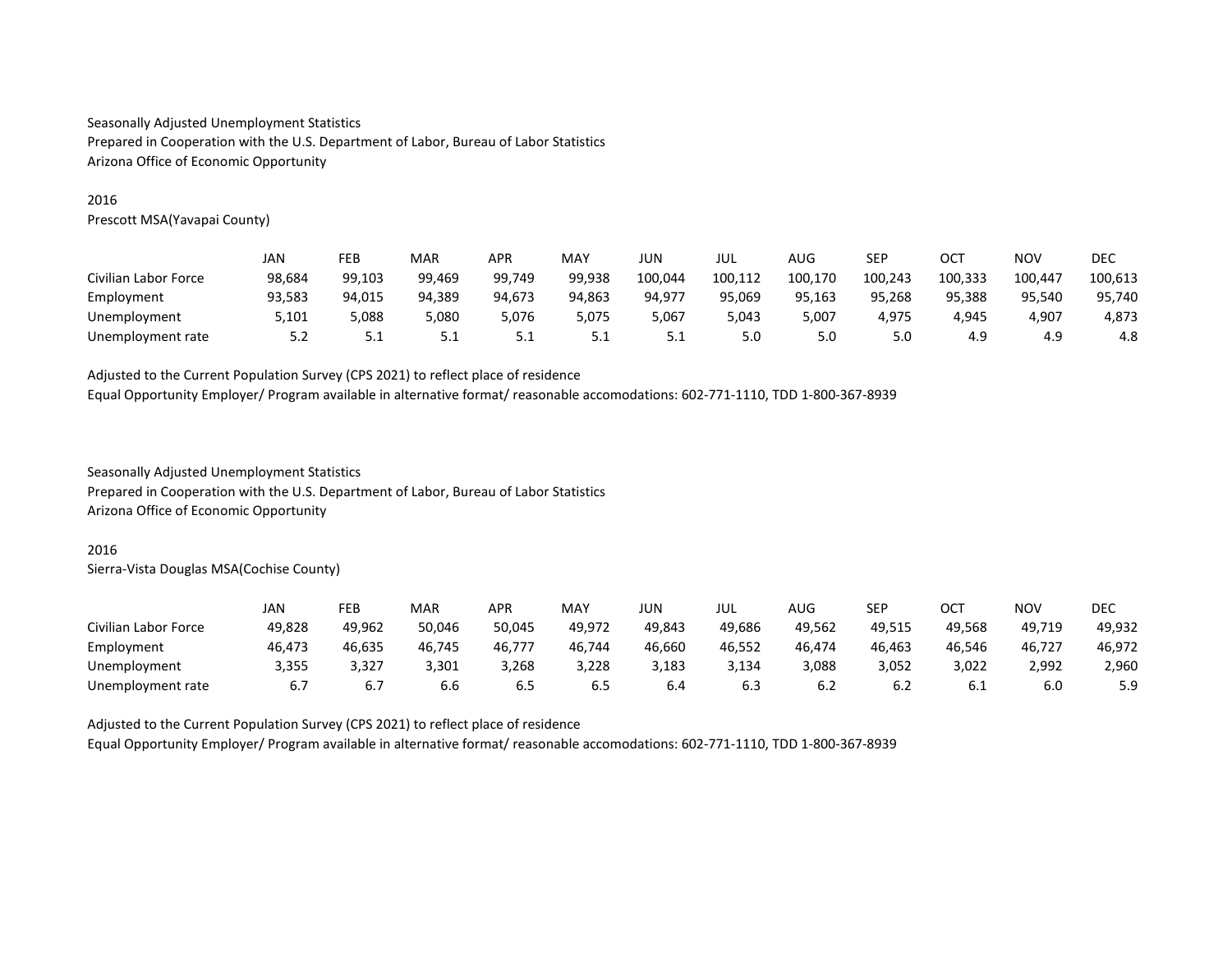Seasonally Adjusted Unemployment Statistics
Prepared in Cooperation with the U.S. Department of Labor, Bureau of Labor Statistics
Arizona Office of Economic Opportunity

2016
Prescott MSA(Yavapai County)

| | JAN | FEB | MAR | APR | MAY | JUN | JUL | AUG | SEP | OCT | NOV | DEC |
|---|---|---|---|---|---|---|---|---|---|---|---|---|
| Civilian Labor Force | 98,684 | 99,103 | 99,469 | 99,749 | 99,938 | 100,044 | 100,112 | 100,170 | 100,243 | 100,333 | 100,447 | 100,613 |
| Employment | 93,583 | 94,015 | 94,389 | 94,673 | 94,863 | 94,977 | 95,069 | 95,163 | 95,268 | 95,388 | 95,540 | 95,740 |
| Unemployment | 5,101 | 5,088 | 5,080 | 5,076 | 5,075 | 5,067 | 5,043 | 5,007 | 4,975 | 4,945 | 4,907 | 4,873 |
| Unemployment rate | 5.2 | 5.1 | 5.1 | 5.1 | 5.1 | 5.1 | 5.0 | 5.0 | 5.0 | 4.9 | 4.9 | 4.8 |

Adjusted to the Current Population Survey (CPS 2021) to reflect place of residence
Equal Opportunity Employer/ Program available in alternative format/ reasonable accomodations: 602-771-1110, TDD 1-800-367-8939

Seasonally Adjusted Unemployment Statistics
Prepared in Cooperation with the U.S. Department of Labor, Bureau of Labor Statistics
Arizona Office of Economic Opportunity

2016
Sierra-Vista Douglas MSA(Cochise County)

| | JAN | FEB | MAR | APR | MAY | JUN | JUL | AUG | SEP | OCT | NOV | DEC |
|---|---|---|---|---|---|---|---|---|---|---|---|---|
| Civilian Labor Force | 49,828 | 49,962 | 50,046 | 50,045 | 49,972 | 49,843 | 49,686 | 49,562 | 49,515 | 49,568 | 49,719 | 49,932 |
| Employment | 46,473 | 46,635 | 46,745 | 46,777 | 46,744 | 46,660 | 46,552 | 46,474 | 46,463 | 46,546 | 46,727 | 46,972 |
| Unemployment | 3,355 | 3,327 | 3,301 | 3,268 | 3,228 | 3,183 | 3,134 | 3,088 | 3,052 | 3,022 | 2,992 | 2,960 |
| Unemployment rate | 6.7 | 6.7 | 6.6 | 6.5 | 6.5 | 6.4 | 6.3 | 6.2 | 6.2 | 6.1 | 6.0 | 5.9 |

Adjusted to the Current Population Survey (CPS 2021) to reflect place of residence
Equal Opportunity Employer/ Program available in alternative format/ reasonable accomodations: 602-771-1110, TDD 1-800-367-8939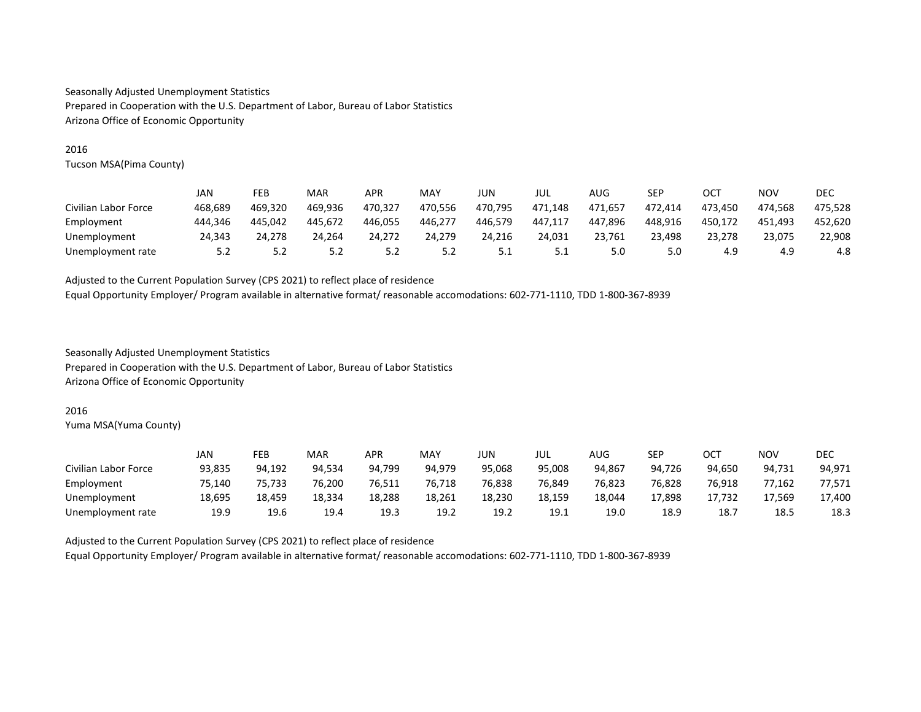Seasonally Adjusted Unemployment Statistics
Prepared in Cooperation with the U.S. Department of Labor, Bureau of Labor Statistics
Arizona Office of Economic Opportunity

2016
Tucson MSA(Pima County)

| | JAN | FEB | MAR | APR | MAY | JUN | JUL | AUG | SEP | OCT | NOV | DEC |
|---|---|---|---|---|---|---|---|---|---|---|---|---|
| Civilian Labor Force | 468,689 | 469,320 | 469,936 | 470,327 | 470,556 | 470,795 | 471,148 | 471,657 | 472,414 | 473,450 | 474,568 | 475,528 |
| Employment | 444,346 | 445,042 | 445,672 | 446,055 | 446,277 | 446,579 | 447,117 | 447,896 | 448,916 | 450,172 | 451,493 | 452,620 |
| Unemployment | 24,343 | 24,278 | 24,264 | 24,272 | 24,279 | 24,216 | 24,031 | 23,761 | 23,498 | 23,278 | 23,075 | 22,908 |
| Unemployment rate | 5.2 | 5.2 | 5.2 | 5.2 | 5.2 | 5.1 | 5.1 | 5.0 | 5.0 | 4.9 | 4.9 | 4.8 |

Adjusted to the Current Population Survey (CPS 2021) to reflect place of residence
Equal Opportunity Employer/ Program available in alternative format/ reasonable accomodations: 602-771-1110, TDD 1-800-367-8939

Seasonally Adjusted Unemployment Statistics
Prepared in Cooperation with the U.S. Department of Labor, Bureau of Labor Statistics
Arizona Office of Economic Opportunity

2016
Yuma MSA(Yuma County)

| | JAN | FEB | MAR | APR | MAY | JUN | JUL | AUG | SEP | OCT | NOV | DEC |
|---|---|---|---|---|---|---|---|---|---|---|---|---|
| Civilian Labor Force | 93,835 | 94,192 | 94,534 | 94,799 | 94,979 | 95,068 | 95,008 | 94,867 | 94,726 | 94,650 | 94,731 | 94,971 |
| Employment | 75,140 | 75,733 | 76,200 | 76,511 | 76,718 | 76,838 | 76,849 | 76,823 | 76,828 | 76,918 | 77,162 | 77,571 |
| Unemployment | 18,695 | 18,459 | 18,334 | 18,288 | 18,261 | 18,230 | 18,159 | 18,044 | 17,898 | 17,732 | 17,569 | 17,400 |
| Unemployment rate | 19.9 | 19.6 | 19.4 | 19.3 | 19.2 | 19.2 | 19.1 | 19.0 | 18.9 | 18.7 | 18.5 | 18.3 |

Adjusted to the Current Population Survey (CPS 2021) to reflect place of residence
Equal Opportunity Employer/ Program available in alternative format/ reasonable accomodations: 602-771-1110, TDD 1-800-367-8939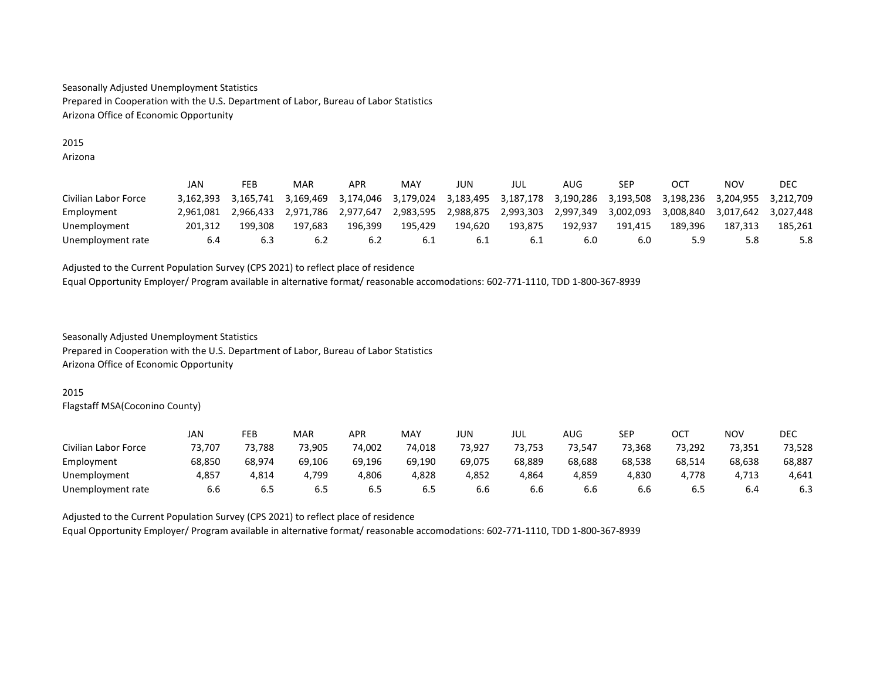Seasonally Adjusted Unemployment Statistics
Prepared in Cooperation with the U.S. Department of Labor, Bureau of Labor Statistics
Arizona Office of Economic Opportunity

2015
Arizona

| | JAN | FEB | MAR | APR | MAY | JUN | JUL | AUG | SEP | OCT | NOV | DEC |
|---|---|---|---|---|---|---|---|---|---|---|---|---|
| Civilian Labor Force | 3,162,393 | 3,165,741 | 3,169,469 | 3,174,046 | 3,179,024 | 3,183,495 | 3,187,178 | 3,190,286 | 3,193,508 | 3,198,236 | 3,204,955 | 3,212,709 |
| Employment | 2,961,081 | 2,966,433 | 2,971,786 | 2,977,647 | 2,983,595 | 2,988,875 | 2,993,303 | 2,997,349 | 3,002,093 | 3,008,840 | 3,017,642 | 3,027,448 |
| Unemployment | 201,312 | 199,308 | 197,683 | 196,399 | 195,429 | 194,620 | 193,875 | 192,937 | 191,415 | 189,396 | 187,313 | 185,261 |
| Unemployment rate | 6.4 | 6.3 | 6.2 | 6.2 | 6.1 | 6.1 | 6.1 | 6.0 | 6.0 | 5.9 | 5.8 | 5.8 |

Adjusted to the Current Population Survey (CPS 2021) to reflect place of residence
Equal Opportunity Employer/ Program available in alternative format/ reasonable accomodations: 602-771-1110, TDD 1-800-367-8939

Seasonally Adjusted Unemployment Statistics
Prepared in Cooperation with the U.S. Department of Labor, Bureau of Labor Statistics
Arizona Office of Economic Opportunity

2015
Flagstaff MSA(Coconino County)

| | JAN | FEB | MAR | APR | MAY | JUN | JUL | AUG | SEP | OCT | NOV | DEC |
|---|---|---|---|---|---|---|---|---|---|---|---|---|
| Civilian Labor Force | 73,707 | 73,788 | 73,905 | 74,002 | 74,018 | 73,927 | 73,753 | 73,547 | 73,368 | 73,292 | 73,351 | 73,528 |
| Employment | 68,850 | 68,974 | 69,106 | 69,196 | 69,190 | 69,075 | 68,889 | 68,688 | 68,538 | 68,514 | 68,638 | 68,887 |
| Unemployment | 4,857 | 4,814 | 4,799 | 4,806 | 4,828 | 4,852 | 4,864 | 4,859 | 4,830 | 4,778 | 4,713 | 4,641 |
| Unemployment rate | 6.6 | 6.5 | 6.5 | 6.5 | 6.5 | 6.6 | 6.6 | 6.6 | 6.6 | 6.5 | 6.4 | 6.3 |

Adjusted to the Current Population Survey (CPS 2021) to reflect place of residence
Equal Opportunity Employer/ Program available in alternative format/ reasonable accomodations: 602-771-1110, TDD 1-800-367-8939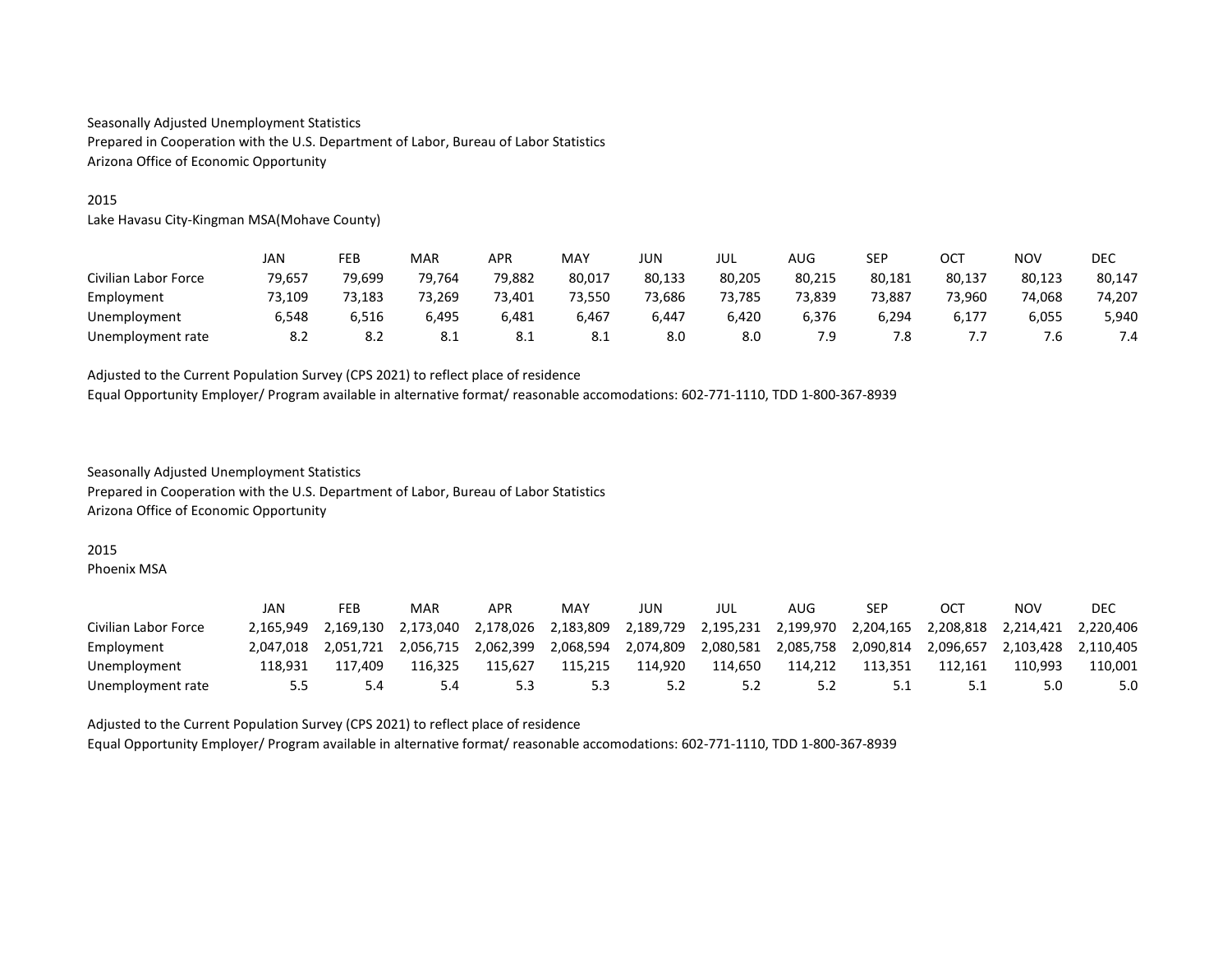Seasonally Adjusted Unemployment Statistics
Prepared in Cooperation with the U.S. Department of Labor, Bureau of Labor Statistics
Arizona Office of Economic Opportunity

2015
Lake Havasu City-Kingman MSA(Mohave County)

| | JAN | FEB | MAR | APR | MAY | JUN | JUL | AUG | SEP | OCT | NOV | DEC |
|---|---|---|---|---|---|---|---|---|---|---|---|---|
| Civilian Labor Force | 79,657 | 79,699 | 79,764 | 79,882 | 80,017 | 80,133 | 80,205 | 80,215 | 80,181 | 80,137 | 80,123 | 80,147 |
| Employment | 73,109 | 73,183 | 73,269 | 73,401 | 73,550 | 73,686 | 73,785 | 73,839 | 73,887 | 73,960 | 74,068 | 74,207 |
| Unemployment | 6,548 | 6,516 | 6,495 | 6,481 | 6,467 | 6,447 | 6,420 | 6,376 | 6,294 | 6,177 | 6,055 | 5,940 |
| Unemployment rate | 8.2 | 8.2 | 8.1 | 8.1 | 8.1 | 8.0 | 8.0 | 7.9 | 7.8 | 7.7 | 7.6 | 7.4 |

Adjusted to the Current Population Survey (CPS 2021) to reflect place of residence
Equal Opportunity Employer/ Program available in alternative format/ reasonable accomodations: 602-771-1110, TDD 1-800-367-8939

Seasonally Adjusted Unemployment Statistics
Prepared in Cooperation with the U.S. Department of Labor, Bureau of Labor Statistics
Arizona Office of Economic Opportunity

2015
Phoenix MSA

| | JAN | FEB | MAR | APR | MAY | JUN | JUL | AUG | SEP | OCT | NOV | DEC |
|---|---|---|---|---|---|---|---|---|---|---|---|---|
| Civilian Labor Force | 2,165,949 | 2,169,130 | 2,173,040 | 2,178,026 | 2,183,809 | 2,189,729 | 2,195,231 | 2,199,970 | 2,204,165 | 2,208,818 | 2,214,421 | 2,220,406 |
| Employment | 2,047,018 | 2,051,721 | 2,056,715 | 2,062,399 | 2,068,594 | 2,074,809 | 2,080,581 | 2,085,758 | 2,090,814 | 2,096,657 | 2,103,428 | 2,110,405 |
| Unemployment | 118,931 | 117,409 | 116,325 | 115,627 | 115,215 | 114,920 | 114,650 | 114,212 | 113,351 | 112,161 | 110,993 | 110,001 |
| Unemployment rate | 5.5 | 5.4 | 5.4 | 5.3 | 5.3 | 5.2 | 5.2 | 5.2 | 5.1 | 5.1 | 5.0 | 5.0 |

Adjusted to the Current Population Survey (CPS 2021) to reflect place of residence
Equal Opportunity Employer/ Program available in alternative format/ reasonable accomodations: 602-771-1110, TDD 1-800-367-8939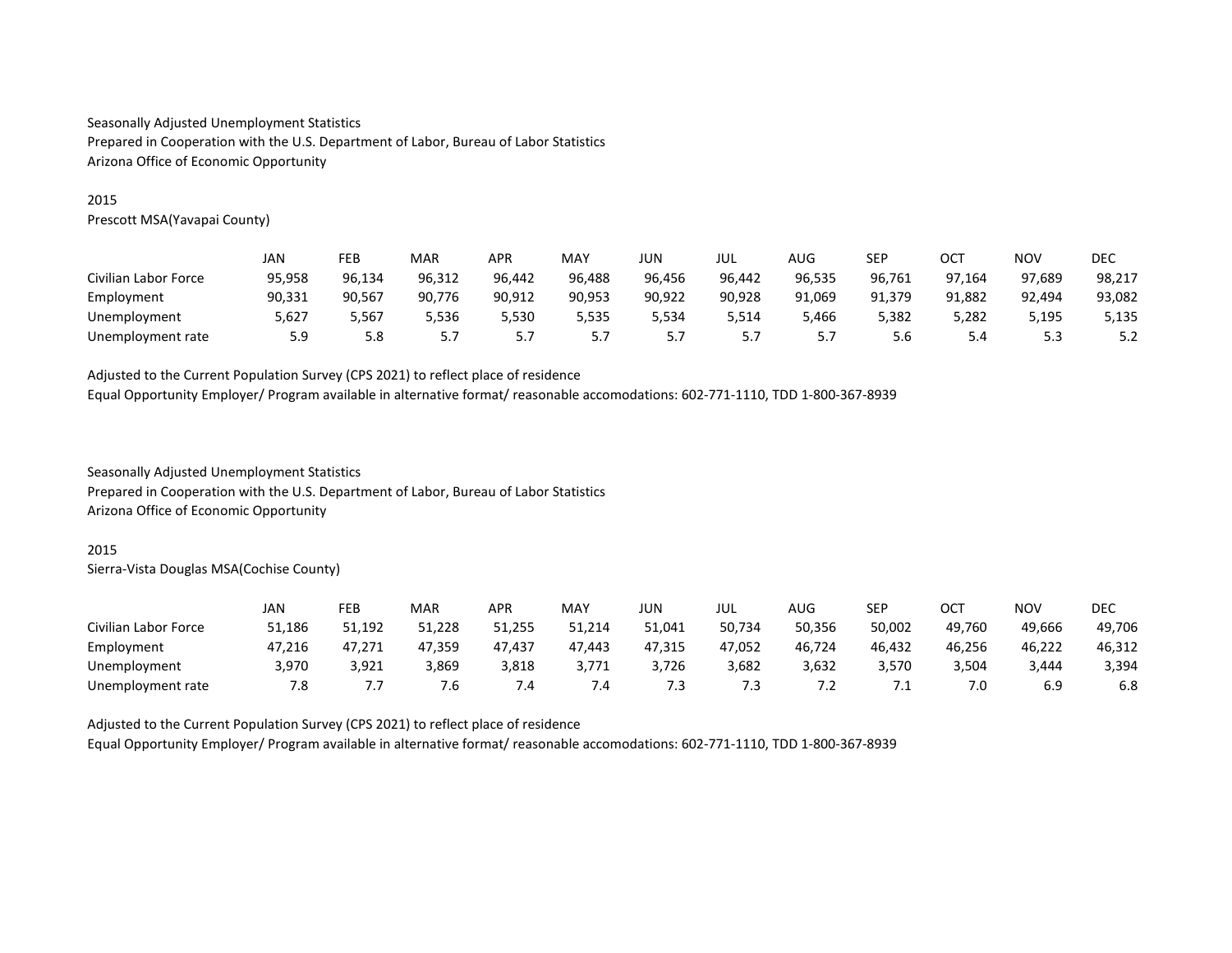Seasonally Adjusted Unemployment Statistics
Prepared in Cooperation with the U.S. Department of Labor, Bureau of Labor Statistics
Arizona Office of Economic Opportunity

2015
Prescott MSA(Yavapai County)

| | JAN | FEB | MAR | APR | MAY | JUN | JUL | AUG | SEP | OCT | NOV | DEC |
|---|---|---|---|---|---|---|---|---|---|---|---|---|
| Civilian Labor Force | 95,958 | 96,134 | 96,312 | 96,442 | 96,488 | 96,456 | 96,442 | 96,535 | 96,761 | 97,164 | 97,689 | 98,217 |
| Employment | 90,331 | 90,567 | 90,776 | 90,912 | 90,953 | 90,922 | 90,928 | 91,069 | 91,379 | 91,882 | 92,494 | 93,082 |
| Unemployment | 5,627 | 5,567 | 5,536 | 5,530 | 5,535 | 5,534 | 5,514 | 5,466 | 5,382 | 5,282 | 5,195 | 5,135 |
| Unemployment rate | 5.9 | 5.8 | 5.7 | 5.7 | 5.7 | 5.7 | 5.7 | 5.7 | 5.6 | 5.4 | 5.3 | 5.2 |

Adjusted to the Current Population Survey (CPS 2021) to reflect place of residence
Equal Opportunity Employer/ Program available in alternative format/ reasonable accomodations: 602-771-1110, TDD 1-800-367-8939

Seasonally Adjusted Unemployment Statistics
Prepared in Cooperation with the U.S. Department of Labor, Bureau of Labor Statistics
Arizona Office of Economic Opportunity

2015
Sierra-Vista Douglas MSA(Cochise County)

| | JAN | FEB | MAR | APR | MAY | JUN | JUL | AUG | SEP | OCT | NOV | DEC |
|---|---|---|---|---|---|---|---|---|---|---|---|---|
| Civilian Labor Force | 51,186 | 51,192 | 51,228 | 51,255 | 51,214 | 51,041 | 50,734 | 50,356 | 50,002 | 49,760 | 49,666 | 49,706 |
| Employment | 47,216 | 47,271 | 47,359 | 47,437 | 47,443 | 47,315 | 47,052 | 46,724 | 46,432 | 46,256 | 46,222 | 46,312 |
| Unemployment | 3,970 | 3,921 | 3,869 | 3,818 | 3,771 | 3,726 | 3,682 | 3,632 | 3,570 | 3,504 | 3,444 | 3,394 |
| Unemployment rate | 7.8 | 7.7 | 7.6 | 7.4 | 7.4 | 7.3 | 7.3 | 7.2 | 7.1 | 7.0 | 6.9 | 6.8 |

Adjusted to the Current Population Survey (CPS 2021) to reflect place of residence
Equal Opportunity Employer/ Program available in alternative format/ reasonable accomodations: 602-771-1110, TDD 1-800-367-8939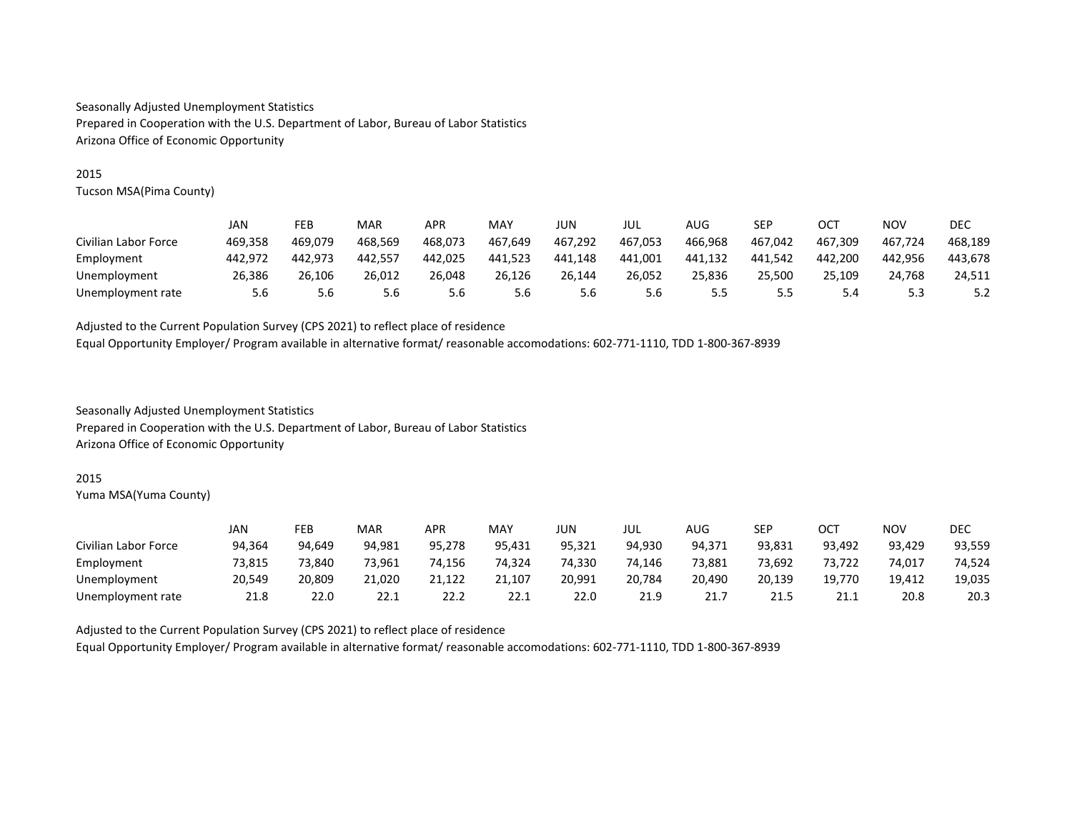Seasonally Adjusted Unemployment Statistics
Prepared in Cooperation with the U.S. Department of Labor, Bureau of Labor Statistics
Arizona Office of Economic Opportunity

2015
Tucson MSA(Pima County)

| | JAN | FEB | MAR | APR | MAY | JUN | JUL | AUG | SEP | OCT | NOV | DEC |
|---|---|---|---|---|---|---|---|---|---|---|---|---|
| Civilian Labor Force | 469,358 | 469,079 | 468,569 | 468,073 | 467,649 | 467,292 | 467,053 | 466,968 | 467,042 | 467,309 | 467,724 | 468,189 |
| Employment | 442,972 | 442,973 | 442,557 | 442,025 | 441,523 | 441,148 | 441,001 | 441,132 | 441,542 | 442,200 | 442,956 | 443,678 |
| Unemployment | 26,386 | 26,106 | 26,012 | 26,048 | 26,126 | 26,144 | 26,052 | 25,836 | 25,500 | 25,109 | 24,768 | 24,511 |
| Unemployment rate | 5.6 | 5.6 | 5.6 | 5.6 | 5.6 | 5.6 | 5.6 | 5.5 | 5.5 | 5.4 | 5.3 | 5.2 |

Adjusted to the Current Population Survey (CPS 2021) to reflect place of residence
Equal Opportunity Employer/ Program available in alternative format/ reasonable accomodations: 602-771-1110, TDD 1-800-367-8939

Seasonally Adjusted Unemployment Statistics
Prepared in Cooperation with the U.S. Department of Labor, Bureau of Labor Statistics
Arizona Office of Economic Opportunity

2015
Yuma MSA(Yuma County)

| | JAN | FEB | MAR | APR | MAY | JUN | JUL | AUG | SEP | OCT | NOV | DEC |
|---|---|---|---|---|---|---|---|---|---|---|---|---|
| Civilian Labor Force | 94,364 | 94,649 | 94,981 | 95,278 | 95,431 | 95,321 | 94,930 | 94,371 | 93,831 | 93,492 | 93,429 | 93,559 |
| Employment | 73,815 | 73,840 | 73,961 | 74,156 | 74,324 | 74,330 | 74,146 | 73,881 | 73,692 | 73,722 | 74,017 | 74,524 |
| Unemployment | 20,549 | 20,809 | 21,020 | 21,122 | 21,107 | 20,991 | 20,784 | 20,490 | 20,139 | 19,770 | 19,412 | 19,035 |
| Unemployment rate | 21.8 | 22.0 | 22.1 | 22.2 | 22.1 | 22.0 | 21.9 | 21.7 | 21.5 | 21.1 | 20.8 | 20.3 |

Adjusted to the Current Population Survey (CPS 2021) to reflect place of residence
Equal Opportunity Employer/ Program available in alternative format/ reasonable accomodations: 602-771-1110, TDD 1-800-367-8939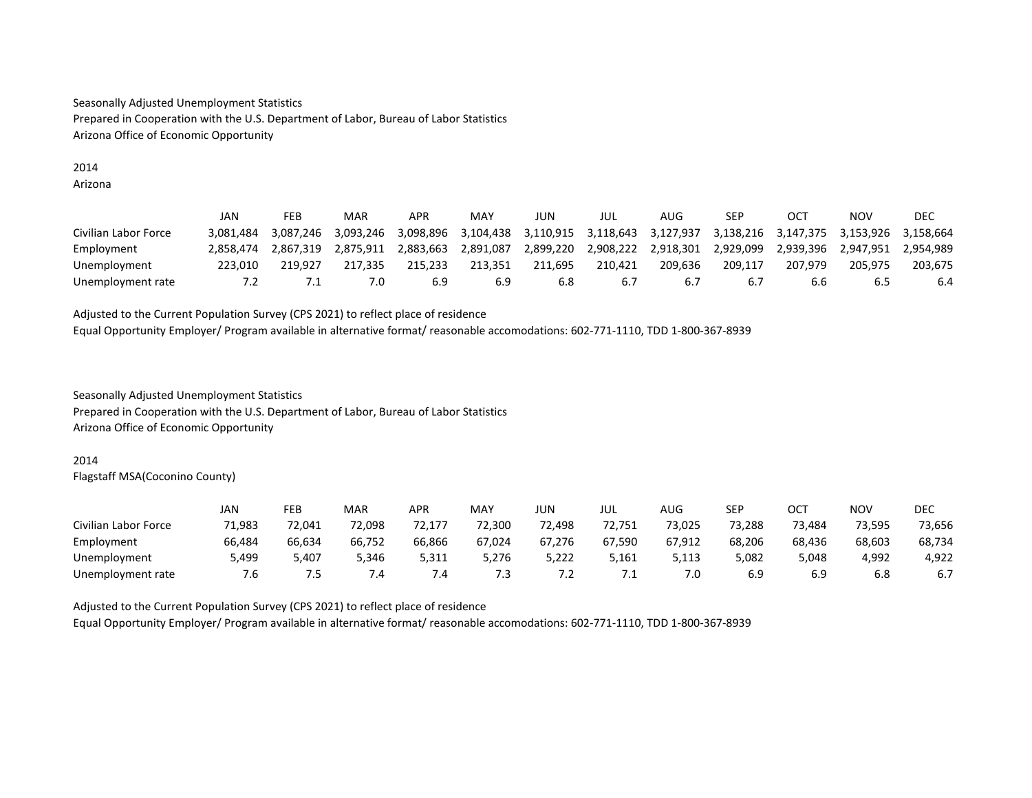Seasonally Adjusted Unemployment Statistics
Prepared in Cooperation with the U.S. Department of Labor, Bureau of Labor Statistics
Arizona Office of Economic Opportunity

2014
Arizona

| | JAN | FEB | MAR | APR | MAY | JUN | JUL | AUG | SEP | OCT | NOV | DEC |
|---|---|---|---|---|---|---|---|---|---|---|---|---|
| Civilian Labor Force | 3,081,484 | 3,087,246 | 3,093,246 | 3,098,896 | 3,104,438 | 3,110,915 | 3,118,643 | 3,127,937 | 3,138,216 | 3,147,375 | 3,153,926 | 3,158,664 |
| Employment | 2,858,474 | 2,867,319 | 2,875,911 | 2,883,663 | 2,891,087 | 2,899,220 | 2,908,222 | 2,918,301 | 2,929,099 | 2,939,396 | 2,947,951 | 2,954,989 |
| Unemployment | 223,010 | 219,927 | 217,335 | 215,233 | 213,351 | 211,695 | 210,421 | 209,636 | 209,117 | 207,979 | 205,975 | 203,675 |
| Unemployment rate | 7.2 | 7.1 | 7.0 | 6.9 | 6.9 | 6.8 | 6.7 | 6.7 | 6.7 | 6.6 | 6.5 | 6.4 |

Adjusted to the Current Population Survey (CPS 2021) to reflect place of residence
Equal Opportunity Employer/ Program available in alternative format/ reasonable accomodations: 602-771-1110, TDD 1-800-367-8939

Seasonally Adjusted Unemployment Statistics
Prepared in Cooperation with the U.S. Department of Labor, Bureau of Labor Statistics
Arizona Office of Economic Opportunity

2014
Flagstaff MSA(Coconino County)

| | JAN | FEB | MAR | APR | MAY | JUN | JUL | AUG | SEP | OCT | NOV | DEC |
|---|---|---|---|---|---|---|---|---|---|---|---|---|
| Civilian Labor Force | 71,983 | 72,041 | 72,098 | 72,177 | 72,300 | 72,498 | 72,751 | 73,025 | 73,288 | 73,484 | 73,595 | 73,656 |
| Employment | 66,484 | 66,634 | 66,752 | 66,866 | 67,024 | 67,276 | 67,590 | 67,912 | 68,206 | 68,436 | 68,603 | 68,734 |
| Unemployment | 5,499 | 5,407 | 5,346 | 5,311 | 5,276 | 5,222 | 5,161 | 5,113 | 5,082 | 5,048 | 4,992 | 4,922 |
| Unemployment rate | 7.6 | 7.5 | 7.4 | 7.4 | 7.3 | 7.2 | 7.1 | 7.0 | 6.9 | 6.9 | 6.8 | 6.7 |

Adjusted to the Current Population Survey (CPS 2021) to reflect place of residence
Equal Opportunity Employer/ Program available in alternative format/ reasonable accomodations: 602-771-1110, TDD 1-800-367-8939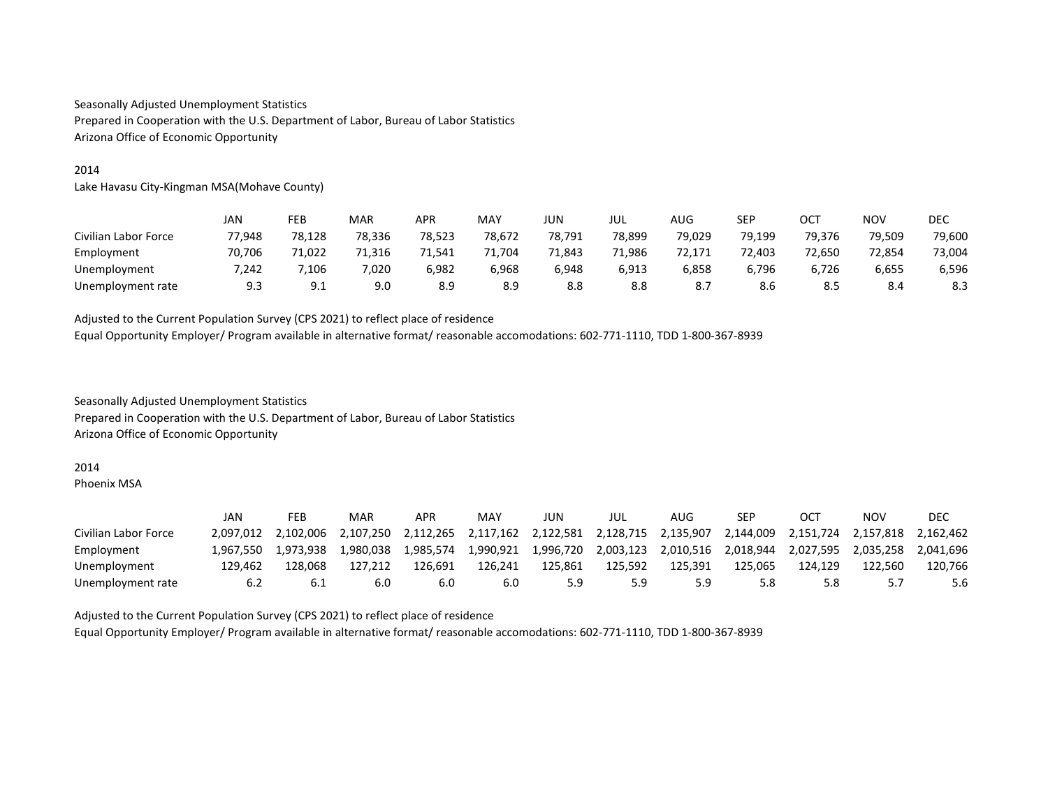Seasonally Adjusted Unemployment Statistics
Prepared in Cooperation with the U.S. Department of Labor, Bureau of Labor Statistics
Arizona Office of Economic Opportunity

2014
Lake Havasu City-Kingman MSA(Mohave County)

| | JAN | FEB | MAR | APR | MAY | JUN | JUL | AUG | SEP | OCT | NOV | DEC |
|---|---|---|---|---|---|---|---|---|---|---|---|---|
| Civilian Labor Force | 77,948 | 78,128 | 78,336 | 78,523 | 78,672 | 78,791 | 78,899 | 79,029 | 79,199 | 79,376 | 79,509 | 79,600 |
| Employment | 70,706 | 71,022 | 71,316 | 71,541 | 71,704 | 71,843 | 71,986 | 72,171 | 72,403 | 72,650 | 72,854 | 73,004 |
| Unemployment | 7,242 | 7,106 | 7,020 | 6,982 | 6,968 | 6,948 | 6,913 | 6,858 | 6,796 | 6,726 | 6,655 | 6,596 |
| Unemployment rate | 9.3 | 9.1 | 9.0 | 8.9 | 8.9 | 8.8 | 8.8 | 8.7 | 8.6 | 8.5 | 8.4 | 8.3 |

Adjusted to the Current Population Survey (CPS 2021) to reflect place of residence
Equal Opportunity Employer/ Program available in alternative format/ reasonable accomodations: 602-771-1110, TDD 1-800-367-8939

Seasonally Adjusted Unemployment Statistics
Prepared in Cooperation with the U.S. Department of Labor, Bureau of Labor Statistics
Arizona Office of Economic Opportunity

2014
Phoenix MSA

| | JAN | FEB | MAR | APR | MAY | JUN | JUL | AUG | SEP | OCT | NOV | DEC |
|---|---|---|---|---|---|---|---|---|---|---|---|---|
| Civilian Labor Force | 2,097,012 | 2,102,006 | 2,107,250 | 2,112,265 | 2,117,162 | 2,122,581 | 2,128,715 | 2,135,907 | 2,144,009 | 2,151,724 | 2,157,818 | 2,162,462 |
| Employment | 1,967,550 | 1,973,938 | 1,980,038 | 1,985,574 | 1,990,921 | 1,996,720 | 2,003,123 | 2,010,516 | 2,018,944 | 2,027,595 | 2,035,258 | 2,041,696 |
| Unemployment | 129,462 | 128,068 | 127,212 | 126,691 | 126,241 | 125,861 | 125,592 | 125,391 | 125,065 | 124,129 | 122,560 | 120,766 |
| Unemployment rate | 6.2 | 6.1 | 6.0 | 6.0 | 6.0 | 5.9 | 5.9 | 5.9 | 5.8 | 5.8 | 5.7 | 5.6 |

Adjusted to the Current Population Survey (CPS 2021) to reflect place of residence
Equal Opportunity Employer/ Program available in alternative format/ reasonable accomodations: 602-771-1110, TDD 1-800-367-8939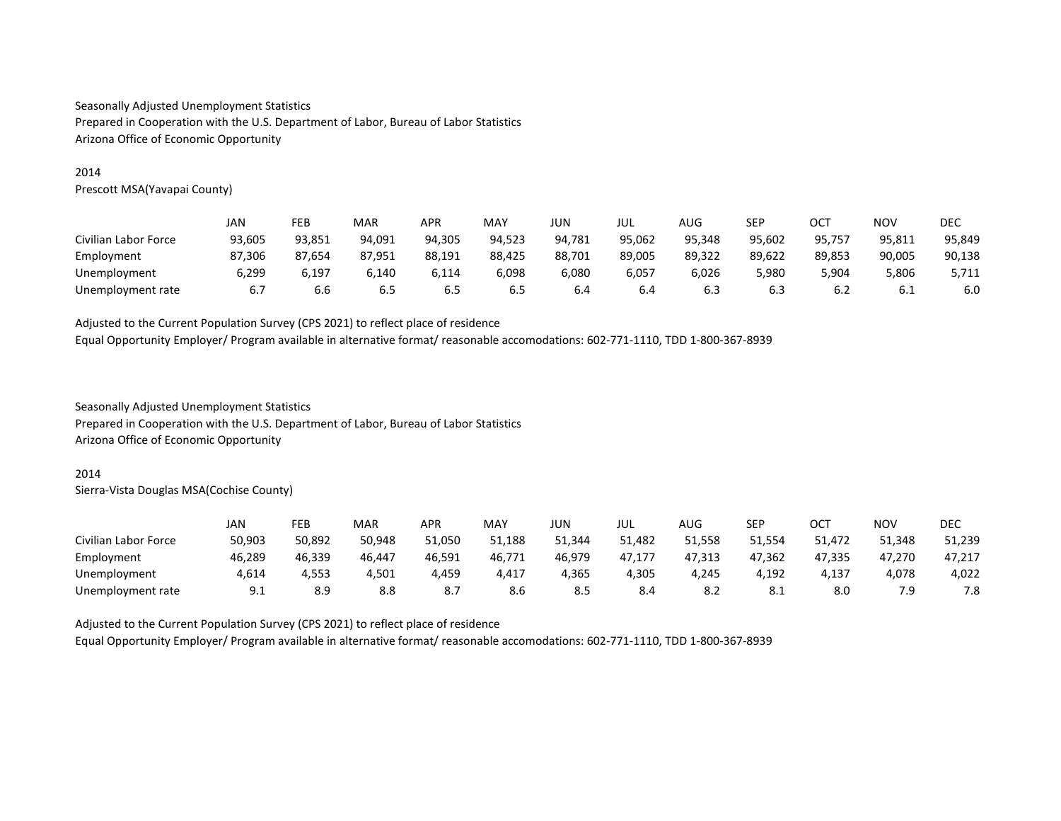Seasonally Adjusted Unemployment Statistics
Prepared in Cooperation with the U.S. Department of Labor, Bureau of Labor Statistics
Arizona Office of Economic Opportunity

2014
Prescott MSA(Yavapai County)

| | JAN | FEB | MAR | APR | MAY | JUN | JUL | AUG | SEP | OCT | NOV | DEC |
|---|---|---|---|---|---|---|---|---|---|---|---|---|
| Civilian Labor Force | 93,605 | 93,851 | 94,091 | 94,305 | 94,523 | 94,781 | 95,062 | 95,348 | 95,602 | 95,757 | 95,811 | 95,849 |
| Employment | 87,306 | 87,654 | 87,951 | 88,191 | 88,425 | 88,701 | 89,005 | 89,322 | 89,622 | 89,853 | 90,005 | 90,138 |
| Unemployment | 6,299 | 6,197 | 6,140 | 6,114 | 6,098 | 6,080 | 6,057 | 6,026 | 5,980 | 5,904 | 5,806 | 5,711 |
| Unemployment rate | 6.7 | 6.6 | 6.5 | 6.5 | 6.5 | 6.4 | 6.4 | 6.3 | 6.3 | 6.2 | 6.1 | 6.0 |

Adjusted to the Current Population Survey (CPS 2021) to reflect place of residence
Equal Opportunity Employer/ Program available in alternative format/ reasonable accomodations: 602-771-1110, TDD 1-800-367-8939

Seasonally Adjusted Unemployment Statistics
Prepared in Cooperation with the U.S. Department of Labor, Bureau of Labor Statistics
Arizona Office of Economic Opportunity

2014
Sierra-Vista Douglas MSA(Cochise County)

| | JAN | FEB | MAR | APR | MAY | JUN | JUL | AUG | SEP | OCT | NOV | DEC |
|---|---|---|---|---|---|---|---|---|---|---|---|---|
| Civilian Labor Force | 50,903 | 50,892 | 50,948 | 51,050 | 51,188 | 51,344 | 51,482 | 51,558 | 51,554 | 51,472 | 51,348 | 51,239 |
| Employment | 46,289 | 46,339 | 46,447 | 46,591 | 46,771 | 46,979 | 47,177 | 47,313 | 47,362 | 47,335 | 47,270 | 47,217 |
| Unemployment | 4,614 | 4,553 | 4,501 | 4,459 | 4,417 | 4,365 | 4,305 | 4,245 | 4,192 | 4,137 | 4,078 | 4,022 |
| Unemployment rate | 9.1 | 8.9 | 8.8 | 8.7 | 8.6 | 8.5 | 8.4 | 8.2 | 8.1 | 8.0 | 7.9 | 7.8 |

Adjusted to the Current Population Survey (CPS 2021) to reflect place of residence
Equal Opportunity Employer/ Program available in alternative format/ reasonable accomodations: 602-771-1110, TDD 1-800-367-8939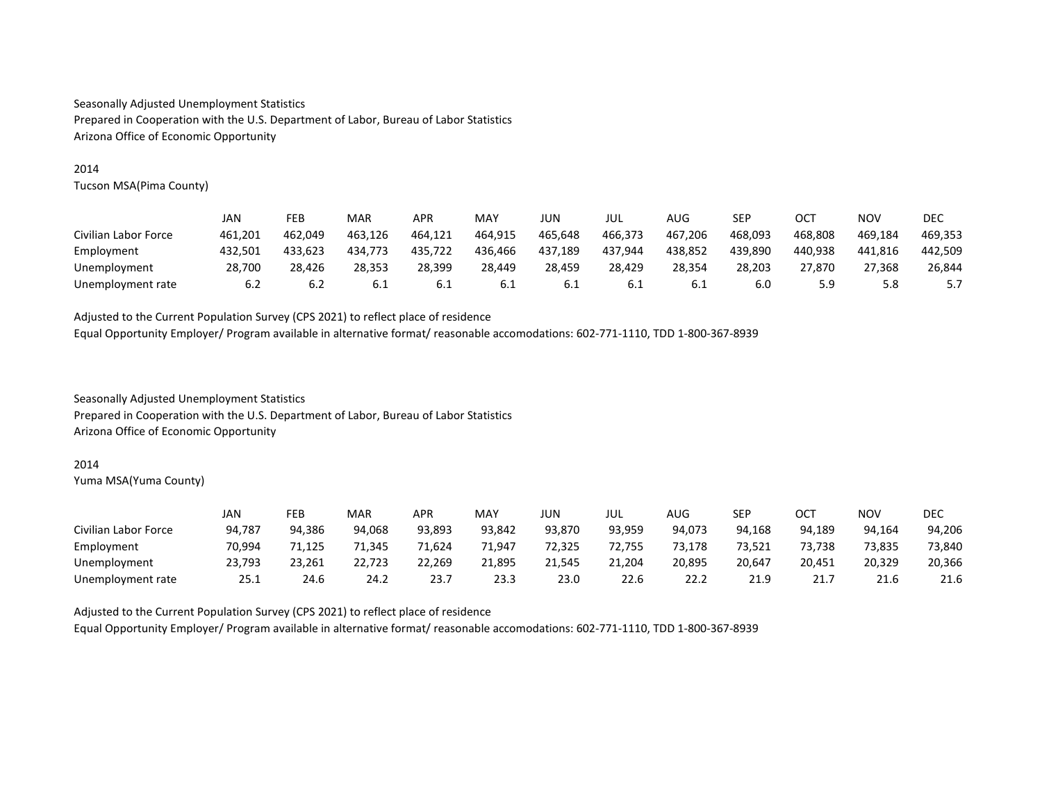Seasonally Adjusted Unemployment Statistics
Prepared in Cooperation with the U.S. Department of Labor, Bureau of Labor Statistics
Arizona Office of Economic Opportunity

2014
Tucson MSA(Pima County)

| | JAN | FEB | MAR | APR | MAY | JUN | JUL | AUG | SEP | OCT | NOV | DEC |
|---|---|---|---|---|---|---|---|---|---|---|---|---|
| Civilian Labor Force | 461,201 | 462,049 | 463,126 | 464,121 | 464,915 | 465,648 | 466,373 | 467,206 | 468,093 | 468,808 | 469,184 | 469,353 |
| Employment | 432,501 | 433,623 | 434,773 | 435,722 | 436,466 | 437,189 | 437,944 | 438,852 | 439,890 | 440,938 | 441,816 | 442,509 |
| Unemployment | 28,700 | 28,426 | 28,353 | 28,399 | 28,449 | 28,459 | 28,429 | 28,354 | 28,203 | 27,870 | 27,368 | 26,844 |
| Unemployment rate | 6.2 | 6.2 | 6.1 | 6.1 | 6.1 | 6.1 | 6.1 | 6.1 | 6.0 | 5.9 | 5.8 | 5.7 |

Adjusted to the Current Population Survey (CPS 2021) to reflect place of residence
Equal Opportunity Employer/ Program available in alternative format/ reasonable accomodations: 602-771-1110, TDD 1-800-367-8939

Seasonally Adjusted Unemployment Statistics
Prepared in Cooperation with the U.S. Department of Labor, Bureau of Labor Statistics
Arizona Office of Economic Opportunity

2014
Yuma MSA(Yuma County)

| | JAN | FEB | MAR | APR | MAY | JUN | JUL | AUG | SEP | OCT | NOV | DEC |
|---|---|---|---|---|---|---|---|---|---|---|---|---|
| Civilian Labor Force | 94,787 | 94,386 | 94,068 | 93,893 | 93,842 | 93,870 | 93,959 | 94,073 | 94,168 | 94,189 | 94,164 | 94,206 |
| Employment | 70,994 | 71,125 | 71,345 | 71,624 | 71,947 | 72,325 | 72,755 | 73,178 | 73,521 | 73,738 | 73,835 | 73,840 |
| Unemployment | 23,793 | 23,261 | 22,723 | 22,269 | 21,895 | 21,545 | 21,204 | 20,895 | 20,647 | 20,451 | 20,329 | 20,366 |
| Unemployment rate | 25.1 | 24.6 | 24.2 | 23.7 | 23.3 | 23.0 | 22.6 | 22.2 | 21.9 | 21.7 | 21.6 | 21.6 |

Adjusted to the Current Population Survey (CPS 2021) to reflect place of residence
Equal Opportunity Employer/ Program available in alternative format/ reasonable accomodations: 602-771-1110, TDD 1-800-367-8939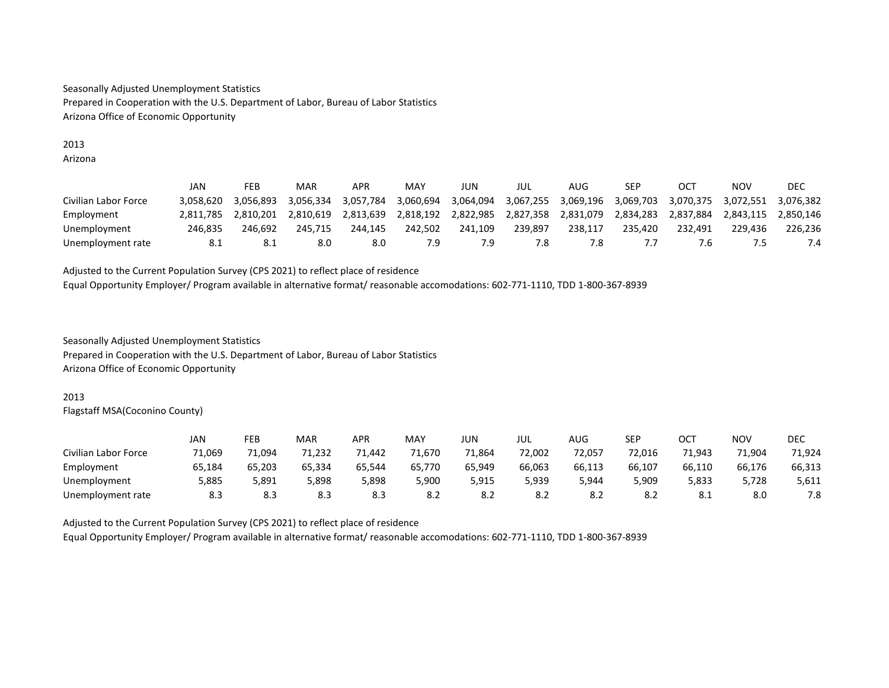Seasonally Adjusted Unemployment Statistics
Prepared in Cooperation with the U.S. Department of Labor, Bureau of Labor Statistics
Arizona Office of Economic Opportunity

2013
Arizona

| | JAN | FEB | MAR | APR | MAY | JUN | JUL | AUG | SEP | OCT | NOV | DEC |
|---|---|---|---|---|---|---|---|---|---|---|---|---|
| Civilian Labor Force | 3,058,620 | 3,056,893 | 3,056,334 | 3,057,784 | 3,060,694 | 3,064,094 | 3,067,255 | 3,069,196 | 3,069,703 | 3,070,375 | 3,072,551 | 3,076,382 |
| Employment | 2,811,785 | 2,810,201 | 2,810,619 | 2,813,639 | 2,818,192 | 2,822,985 | 2,827,358 | 2,831,079 | 2,834,283 | 2,837,884 | 2,843,115 | 2,850,146 |
| Unemployment | 246,835 | 246,692 | 245,715 | 244,145 | 242,502 | 241,109 | 239,897 | 238,117 | 235,420 | 232,491 | 229,436 | 226,236 |
| Unemployment rate | 8.1 | 8.1 | 8.0 | 8.0 | 7.9 | 7.9 | 7.8 | 7.8 | 7.7 | 7.6 | 7.5 | 7.4 |

Adjusted to the Current Population Survey (CPS 2021) to reflect place of residence
Equal Opportunity Employer/ Program available in alternative format/ reasonable accomodations: 602-771-1110, TDD 1-800-367-8939

Seasonally Adjusted Unemployment Statistics
Prepared in Cooperation with the U.S. Department of Labor, Bureau of Labor Statistics
Arizona Office of Economic Opportunity

2013
Flagstaff MSA(Coconino County)

| | JAN | FEB | MAR | APR | MAY | JUN | JUL | AUG | SEP | OCT | NOV | DEC |
|---|---|---|---|---|---|---|---|---|---|---|---|---|
| Civilian Labor Force | 71,069 | 71,094 | 71,232 | 71,442 | 71,670 | 71,864 | 72,002 | 72,057 | 72,016 | 71,943 | 71,904 | 71,924 |
| Employment | 65,184 | 65,203 | 65,334 | 65,544 | 65,770 | 65,949 | 66,063 | 66,113 | 66,107 | 66,110 | 66,176 | 66,313 |
| Unemployment | 5,885 | 5,891 | 5,898 | 5,898 | 5,900 | 5,915 | 5,939 | 5,944 | 5,909 | 5,833 | 5,728 | 5,611 |
| Unemployment rate | 8.3 | 8.3 | 8.3 | 8.3 | 8.2 | 8.2 | 8.2 | 8.2 | 8.2 | 8.1 | 8.0 | 7.8 |

Adjusted to the Current Population Survey (CPS 2021) to reflect place of residence
Equal Opportunity Employer/ Program available in alternative format/ reasonable accomodations: 602-771-1110, TDD 1-800-367-8939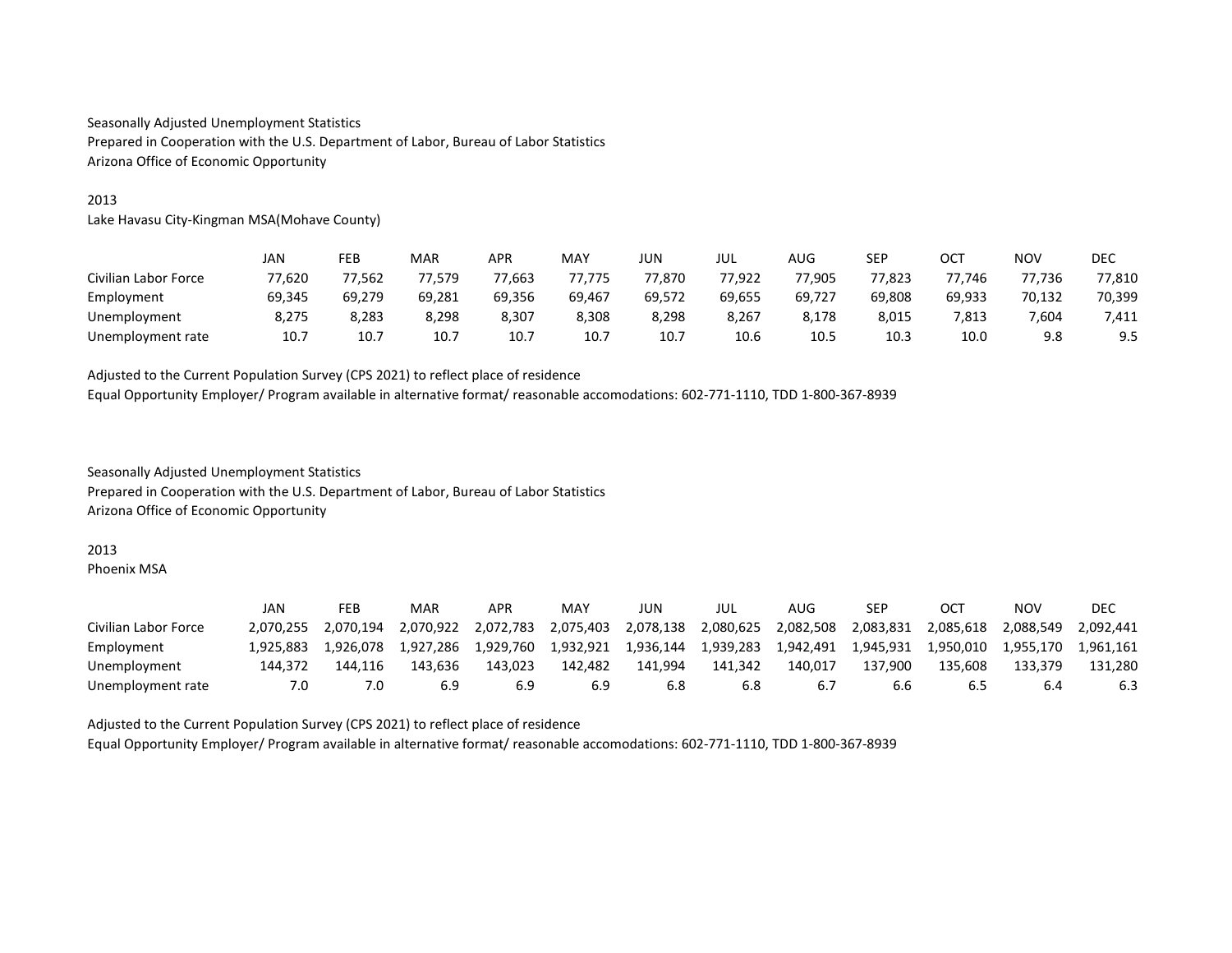Seasonally Adjusted Unemployment Statistics
Prepared in Cooperation with the U.S. Department of Labor, Bureau of Labor Statistics
Arizona Office of Economic Opportunity

2013
Lake Havasu City-Kingman MSA(Mohave County)

| | JAN | FEB | MAR | APR | MAY | JUN | JUL | AUG | SEP | OCT | NOV | DEC |
|---|---|---|---|---|---|---|---|---|---|---|---|---|
| Civilian Labor Force | 77,620 | 77,562 | 77,579 | 77,663 | 77,775 | 77,870 | 77,922 | 77,905 | 77,823 | 77,746 | 77,736 | 77,810 |
| Employment | 69,345 | 69,279 | 69,281 | 69,356 | 69,467 | 69,572 | 69,655 | 69,727 | 69,808 | 69,933 | 70,132 | 70,399 |
| Unemployment | 8,275 | 8,283 | 8,298 | 8,307 | 8,308 | 8,298 | 8,267 | 8,178 | 8,015 | 7,813 | 7,604 | 7,411 |
| Unemployment rate | 10.7 | 10.7 | 10.7 | 10.7 | 10.7 | 10.7 | 10.6 | 10.5 | 10.3 | 10.0 | 9.8 | 9.5 |

Adjusted to the Current Population Survey (CPS 2021) to reflect place of residence
Equal Opportunity Employer/ Program available in alternative format/ reasonable accomodations: 602-771-1110, TDD 1-800-367-8939

Seasonally Adjusted Unemployment Statistics
Prepared in Cooperation with the U.S. Department of Labor, Bureau of Labor Statistics
Arizona Office of Economic Opportunity

2013
Phoenix MSA

| | JAN | FEB | MAR | APR | MAY | JUN | JUL | AUG | SEP | OCT | NOV | DEC |
|---|---|---|---|---|---|---|---|---|---|---|---|---|
| Civilian Labor Force | 2,070,255 | 2,070,194 | 2,070,922 | 2,072,783 | 2,075,403 | 2,078,138 | 2,080,625 | 2,082,508 | 2,083,831 | 2,085,618 | 2,088,549 | 2,092,441 |
| Employment | 1,925,883 | 1,926,078 | 1,927,286 | 1,929,760 | 1,932,921 | 1,936,144 | 1,939,283 | 1,942,491 | 1,945,931 | 1,950,010 | 1,955,170 | 1,961,161 |
| Unemployment | 144,372 | 144,116 | 143,636 | 143,023 | 142,482 | 141,994 | 141,342 | 140,017 | 137,900 | 135,608 | 133,379 | 131,280 |
| Unemployment rate | 7.0 | 7.0 | 6.9 | 6.9 | 6.9 | 6.8 | 6.8 | 6.7 | 6.6 | 6.5 | 6.4 | 6.3 |

Adjusted to the Current Population Survey (CPS 2021) to reflect place of residence
Equal Opportunity Employer/ Program available in alternative format/ reasonable accomodations: 602-771-1110, TDD 1-800-367-8939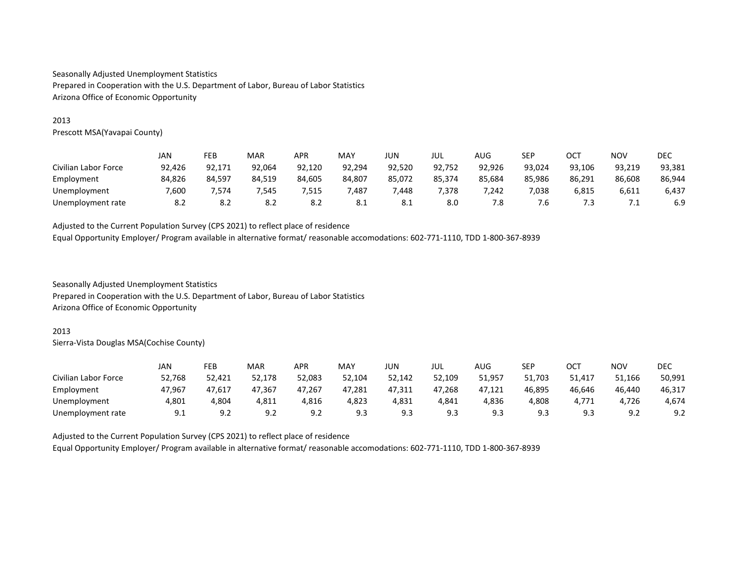Seasonally Adjusted Unemployment Statistics
Prepared in Cooperation with the U.S. Department of Labor, Bureau of Labor Statistics
Arizona Office of Economic Opportunity

2013
Prescott MSA(Yavapai County)

| | JAN | FEB | MAR | APR | MAY | JUN | JUL | AUG | SEP | OCT | NOV | DEC |
|---|---|---|---|---|---|---|---|---|---|---|---|---|
| Civilian Labor Force | 92,426 | 92,171 | 92,064 | 92,120 | 92,294 | 92,520 | 92,752 | 92,926 | 93,024 | 93,106 | 93,219 | 93,381 |
| Employment | 84,826 | 84,597 | 84,519 | 84,605 | 84,807 | 85,072 | 85,374 | 85,684 | 85,986 | 86,291 | 86,608 | 86,944 |
| Unemployment | 7,600 | 7,574 | 7,545 | 7,515 | 7,487 | 7,448 | 7,378 | 7,242 | 7,038 | 6,815 | 6,611 | 6,437 |
| Unemployment rate | 8.2 | 8.2 | 8.2 | 8.2 | 8.1 | 8.1 | 8.0 | 7.8 | 7.6 | 7.3 | 7.1 | 6.9 |

Adjusted to the Current Population Survey (CPS 2021) to reflect place of residence
Equal Opportunity Employer/ Program available in alternative format/ reasonable accomodations: 602-771-1110, TDD 1-800-367-8939

Seasonally Adjusted Unemployment Statistics
Prepared in Cooperation with the U.S. Department of Labor, Bureau of Labor Statistics
Arizona Office of Economic Opportunity

2013
Sierra-Vista Douglas MSA(Cochise County)

| | JAN | FEB | MAR | APR | MAY | JUN | JUL | AUG | SEP | OCT | NOV | DEC |
|---|---|---|---|---|---|---|---|---|---|---|---|---|
| Civilian Labor Force | 52,768 | 52,421 | 52,178 | 52,083 | 52,104 | 52,142 | 52,109 | 51,957 | 51,703 | 51,417 | 51,166 | 50,991 |
| Employment | 47,967 | 47,617 | 47,367 | 47,267 | 47,281 | 47,311 | 47,268 | 47,121 | 46,895 | 46,646 | 46,440 | 46,317 |
| Unemployment | 4,801 | 4,804 | 4,811 | 4,816 | 4,823 | 4,831 | 4,841 | 4,836 | 4,808 | 4,771 | 4,726 | 4,674 |
| Unemployment rate | 9.1 | 9.2 | 9.2 | 9.2 | 9.3 | 9.3 | 9.3 | 9.3 | 9.3 | 9.3 | 9.2 | 9.2 |

Adjusted to the Current Population Survey (CPS 2021) to reflect place of residence
Equal Opportunity Employer/ Program available in alternative format/ reasonable accomodations: 602-771-1110, TDD 1-800-367-8939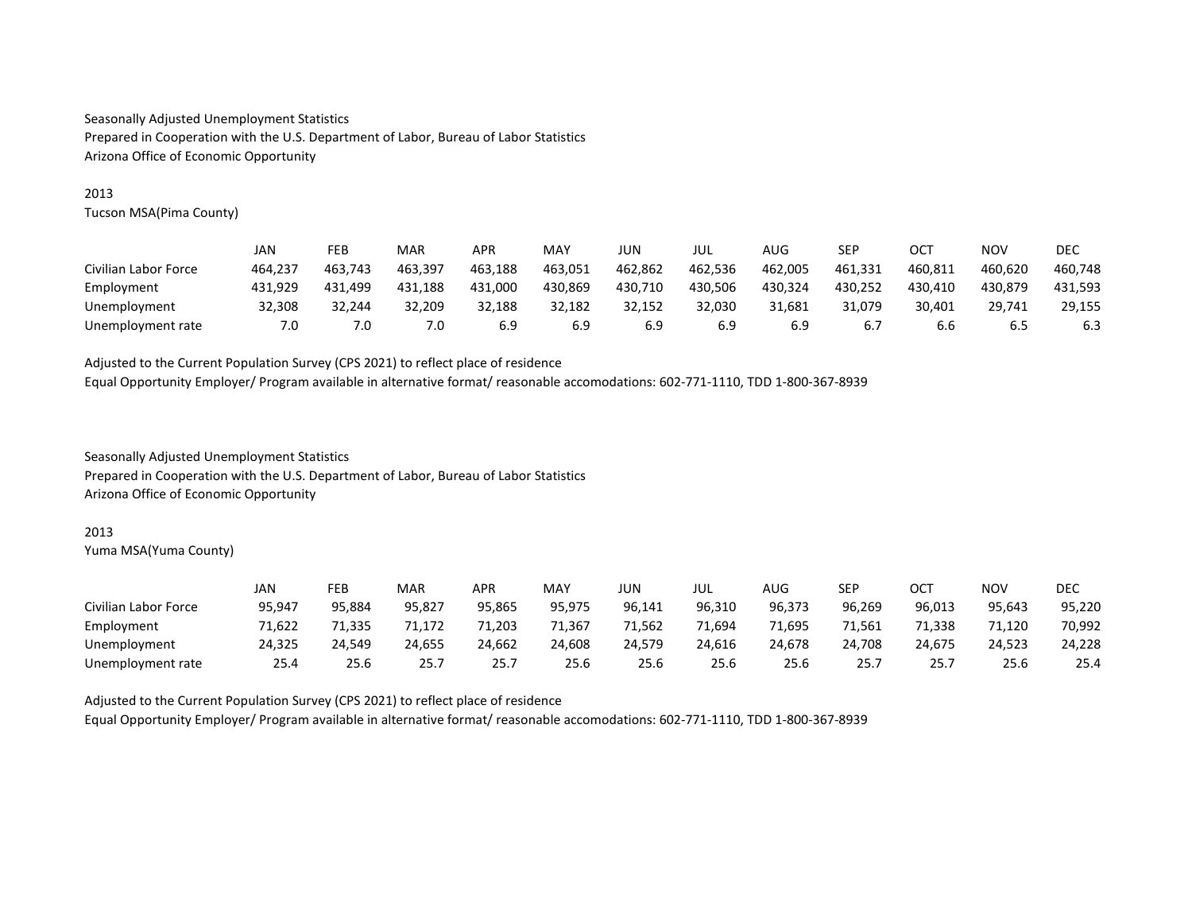Seasonally Adjusted Unemployment Statistics
Prepared in Cooperation with the U.S. Department of Labor, Bureau of Labor Statistics
Arizona Office of Economic Opportunity

2013
Tucson MSA(Pima County)

| | JAN | FEB | MAR | APR | MAY | JUN | JUL | AUG | SEP | OCT | NOV | DEC |
|---|---|---|---|---|---|---|---|---|---|---|---|---|
| Civilian Labor Force | 464,237 | 463,743 | 463,397 | 463,188 | 463,051 | 462,862 | 462,536 | 462,005 | 461,331 | 460,811 | 460,620 | 460,748 |
| Employment | 431,929 | 431,499 | 431,188 | 431,000 | 430,869 | 430,710 | 430,506 | 430,324 | 430,252 | 430,410 | 430,879 | 431,593 |
| Unemployment | 32,308 | 32,244 | 32,209 | 32,188 | 32,182 | 32,152 | 32,030 | 31,681 | 31,079 | 30,401 | 29,741 | 29,155 |
| Unemployment rate | 7.0 | 7.0 | 7.0 | 6.9 | 6.9 | 6.9 | 6.9 | 6.9 | 6.7 | 6.6 | 6.5 | 6.3 |

Adjusted to the Current Population Survey (CPS 2021) to reflect place of residence
Equal Opportunity Employer/ Program available in alternative format/ reasonable accomodations: 602-771-1110, TDD 1-800-367-8939

Seasonally Adjusted Unemployment Statistics
Prepared in Cooperation with the U.S. Department of Labor, Bureau of Labor Statistics
Arizona Office of Economic Opportunity

2013
Yuma MSA(Yuma County)

| | JAN | FEB | MAR | APR | MAY | JUN | JUL | AUG | SEP | OCT | NOV | DEC |
|---|---|---|---|---|---|---|---|---|---|---|---|---|
| Civilian Labor Force | 95,947 | 95,884 | 95,827 | 95,865 | 95,975 | 96,141 | 96,310 | 96,373 | 96,269 | 96,013 | 95,643 | 95,220 |
| Employment | 71,622 | 71,335 | 71,172 | 71,203 | 71,367 | 71,562 | 71,694 | 71,695 | 71,561 | 71,338 | 71,120 | 70,992 |
| Unemployment | 24,325 | 24,549 | 24,655 | 24,662 | 24,608 | 24,579 | 24,616 | 24,678 | 24,708 | 24,675 | 24,523 | 24,228 |
| Unemployment rate | 25.4 | 25.6 | 25.7 | 25.7 | 25.6 | 25.6 | 25.6 | 25.6 | 25.7 | 25.7 | 25.6 | 25.4 |

Adjusted to the Current Population Survey (CPS 2021) to reflect place of residence
Equal Opportunity Employer/ Program available in alternative format/ reasonable accomodations: 602-771-1110, TDD 1-800-367-8939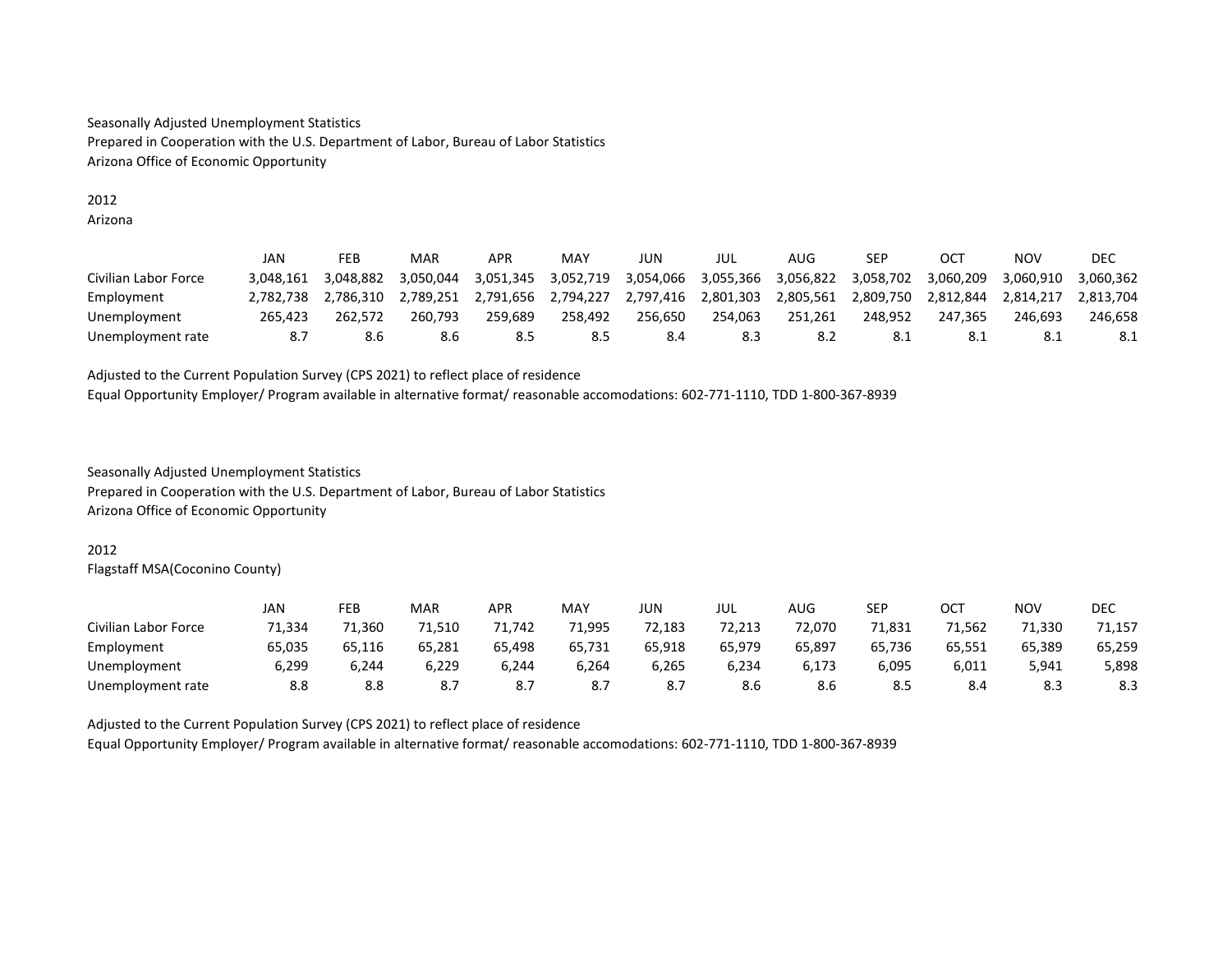Seasonally Adjusted Unemployment Statistics
Prepared in Cooperation with the U.S. Department of Labor, Bureau of Labor Statistics
Arizona Office of Economic Opportunity

2012
Arizona

| | JAN | FEB | MAR | APR | MAY | JUN | JUL | AUG | SEP | OCT | NOV | DEC |
|---|---|---|---|---|---|---|---|---|---|---|---|---|
| Civilian Labor Force | 3,048,161 | 3,048,882 | 3,050,044 | 3,051,345 | 3,052,719 | 3,054,066 | 3,055,366 | 3,056,822 | 3,058,702 | 3,060,209 | 3,060,910 | 3,060,362 |
| Employment | 2,782,738 | 2,786,310 | 2,789,251 | 2,791,656 | 2,794,227 | 2,797,416 | 2,801,303 | 2,805,561 | 2,809,750 | 2,812,844 | 2,814,217 | 2,813,704 |
| Unemployment | 265,423 | 262,572 | 260,793 | 259,689 | 258,492 | 256,650 | 254,063 | 251,261 | 248,952 | 247,365 | 246,693 | 246,658 |
| Unemployment rate | 8.7 | 8.6 | 8.6 | 8.5 | 8.5 | 8.4 | 8.3 | 8.2 | 8.1 | 8.1 | 8.1 | 8.1 |

Adjusted to the Current Population Survey (CPS 2021) to reflect place of residence
Equal Opportunity Employer/ Program available in alternative format/ reasonable accomodations: 602-771-1110, TDD 1-800-367-8939

Seasonally Adjusted Unemployment Statistics
Prepared in Cooperation with the U.S. Department of Labor, Bureau of Labor Statistics
Arizona Office of Economic Opportunity

2012
Flagstaff MSA(Coconino County)

| | JAN | FEB | MAR | APR | MAY | JUN | JUL | AUG | SEP | OCT | NOV | DEC |
|---|---|---|---|---|---|---|---|---|---|---|---|---|
| Civilian Labor Force | 71,334 | 71,360 | 71,510 | 71,742 | 71,995 | 72,183 | 72,213 | 72,070 | 71,831 | 71,562 | 71,330 | 71,157 |
| Employment | 65,035 | 65,116 | 65,281 | 65,498 | 65,731 | 65,918 | 65,979 | 65,897 | 65,736 | 65,551 | 65,389 | 65,259 |
| Unemployment | 6,299 | 6,244 | 6,229 | 6,244 | 6,264 | 6,265 | 6,234 | 6,173 | 6,095 | 6,011 | 5,941 | 5,898 |
| Unemployment rate | 8.8 | 8.8 | 8.7 | 8.7 | 8.7 | 8.7 | 8.6 | 8.6 | 8.5 | 8.4 | 8.3 | 8.3 |

Adjusted to the Current Population Survey (CPS 2021) to reflect place of residence
Equal Opportunity Employer/ Program available in alternative format/ reasonable accomodations: 602-771-1110, TDD 1-800-367-8939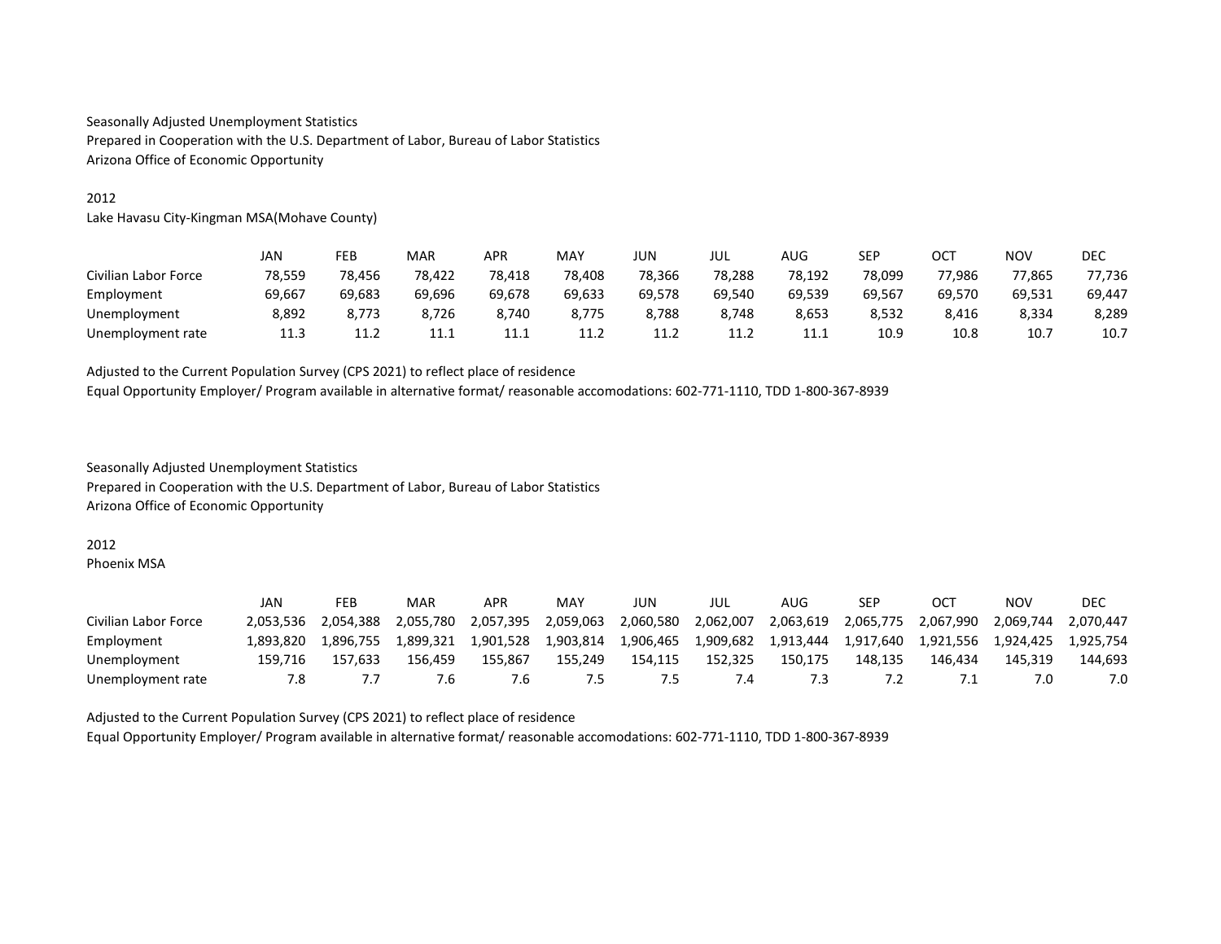Seasonally Adjusted Unemployment Statistics
Prepared in Cooperation with the U.S. Department of Labor, Bureau of Labor Statistics
Arizona Office of Economic Opportunity

2012
Lake Havasu City-Kingman MSA(Mohave County)

| | JAN | FEB | MAR | APR | MAY | JUN | JUL | AUG | SEP | OCT | NOV | DEC |
|---|---|---|---|---|---|---|---|---|---|---|---|---|
| Civilian Labor Force | 78,559 | 78,456 | 78,422 | 78,418 | 78,408 | 78,366 | 78,288 | 78,192 | 78,099 | 77,986 | 77,865 | 77,736 |
| Employment | 69,667 | 69,683 | 69,696 | 69,678 | 69,633 | 69,578 | 69,540 | 69,539 | 69,567 | 69,570 | 69,531 | 69,447 |
| Unemployment | 8,892 | 8,773 | 8,726 | 8,740 | 8,775 | 8,788 | 8,748 | 8,653 | 8,532 | 8,416 | 8,334 | 8,289 |
| Unemployment rate | 11.3 | 11.2 | 11.1 | 11.1 | 11.2 | 11.2 | 11.2 | 11.1 | 10.9 | 10.8 | 10.7 | 10.7 |

Adjusted to the Current Population Survey (CPS 2021) to reflect place of residence
Equal Opportunity Employer/ Program available in alternative format/ reasonable accomodations: 602-771-1110, TDD 1-800-367-8939

Seasonally Adjusted Unemployment Statistics
Prepared in Cooperation with the U.S. Department of Labor, Bureau of Labor Statistics
Arizona Office of Economic Opportunity

2012
Phoenix MSA

| | JAN | FEB | MAR | APR | MAY | JUN | JUL | AUG | SEP | OCT | NOV | DEC |
|---|---|---|---|---|---|---|---|---|---|---|---|---|
| Civilian Labor Force | 2,053,536 | 2,054,388 | 2,055,780 | 2,057,395 | 2,059,063 | 2,060,580 | 2,062,007 | 2,063,619 | 2,065,775 | 2,067,990 | 2,069,744 | 2,070,447 |
| Employment | 1,893,820 | 1,896,755 | 1,899,321 | 1,901,528 | 1,903,814 | 1,906,465 | 1,909,682 | 1,913,444 | 1,917,640 | 1,921,556 | 1,924,425 | 1,925,754 |
| Unemployment | 159,716 | 157,633 | 156,459 | 155,867 | 155,249 | 154,115 | 152,325 | 150,175 | 148,135 | 146,434 | 145,319 | 144,693 |
| Unemployment rate | 7.8 | 7.7 | 7.6 | 7.6 | 7.5 | 7.5 | 7.4 | 7.3 | 7.2 | 7.1 | 7.0 | 7.0 |

Adjusted to the Current Population Survey (CPS 2021) to reflect place of residence
Equal Opportunity Employer/ Program available in alternative format/ reasonable accomodations: 602-771-1110, TDD 1-800-367-8939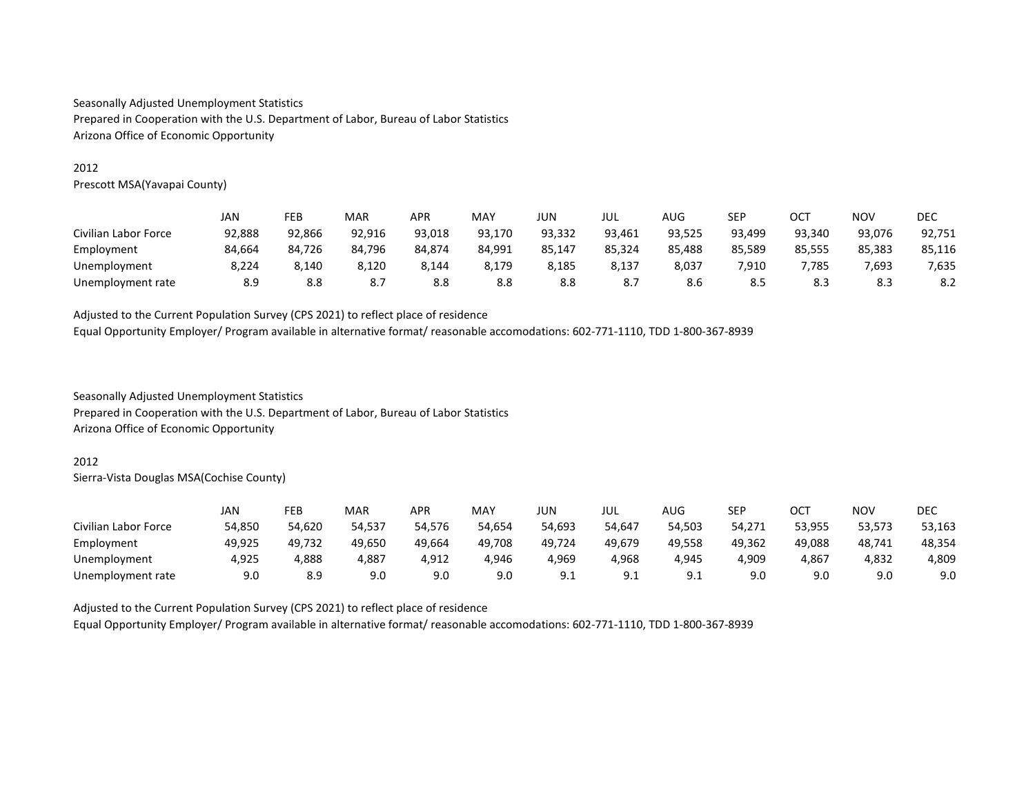Seasonally Adjusted Unemployment Statistics
Prepared in Cooperation with the U.S. Department of Labor, Bureau of Labor Statistics
Arizona Office of Economic Opportunity

2012
Prescott MSA(Yavapai County)

| | JAN | FEB | MAR | APR | MAY | JUN | JUL | AUG | SEP | OCT | NOV | DEC |
|---|---|---|---|---|---|---|---|---|---|---|---|---|
| Civilian Labor Force | 92,888 | 92,866 | 92,916 | 93,018 | 93,170 | 93,332 | 93,461 | 93,525 | 93,499 | 93,340 | 93,076 | 92,751 |
| Employment | 84,664 | 84,726 | 84,796 | 84,874 | 84,991 | 85,147 | 85,324 | 85,488 | 85,589 | 85,555 | 85,383 | 85,116 |
| Unemployment | 8,224 | 8,140 | 8,120 | 8,144 | 8,179 | 8,185 | 8,137 | 8,037 | 7,910 | 7,785 | 7,693 | 7,635 |
| Unemployment rate | 8.9 | 8.8 | 8.7 | 8.8 | 8.8 | 8.8 | 8.7 | 8.6 | 8.5 | 8.3 | 8.3 | 8.2 |

Adjusted to the Current Population Survey (CPS 2021) to reflect place of residence
Equal Opportunity Employer/ Program available in alternative format/ reasonable accomodations: 602-771-1110, TDD 1-800-367-8939

Seasonally Adjusted Unemployment Statistics
Prepared in Cooperation with the U.S. Department of Labor, Bureau of Labor Statistics
Arizona Office of Economic Opportunity

2012
Sierra-Vista Douglas MSA(Cochise County)

| | JAN | FEB | MAR | APR | MAY | JUN | JUL | AUG | SEP | OCT | NOV | DEC |
|---|---|---|---|---|---|---|---|---|---|---|---|---|
| Civilian Labor Force | 54,850 | 54,620 | 54,537 | 54,576 | 54,654 | 54,693 | 54,647 | 54,503 | 54,271 | 53,955 | 53,573 | 53,163 |
| Employment | 49,925 | 49,732 | 49,650 | 49,664 | 49,708 | 49,724 | 49,679 | 49,558 | 49,362 | 49,088 | 48,741 | 48,354 |
| Unemployment | 4,925 | 4,888 | 4,887 | 4,912 | 4,946 | 4,969 | 4,968 | 4,945 | 4,909 | 4,867 | 4,832 | 4,809 |
| Unemployment rate | 9.0 | 8.9 | 9.0 | 9.0 | 9.0 | 9.1 | 9.1 | 9.1 | 9.0 | 9.0 | 9.0 | 9.0 |

Adjusted to the Current Population Survey (CPS 2021) to reflect place of residence
Equal Opportunity Employer/ Program available in alternative format/ reasonable accomodations: 602-771-1110, TDD 1-800-367-8939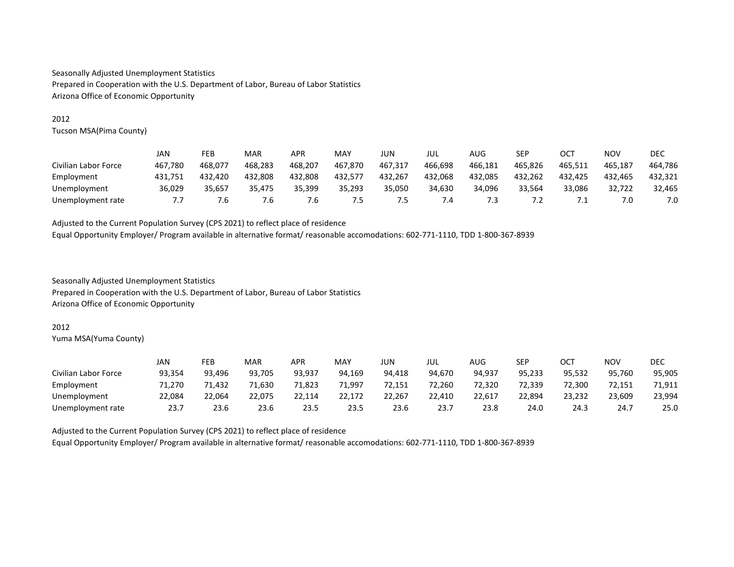Seasonally Adjusted Unemployment Statistics
Prepared in Cooperation with the U.S. Department of Labor, Bureau of Labor Statistics
Arizona Office of Economic Opportunity

2012
Tucson MSA(Pima County)

| | JAN | FEB | MAR | APR | MAY | JUN | JUL | AUG | SEP | OCT | NOV | DEC |
|---|---|---|---|---|---|---|---|---|---|---|---|---|
| Civilian Labor Force | 467,780 | 468,077 | 468,283 | 468,207 | 467,870 | 467,317 | 466,698 | 466,181 | 465,826 | 465,511 | 465,187 | 464,786 |
| Employment | 431,751 | 432,420 | 432,808 | 432,808 | 432,577 | 432,267 | 432,068 | 432,085 | 432,262 | 432,425 | 432,465 | 432,321 |
| Unemployment | 36,029 | 35,657 | 35,475 | 35,399 | 35,293 | 35,050 | 34,630 | 34,096 | 33,564 | 33,086 | 32,722 | 32,465 |
| Unemployment rate | 7.7 | 7.6 | 7.6 | 7.6 | 7.5 | 7.5 | 7.4 | 7.3 | 7.2 | 7.1 | 7.0 | 7.0 |

Adjusted to the Current Population Survey (CPS 2021) to reflect place of residence
Equal Opportunity Employer/ Program available in alternative format/ reasonable accomodations: 602-771-1110, TDD 1-800-367-8939

Seasonally Adjusted Unemployment Statistics
Prepared in Cooperation with the U.S. Department of Labor, Bureau of Labor Statistics
Arizona Office of Economic Opportunity

2012
Yuma MSA(Yuma County)

| | JAN | FEB | MAR | APR | MAY | JUN | JUL | AUG | SEP | OCT | NOV | DEC |
|---|---|---|---|---|---|---|---|---|---|---|---|---|
| Civilian Labor Force | 93,354 | 93,496 | 93,705 | 93,937 | 94,169 | 94,418 | 94,670 | 94,937 | 95,233 | 95,532 | 95,760 | 95,905 |
| Employment | 71,270 | 71,432 | 71,630 | 71,823 | 71,997 | 72,151 | 72,260 | 72,320 | 72,339 | 72,300 | 72,151 | 71,911 |
| Unemployment | 22,084 | 22,064 | 22,075 | 22,114 | 22,172 | 22,267 | 22,410 | 22,617 | 22,894 | 23,232 | 23,609 | 23,994 |
| Unemployment rate | 23.7 | 23.6 | 23.6 | 23.5 | 23.5 | 23.6 | 23.7 | 23.8 | 24.0 | 24.3 | 24.7 | 25.0 |

Adjusted to the Current Population Survey (CPS 2021) to reflect place of residence
Equal Opportunity Employer/ Program available in alternative format/ reasonable accomodations: 602-771-1110, TDD 1-800-367-8939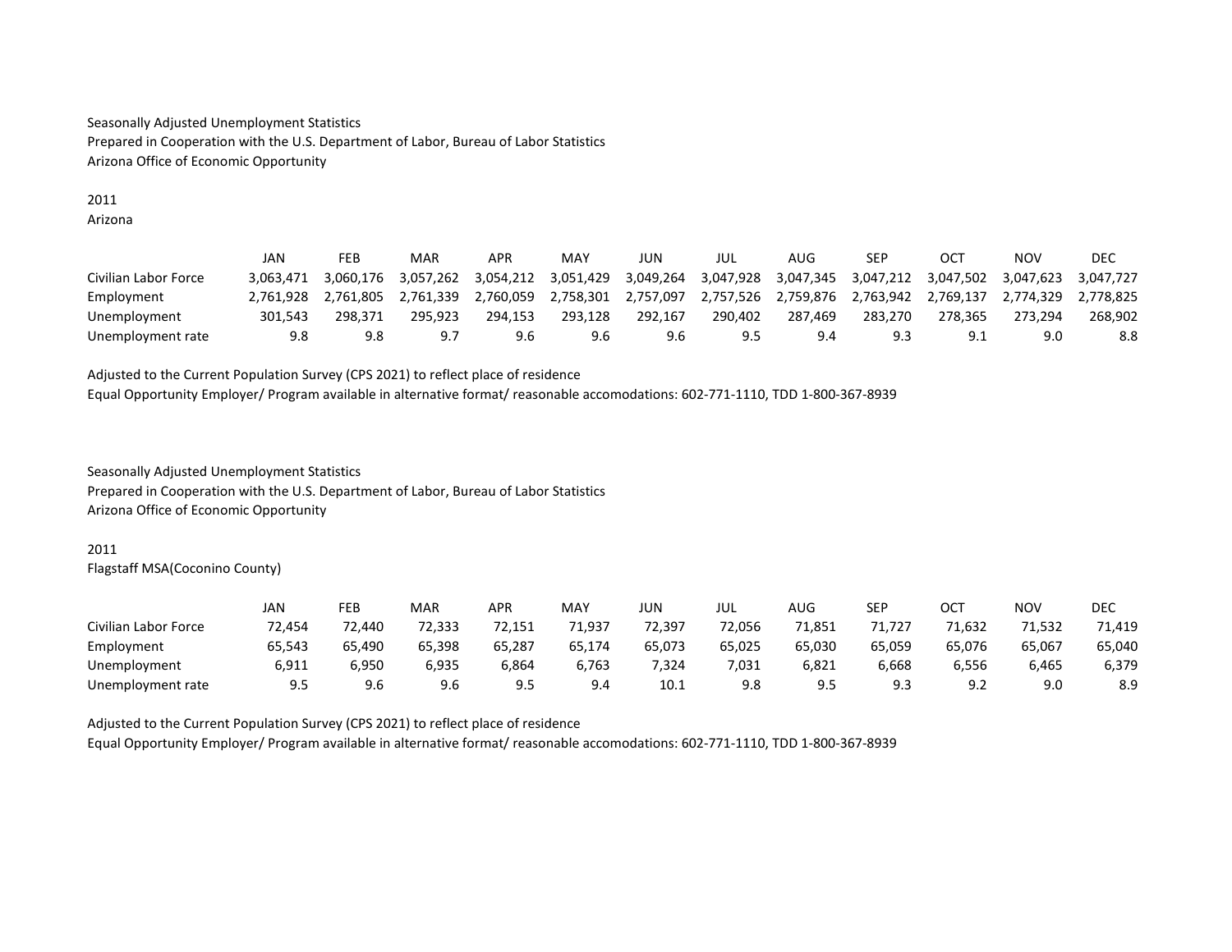Seasonally Adjusted Unemployment Statistics
Prepared in Cooperation with the U.S. Department of Labor, Bureau of Labor Statistics
Arizona Office of Economic Opportunity

2011
Arizona

| | JAN | FEB | MAR | APR | MAY | JUN | JUL | AUG | SEP | OCT | NOV | DEC |
|---|---|---|---|---|---|---|---|---|---|---|---|---|
| Civilian Labor Force | 3,063,471 | 3,060,176 | 3,057,262 | 3,054,212 | 3,051,429 | 3,049,264 | 3,047,928 | 3,047,345 | 3,047,212 | 3,047,502 | 3,047,623 | 3,047,727 |
| Employment | 2,761,928 | 2,761,805 | 2,761,339 | 2,760,059 | 2,758,301 | 2,757,097 | 2,757,526 | 2,759,876 | 2,763,942 | 2,769,137 | 2,774,329 | 2,778,825 |
| Unemployment | 301,543 | 298,371 | 295,923 | 294,153 | 293,128 | 292,167 | 290,402 | 287,469 | 283,270 | 278,365 | 273,294 | 268,902 |
| Unemployment rate | 9.8 | 9.8 | 9.7 | 9.6 | 9.6 | 9.6 | 9.5 | 9.4 | 9.3 | 9.1 | 9.0 | 8.8 |

Adjusted to the Current Population Survey (CPS 2021) to reflect place of residence
Equal Opportunity Employer/ Program available in alternative format/ reasonable accomodations: 602-771-1110, TDD 1-800-367-8939

Seasonally Adjusted Unemployment Statistics
Prepared in Cooperation with the U.S. Department of Labor, Bureau of Labor Statistics
Arizona Office of Economic Opportunity

2011
Flagstaff MSA(Coconino County)

| | JAN | FEB | MAR | APR | MAY | JUN | JUL | AUG | SEP | OCT | NOV | DEC |
|---|---|---|---|---|---|---|---|---|---|---|---|---|
| Civilian Labor Force | 72,454 | 72,440 | 72,333 | 72,151 | 71,937 | 72,397 | 72,056 | 71,851 | 71,727 | 71,632 | 71,532 | 71,419 |
| Employment | 65,543 | 65,490 | 65,398 | 65,287 | 65,174 | 65,073 | 65,025 | 65,030 | 65,059 | 65,076 | 65,067 | 65,040 |
| Unemployment | 6,911 | 6,950 | 6,935 | 6,864 | 6,763 | 7,324 | 7,031 | 6,821 | 6,668 | 6,556 | 6,465 | 6,379 |
| Unemployment rate | 9.5 | 9.6 | 9.6 | 9.5 | 9.4 | 10.1 | 9.8 | 9.5 | 9.3 | 9.2 | 9.0 | 8.9 |

Adjusted to the Current Population Survey (CPS 2021) to reflect place of residence
Equal Opportunity Employer/ Program available in alternative format/ reasonable accomodations: 602-771-1110, TDD 1-800-367-8939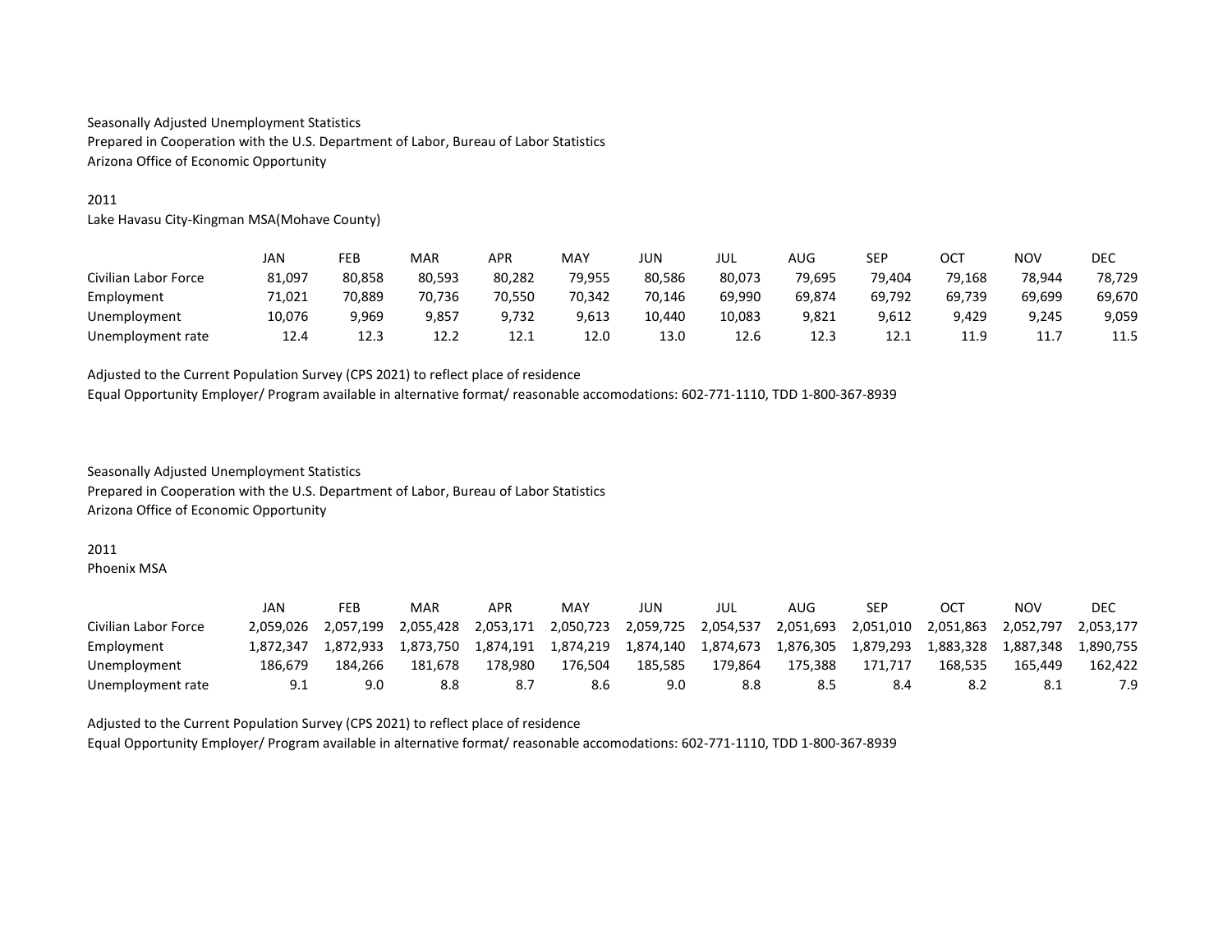Seasonally Adjusted Unemployment Statistics
Prepared in Cooperation with the U.S. Department of Labor, Bureau of Labor Statistics
Arizona Office of Economic Opportunity

2011
Lake Havasu City-Kingman MSA(Mohave County)

| | JAN | FEB | MAR | APR | MAY | JUN | JUL | AUG | SEP | OCT | NOV | DEC |
|---|---|---|---|---|---|---|---|---|---|---|---|---|
| Civilian Labor Force | 81,097 | 80,858 | 80,593 | 80,282 | 79,955 | 80,586 | 80,073 | 79,695 | 79,404 | 79,168 | 78,944 | 78,729 |
| Employment | 71,021 | 70,889 | 70,736 | 70,550 | 70,342 | 70,146 | 69,990 | 69,874 | 69,792 | 69,739 | 69,699 | 69,670 |
| Unemployment | 10,076 | 9,969 | 9,857 | 9,732 | 9,613 | 10,440 | 10,083 | 9,821 | 9,612 | 9,429 | 9,245 | 9,059 |
| Unemployment rate | 12.4 | 12.3 | 12.2 | 12.1 | 12.0 | 13.0 | 12.6 | 12.3 | 12.1 | 11.9 | 11.7 | 11.5 |

Adjusted to the Current Population Survey (CPS 2021) to reflect place of residence
Equal Opportunity Employer/ Program available in alternative format/ reasonable accomodations: 602-771-1110, TDD 1-800-367-8939

Seasonally Adjusted Unemployment Statistics
Prepared in Cooperation with the U.S. Department of Labor, Bureau of Labor Statistics
Arizona Office of Economic Opportunity

2011
Phoenix MSA

| | JAN | FEB | MAR | APR | MAY | JUN | JUL | AUG | SEP | OCT | NOV | DEC |
|---|---|---|---|---|---|---|---|---|---|---|---|---|
| Civilian Labor Force | 2,059,026 | 2,057,199 | 2,055,428 | 2,053,171 | 2,050,723 | 2,059,725 | 2,054,537 | 2,051,693 | 2,051,010 | 2,051,863 | 2,052,797 | 2,053,177 |
| Employment | 1,872,347 | 1,872,933 | 1,873,750 | 1,874,191 | 1,874,219 | 1,874,140 | 1,874,673 | 1,876,305 | 1,879,293 | 1,883,328 | 1,887,348 | 1,890,755 |
| Unemployment | 186,679 | 184,266 | 181,678 | 178,980 | 176,504 | 185,585 | 179,864 | 175,388 | 171,717 | 168,535 | 165,449 | 162,422 |
| Unemployment rate | 9.1 | 9.0 | 8.8 | 8.7 | 8.6 | 9.0 | 8.8 | 8.5 | 8.4 | 8.2 | 8.1 | 7.9 |

Adjusted to the Current Population Survey (CPS 2021) to reflect place of residence
Equal Opportunity Employer/ Program available in alternative format/ reasonable accomodations: 602-771-1110, TDD 1-800-367-8939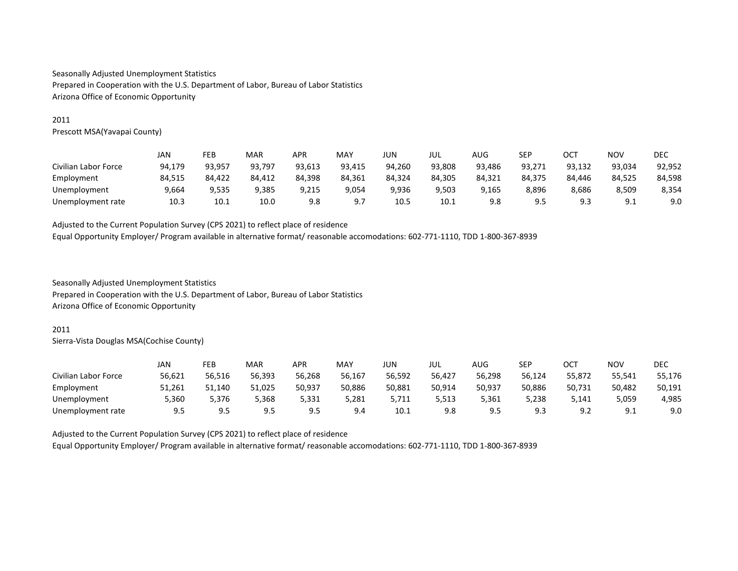Seasonally Adjusted Unemployment Statistics
Prepared in Cooperation with the U.S. Department of Labor, Bureau of Labor Statistics
Arizona Office of Economic Opportunity

2011
Prescott MSA(Yavapai County)

| | JAN | FEB | MAR | APR | MAY | JUN | JUL | AUG | SEP | OCT | NOV | DEC |
|---|---|---|---|---|---|---|---|---|---|---|---|---|
| Civilian Labor Force | 94,179 | 93,957 | 93,797 | 93,613 | 93,415 | 94,260 | 93,808 | 93,486 | 93,271 | 93,132 | 93,034 | 92,952 |
| Employment | 84,515 | 84,422 | 84,412 | 84,398 | 84,361 | 84,324 | 84,305 | 84,321 | 84,375 | 84,446 | 84,525 | 84,598 |
| Unemployment | 9,664 | 9,535 | 9,385 | 9,215 | 9,054 | 9,936 | 9,503 | 9,165 | 8,896 | 8,686 | 8,509 | 8,354 |
| Unemployment rate | 10.3 | 10.1 | 10.0 | 9.8 | 9.7 | 10.5 | 10.1 | 9.8 | 9.5 | 9.3 | 9.1 | 9.0 |

Adjusted to the Current Population Survey (CPS 2021) to reflect place of residence
Equal Opportunity Employer/ Program available in alternative format/ reasonable accomodations: 602-771-1110, TDD 1-800-367-8939

Seasonally Adjusted Unemployment Statistics
Prepared in Cooperation with the U.S. Department of Labor, Bureau of Labor Statistics
Arizona Office of Economic Opportunity

2011
Sierra-Vista Douglas MSA(Cochise County)

| | JAN | FEB | MAR | APR | MAY | JUN | JUL | AUG | SEP | OCT | NOV | DEC |
|---|---|---|---|---|---|---|---|---|---|---|---|---|
| Civilian Labor Force | 56,621 | 56,516 | 56,393 | 56,268 | 56,167 | 56,592 | 56,427 | 56,298 | 56,124 | 55,872 | 55,541 | 55,176 |
| Employment | 51,261 | 51,140 | 51,025 | 50,937 | 50,886 | 50,881 | 50,914 | 50,937 | 50,886 | 50,731 | 50,482 | 50,191 |
| Unemployment | 5,360 | 5,376 | 5,368 | 5,331 | 5,281 | 5,711 | 5,513 | 5,361 | 5,238 | 5,141 | 5,059 | 4,985 |
| Unemployment rate | 9.5 | 9.5 | 9.5 | 9.5 | 9.4 | 10.1 | 9.8 | 9.5 | 9.3 | 9.2 | 9.1 | 9.0 |

Adjusted to the Current Population Survey (CPS 2021) to reflect place of residence
Equal Opportunity Employer/ Program available in alternative format/ reasonable accomodations: 602-771-1110, TDD 1-800-367-8939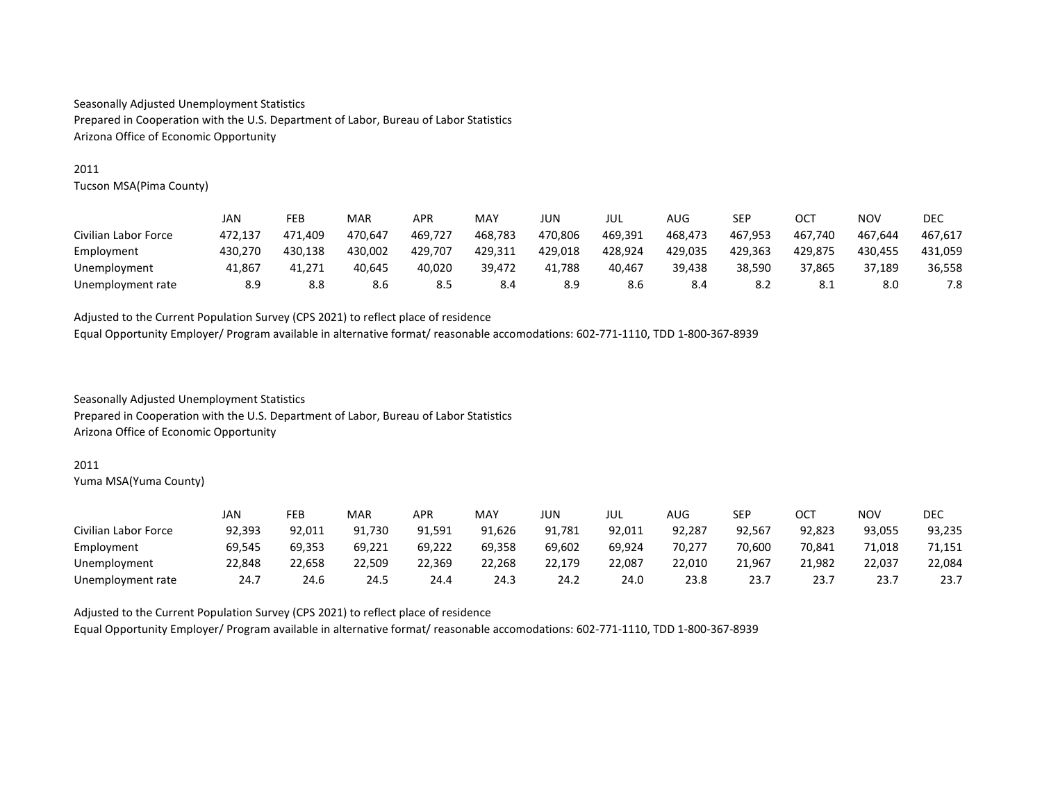Seasonally Adjusted Unemployment Statistics
Prepared in Cooperation with the U.S. Department of Labor, Bureau of Labor Statistics
Arizona Office of Economic Opportunity

2011
Tucson MSA(Pima County)

| | JAN | FEB | MAR | APR | MAY | JUN | JUL | AUG | SEP | OCT | NOV | DEC |
|---|---|---|---|---|---|---|---|---|---|---|---|---|
| Civilian Labor Force | 472,137 | 471,409 | 470,647 | 469,727 | 468,783 | 470,806 | 469,391 | 468,473 | 467,953 | 467,740 | 467,644 | 467,617 |
| Employment | 430,270 | 430,138 | 430,002 | 429,707 | 429,311 | 429,018 | 428,924 | 429,035 | 429,363 | 429,875 | 430,455 | 431,059 |
| Unemployment | 41,867 | 41,271 | 40,645 | 40,020 | 39,472 | 41,788 | 40,467 | 39,438 | 38,590 | 37,865 | 37,189 | 36,558 |
| Unemployment rate | 8.9 | 8.8 | 8.6 | 8.5 | 8.4 | 8.9 | 8.6 | 8.4 | 8.2 | 8.1 | 8.0 | 7.8 |

Adjusted to the Current Population Survey (CPS 2021) to reflect place of residence
Equal Opportunity Employer/ Program available in alternative format/ reasonable accomodations: 602-771-1110, TDD 1-800-367-8939

Seasonally Adjusted Unemployment Statistics
Prepared in Cooperation with the U.S. Department of Labor, Bureau of Labor Statistics
Arizona Office of Economic Opportunity

2011
Yuma MSA(Yuma County)

| | JAN | FEB | MAR | APR | MAY | JUN | JUL | AUG | SEP | OCT | NOV | DEC |
|---|---|---|---|---|---|---|---|---|---|---|---|---|
| Civilian Labor Force | 92,393 | 92,011 | 91,730 | 91,591 | 91,626 | 91,781 | 92,011 | 92,287 | 92,567 | 92,823 | 93,055 | 93,235 |
| Employment | 69,545 | 69,353 | 69,221 | 69,222 | 69,358 | 69,602 | 69,924 | 70,277 | 70,600 | 70,841 | 71,018 | 71,151 |
| Unemployment | 22,848 | 22,658 | 22,509 | 22,369 | 22,268 | 22,179 | 22,087 | 22,010 | 21,967 | 21,982 | 22,037 | 22,084 |
| Unemployment rate | 24.7 | 24.6 | 24.5 | 24.4 | 24.3 | 24.2 | 24.0 | 23.8 | 23.7 | 23.7 | 23.7 | 23.7 |

Adjusted to the Current Population Survey (CPS 2021) to reflect place of residence
Equal Opportunity Employer/ Program available in alternative format/ reasonable accomodations: 602-771-1110, TDD 1-800-367-8939